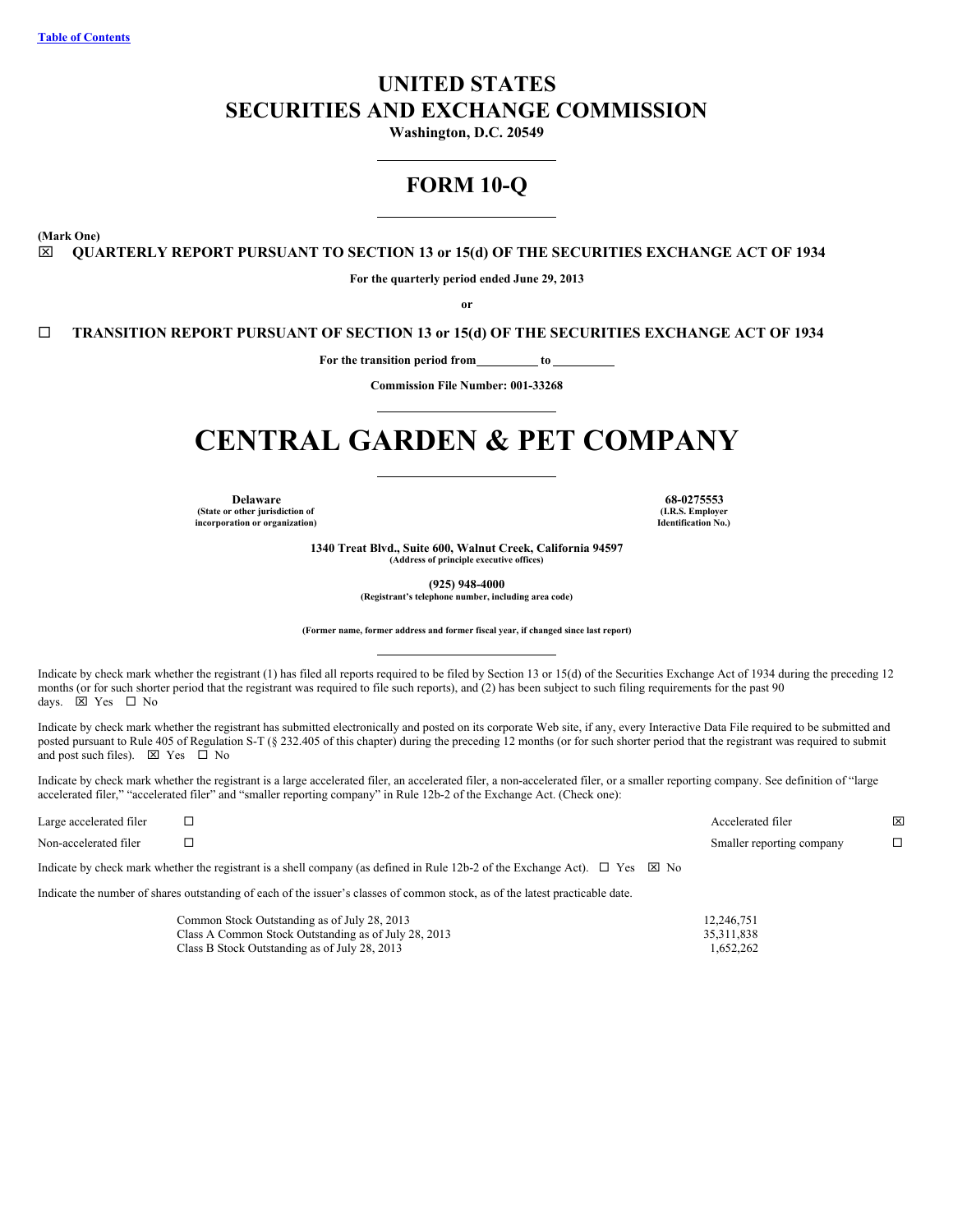Table of Contents

# UNITED STATES SECURITIES AND EXCHANGE COMMISSION

**Washington, D.C. 20549**

## FORM 10-Q

**(Mark One)**

☒ **QUARTERLY REPORT PURSUANT TO SECTION 13 or 15(d) OF THE SECURITIES EXCHANGE ACT OF 1934**

**For the quarterly period ended June 29, 2013**

**or**

☐ **TRANSITION REPORT PURSUANT OF SECTION 13 or 15(d) OF THE SECURITIES EXCHANGE ACT OF 1934**

**For the transition period from\_\_\_\_\_\_\_\_\_\_ to \_\_\_\_\_\_\_\_\_\_**

**Commission File Number: 001-33268**

# CENTRAL GARDEN & PET COMPANY

| **Delaware** | **68-0275553** |
|---|---|
| **(State or other jurisdiction of incorporation or organization)** | **(I.R.S. Employer Identification No.)** |

**1340 Treat Blvd., Suite 600, Walnut Creek, California 94597**
**(Address of principle executive offices)**

**(925) 948-4000**
**(Registrant's telephone number, including area code)**

**(Former name, former address and former fiscal year, if changed since last report)**

Indicate by check mark whether the registrant (1) has filed all reports required to be filed by Section 13 or 15(d) of the Securities Exchange Act of 1934 during the preceding 12 months (or for such shorter period that the registrant was required to file such reports), and (2) has been subject to such filing requirements for the past 90 days. ☒ Yes ☐ No

Indicate by check mark whether the registrant has submitted electronically and posted on its corporate Web site, if any, every Interactive Data File required to be submitted and posted pursuant to Rule 405 of Regulation S-T (§ 232.405 of this chapter) during the preceding 12 months (or for such shorter period that the registrant was required to submit and post such files). ☒ Yes ☐ No

Indicate by check mark whether the registrant is a large accelerated filer, an accelerated filer, a non-accelerated filer, or a smaller reporting company. See definition of "large accelerated filer," "accelerated filer" and "smaller reporting company" in Rule 12b-2 of the Exchange Act. (Check one):

| | | | |
|---|---|---|---|
| Large accelerated filer | ☐ | Accelerated filer | ☒ |
| Non-accelerated filer | ☐ | Smaller reporting company | ☐ |

Indicate by check mark whether the registrant is a shell company (as defined in Rule 12b-2 of the Exchange Act). ☐ Yes ☒ No

Indicate the number of shares outstanding of each of the issuer's classes of common stock, as of the latest practicable date.

| | |
|---|---|
| Common Stock Outstanding as of July 28, 2013 | 12,246,751 |
| Class A Common Stock Outstanding as of July 28, 2013 | 35,311,838 |
| Class B Stock Outstanding as of July 28, 2013 | 1,652,262 |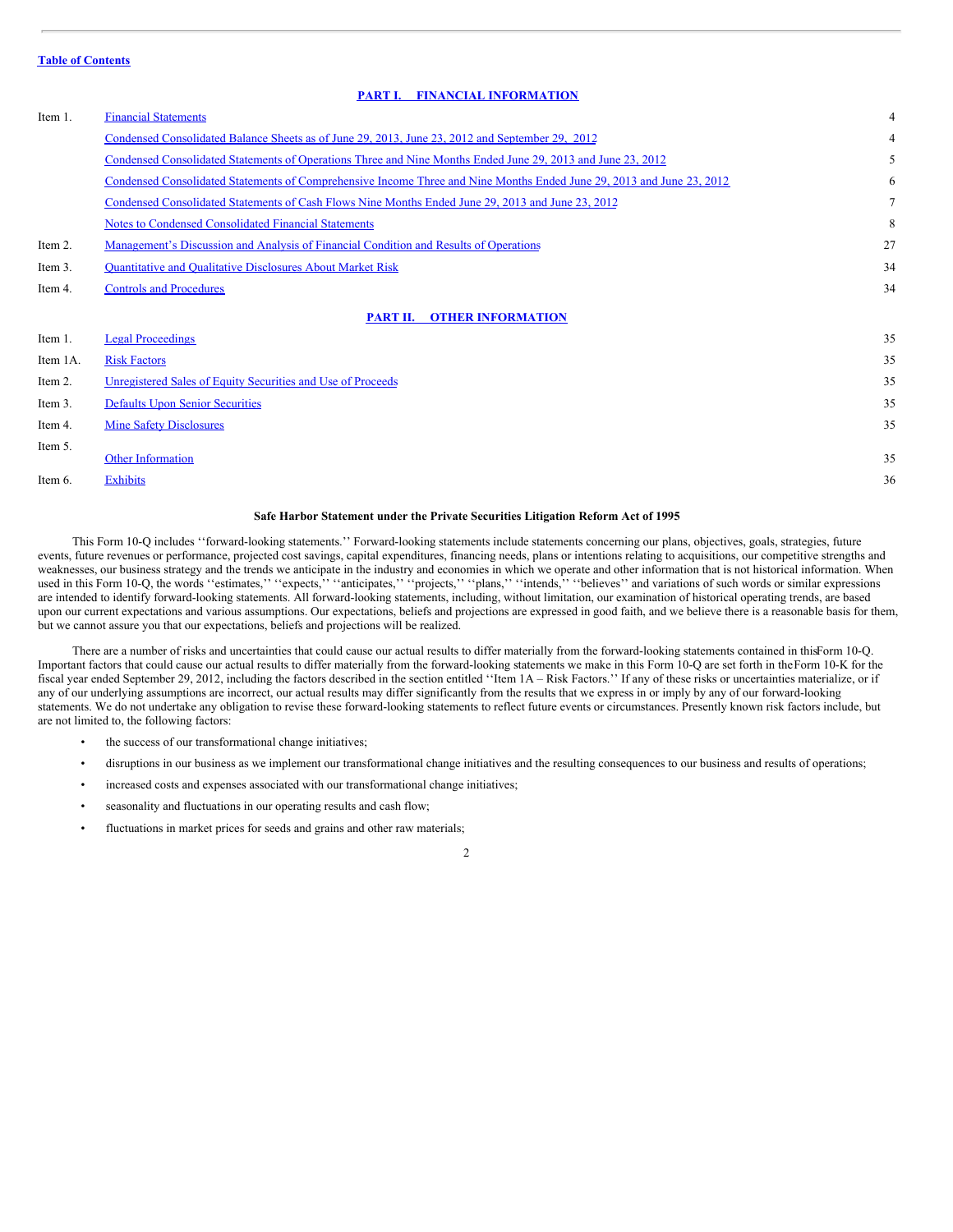**Table of Contents**

## PART I. FINANCIAL INFORMATION

| | | |
|---|---|---|
| Item 1. | Financial Statements | 4 |
| | Condensed Consolidated Balance Sheets as of June 29, 2013, June 23, 2012 and September 29, 2012 | 4 |
| | Condensed Consolidated Statements of Operations Three and Nine Months Ended June 29, 2013 and June 23, 2012 | 5 |
| | Condensed Consolidated Statements of Comprehensive Income Three and Nine Months Ended June 29, 2013 and June 23, 2012 | 6 |
| | Condensed Consolidated Statements of Cash Flows Nine Months Ended June 29, 2013 and June 23, 2012 | 7 |
| | Notes to Condensed Consolidated Financial Statements | 8 |
| Item 2. | Management's Discussion and Analysis of Financial Condition and Results of Operations | 27 |
| Item 3. | Quantitative and Qualitative Disclosures About Market Risk | 34 |
| Item 4. | Controls and Procedures | 34 |

## PART II. OTHER INFORMATION

| | | |
|---|---|---|
| Item 1. | Legal Proceedings | 35 |
| Item 1A. | Risk Factors | 35 |
| Item 2. | Unregistered Sales of Equity Securities and Use of Proceeds | 35 |
| Item 3. | Defaults Upon Senior Securities | 35 |
| Item 4. | Mine Safety Disclosures | 35 |
| Item 5. | Other Information | 35 |
| Item 6. | Exhibits | 36 |

**Safe Harbor Statement under the Private Securities Litigation Reform Act of 1995**

This Form 10-Q includes ''forward-looking statements.'' Forward-looking statements include statements concerning our plans, objectives, goals, strategies, future events, future revenues or performance, projected cost savings, capital expenditures, financing needs, plans or intentions relating to acquisitions, our competitive strengths and weaknesses, our business strategy and the trends we anticipate in the industry and economies in which we operate and other information that is not historical information. When used in this Form 10-Q, the words ''estimates,'' ''expects,'' ''anticipates,'' ''projects,'' ''plans,'' ''intends,'' ''believes'' and variations of such words or similar expressions are intended to identify forward-looking statements. All forward-looking statements, including, without limitation, our examination of historical operating trends, are based upon our current expectations and various assumptions. Our expectations, beliefs and projections are expressed in good faith, and we believe there is a reasonable basis for them, but we cannot assure you that our expectations, beliefs and projections will be realized.

There are a number of risks and uncertainties that could cause our actual results to differ materially from the forward-looking statements contained in this Form 10-Q. Important factors that could cause our actual results to differ materially from the forward-looking statements we make in this Form 10-Q are set forth in the Form 10-K for the fiscal year ended September 29, 2012, including the factors described in the section entitled ''Item 1A – Risk Factors.'' If any of these risks or uncertainties materialize, or if any of our underlying assumptions are incorrect, our actual results may differ significantly from the results that we express in or imply by any of our forward-looking statements. We do not undertake any obligation to revise these forward-looking statements to reflect future events or circumstances. Presently known risk factors include, but are not limited to, the following factors:

- the success of our transformational change initiatives;
- disruptions in our business as we implement our transformational change initiatives and the resulting consequences to our business and results of operations;
- increased costs and expenses associated with our transformational change initiatives;
- seasonality and fluctuations in our operating results and cash flow;
- fluctuations in market prices for seeds and grains and other raw materials;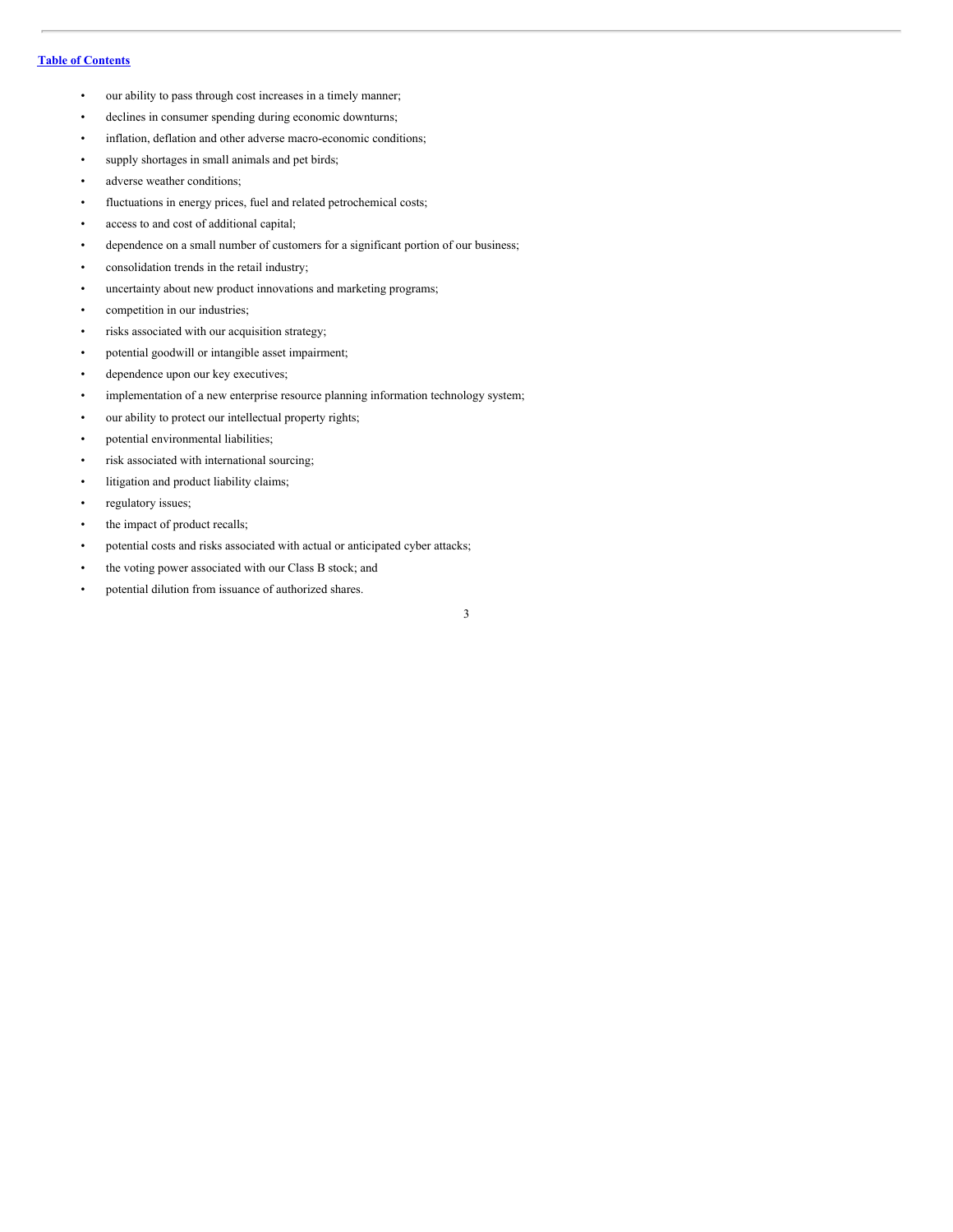- our ability to pass through cost increases in a timely manner;
- declines in consumer spending during economic downturns;
- inflation, deflation and other adverse macro-economic conditions;
- supply shortages in small animals and pet birds;
- adverse weather conditions;
- fluctuations in energy prices, fuel and related petrochemical costs;
- access to and cost of additional capital;
- dependence on a small number of customers for a significant portion of our business;
- consolidation trends in the retail industry;
- uncertainty about new product innovations and marketing programs;
- competition in our industries;
- risks associated with our acquisition strategy;
- potential goodwill or intangible asset impairment;
- dependence upon our key executives;
- implementation of a new enterprise resource planning information technology system;
- our ability to protect our intellectual property rights;
- potential environmental liabilities;
- risk associated with international sourcing;
- litigation and product liability claims;
- regulatory issues;
- the impact of product recalls;
- potential costs and risks associated with actual or anticipated cyber attacks;
- the voting power associated with our Class B stock; and
- potential dilution from issuance of authorized shares.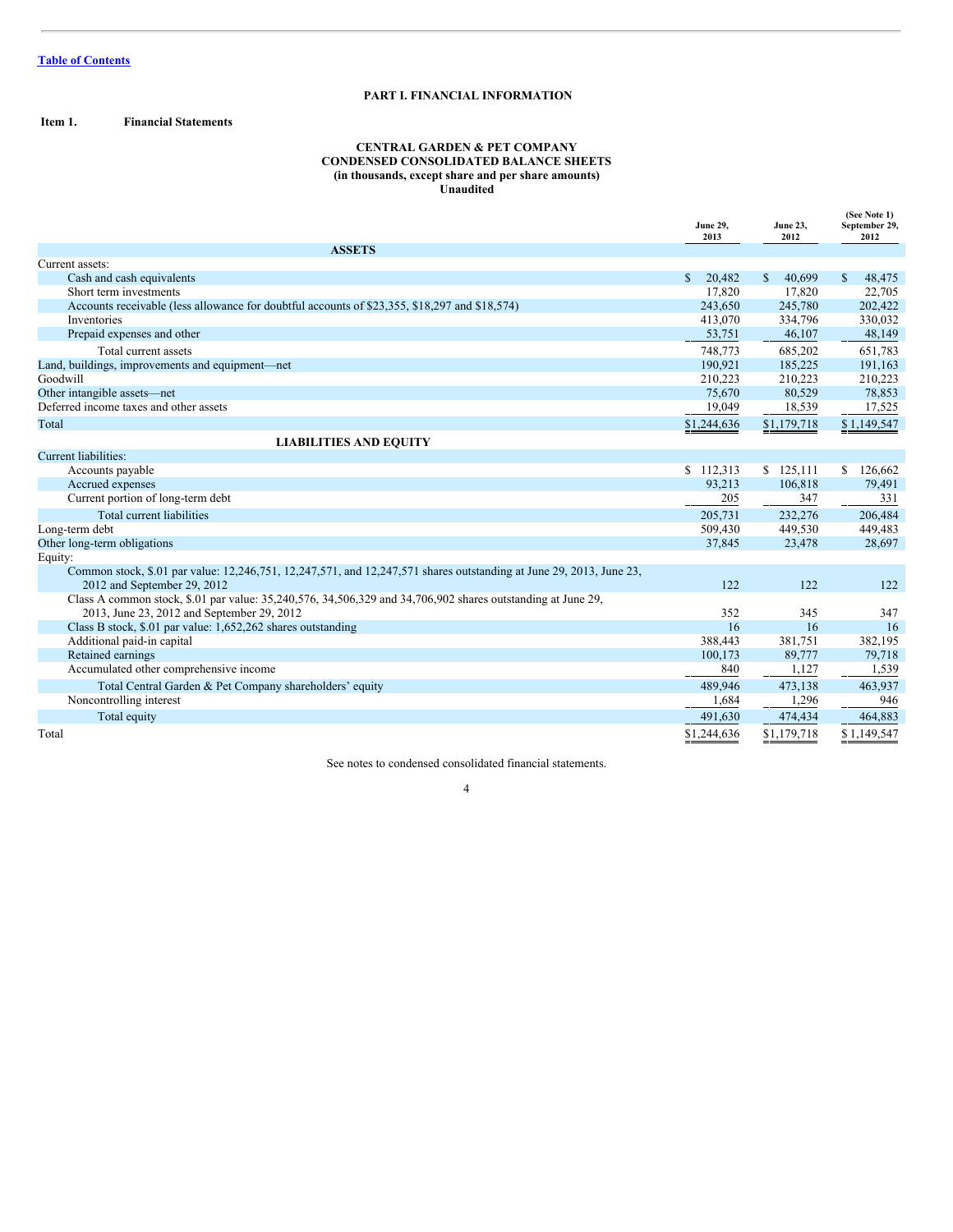Table of Contents

## PART I. FINANCIAL INFORMATION

### Item 1. Financial Statements

**CENTRAL GARDEN & PET COMPANY**
**CONDENSED CONSOLIDATED BALANCE SHEETS**
**(in thousands, except share and per share amounts)**
**Unaudited**

| | June 29, 2013 | June 23, 2012 | (See Note 1) September 29, 2012 |
|---|---|---|---|
| **ASSETS** | | | |
| Current assets: | | | |
| Cash and cash equivalents | $ 20,482 | $ 40,699 | $ 48,475 |
| Short term investments | 17,820 | 17,820 | 22,705 |
| Accounts receivable (less allowance for doubtful accounts of $23,355, $18,297 and $18,574) | 243,650 | 245,780 | 202,422 |
| Inventories | 413,070 | 334,796 | 330,032 |
| Prepaid expenses and other | 53,751 | 46,107 | 48,149 |
| Total current assets | 748,773 | 685,202 | 651,783 |
| Land, buildings, improvements and equipment—net | 190,921 | 185,225 | 191,163 |
| Goodwill | 210,223 | 210,223 | 210,223 |
| Other intangible assets—net | 75,670 | 80,529 | 78,853 |
| Deferred income taxes and other assets | 19,049 | 18,539 | 17,525 |
| Total | $1,244,636 | $1,179,718 | $ 1,149,547 |
| **LIABILITIES AND EQUITY** | | | |
| Current liabilities: | | | |
| Accounts payable | $ 112,313 | $ 125,111 | $ 126,662 |
| Accrued expenses | 93,213 | 106,818 | 79,491 |
| Current portion of long-term debt | 205 | 347 | 331 |
| Total current liabilities | 205,731 | 232,276 | 206,484 |
| Long-term debt | 509,430 | 449,530 | 449,483 |
| Other long-term obligations | 37,845 | 23,478 | 28,697 |
| Equity: | | | |
| Common stock, $.01 par value: 12,246,751, 12,247,571, and 12,247,571 shares outstanding at June 29, 2013, June 23, 2012 and September 29, 2012 | 122 | 122 | 122 |
| Class A common stock, $.01 par value: 35,240,576, 34,506,329 and 34,706,902 shares outstanding at June 29, 2013, June 23, 2012 and September 29, 2012 | 352 | 345 | 347 |
| Class B stock, $.01 par value: 1,652,262 shares outstanding | 16 | 16 | 16 |
| Additional paid-in capital | 388,443 | 381,751 | 382,195 |
| Retained earnings | 100,173 | 89,777 | 79,718 |
| Accumulated other comprehensive income | 840 | 1,127 | 1,539 |
| Total Central Garden & Pet Company shareholders' equity | 489,946 | 473,138 | 463,937 |
| Noncontrolling interest | 1,684 | 1,296 | 946 |
| Total equity | 491,630 | 474,434 | 464,883 |
| Total | $1,244,636 | $1,179,718 | $ 1,149,547 |

See notes to condensed consolidated financial statements.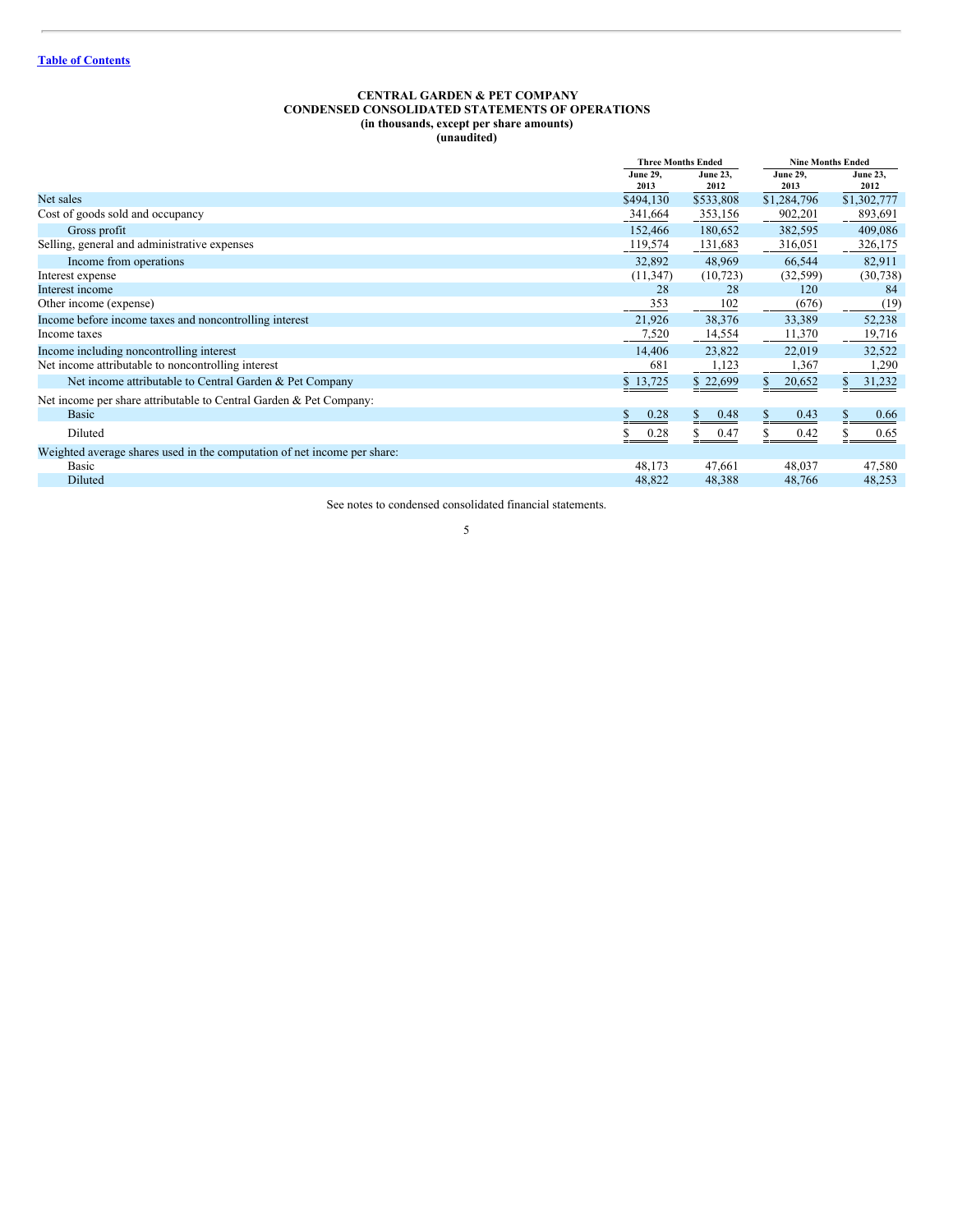[Table of Contents](#)

**CENTRAL GARDEN & PET COMPANY**
**CONDENSED CONSOLIDATED STATEMENTS OF OPERATIONS**
**(in thousands, except per share amounts)**
**(unaudited)**

| | Three Months Ended | | Nine Months Ended | |
|---|---|---|---|---|
| | June 29, 2013 | June 23, 2012 | June 29, 2013 | June 23, 2012 |
| Net sales | $494,130 | $533,808 | $1,284,796 | $1,302,777 |
| Cost of goods sold and occupancy | 341,664 | 353,156 | 902,201 | 893,691 |
| Gross profit | 152,466 | 180,652 | 382,595 | 409,086 |
| Selling, general and administrative expenses | 119,574 | 131,683 | 316,051 | 326,175 |
| Income from operations | 32,892 | 48,969 | 66,544 | 82,911 |
| Interest expense | (11,347) | (10,723) | (32,599) | (30,738) |
| Interest income | 28 | 28 | 120 | 84 |
| Other income (expense) | 353 | 102 | (676) | (19) |
| Income before income taxes and noncontrolling interest | 21,926 | 38,376 | 33,389 | 52,238 |
| Income taxes | 7,520 | 14,554 | 11,370 | 19,716 |
| Income including noncontrolling interest | 14,406 | 23,822 | 22,019 | 32,522 |
| Net income attributable to noncontrolling interest | 681 | 1,123 | 1,367 | 1,290 |
| Net income attributable to Central Garden & Pet Company | $ 13,725 | $ 22,699 | $ 20,652 | $ 31,232 |
| Net income per share attributable to Central Garden & Pet Company: | | | | |
| Basic | $ 0.28 | $ 0.48 | $ 0.43 | $ 0.66 |
| Diluted | $ 0.28 | $ 0.47 | $ 0.42 | $ 0.65 |
| Weighted average shares used in the computation of net income per share: | | | | |
| Basic | 48,173 | 47,661 | 48,037 | 47,580 |
| Diluted | 48,822 | 48,388 | 48,766 | 48,253 |

See notes to condensed consolidated financial statements.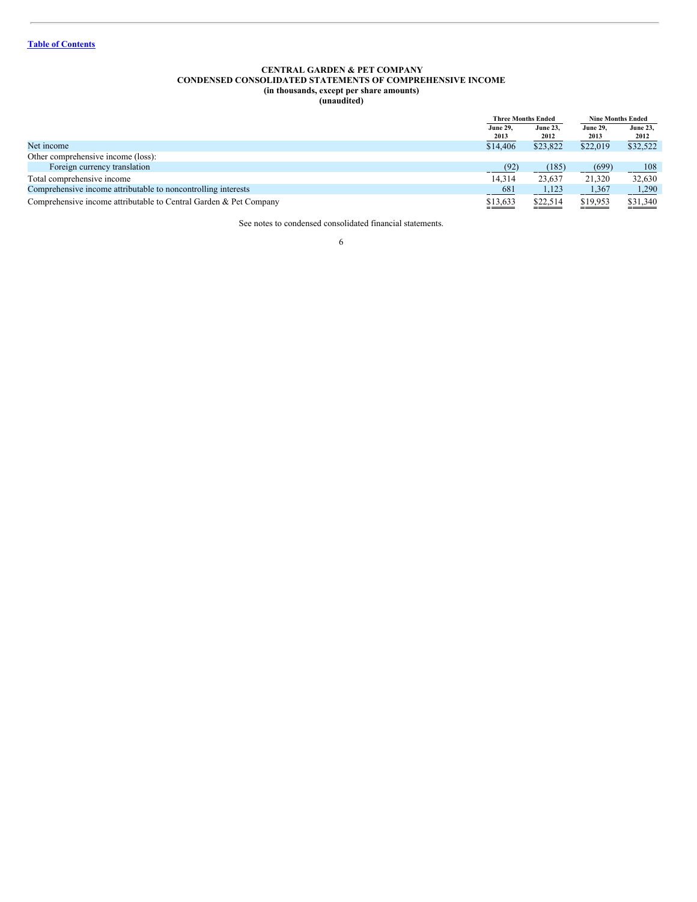[Table of Contents](#)

**CENTRAL GARDEN & PET COMPANY**
**CONDENSED CONSOLIDATED STATEMENTS OF COMPREHENSIVE INCOME**
**(in thousands, except per share amounts)**
**(unaudited)**

| | Three Months Ended | | Nine Months Ended | |
|---|---|---|---|---|
| | June 29, 2013 | June 23, 2012 | June 29, 2013 | June 23, 2012 |
| Net income | $14,406 | $23,822 | $22,019 | $32,522 |
| Other comprehensive income (loss): | | | | |
| Foreign currency translation | (92) | (185) | (699) | 108 |
| Total comprehensive income | 14,314 | 23,637 | 21,320 | 32,630 |
| Comprehensive income attributable to noncontrolling interests | 681 | 1,123 | 1,367 | 1,290 |
| Comprehensive income attributable to Central Garden & Pet Company | $13,633 | $22,514 | $19,953 | $31,340 |

See notes to condensed consolidated financial statements.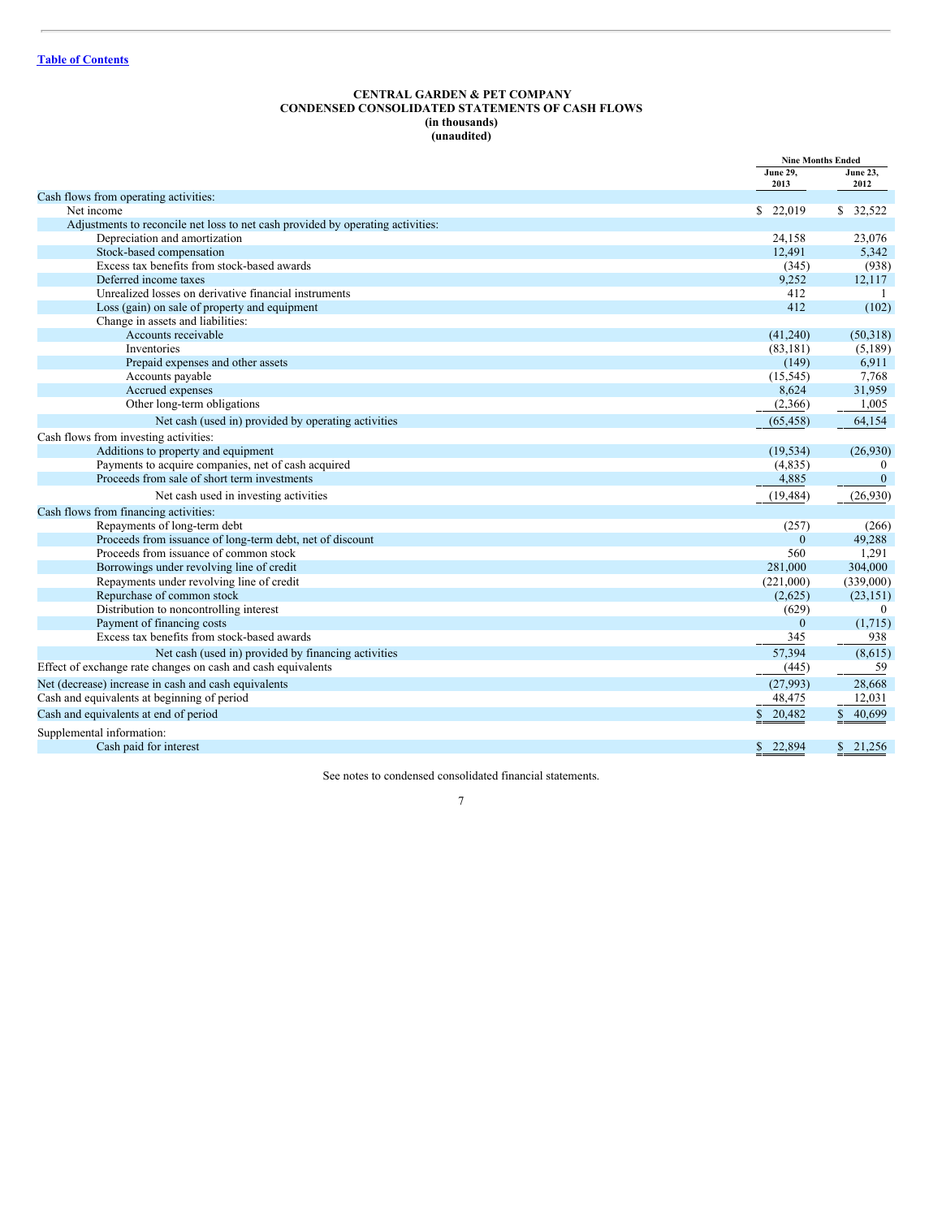[Table of Contents](#)

**CENTRAL GARDEN & PET COMPANY**
**CONDENSED CONSOLIDATED STATEMENTS OF CASH FLOWS**
**(in thousands)**
**(unaudited)**

| | Nine Months Ended | |
|---|---|---|
| | June 29, 2013 | June 23, 2012 |
| Cash flows from operating activities: | | |
| Net income | $ 22,019 | $ 32,522 |
| Adjustments to reconcile net loss to net cash provided by operating activities: | | |
| Depreciation and amortization | 24,158 | 23,076 |
| Stock-based compensation | 12,491 | 5,342 |
| Excess tax benefits from stock-based awards | (345) | (938) |
| Deferred income taxes | 9,252 | 12,117 |
| Unrealized losses on derivative financial instruments | 412 | 1 |
| Loss (gain) on sale of property and equipment | 412 | (102) |
| Change in assets and liabilities: | | |
| Accounts receivable | (41,240) | (50,318) |
| Inventories | (83,181) | (5,189) |
| Prepaid expenses and other assets | (149) | 6,911 |
| Accounts payable | (15,545) | 7,768 |
| Accrued expenses | 8,624 | 31,959 |
| Other long-term obligations | (2,366) | 1,005 |
| Net cash (used in) provided by operating activities | (65,458) | 64,154 |
| Cash flows from investing activities: | | |
| Additions to property and equipment | (19,534) | (26,930) |
| Payments to acquire companies, net of cash acquired | (4,835) | 0 |
| Proceeds from sale of short term investments | 4,885 | 0 |
| Net cash used in investing activities | (19,484) | (26,930) |
| Cash flows from financing activities: | | |
| Repayments of long-term debt | (257) | (266) |
| Proceeds from issuance of long-term debt, net of discount | 0 | 49,288 |
| Proceeds from issuance of common stock | 560 | 1,291 |
| Borrowings under revolving line of credit | 281,000 | 304,000 |
| Repayments under revolving line of credit | (221,000) | (339,000) |
| Repurchase of common stock | (2,625) | (23,151) |
| Distribution to noncontrolling interest | (629) | 0 |
| Payment of financing costs | 0 | (1,715) |
| Excess tax benefits from stock-based awards | 345 | 938 |
| Net cash (used in) provided by financing activities | 57,394 | (8,615) |
| Effect of exchange rate changes on cash and cash equivalents | (445) | 59 |
| Net (decrease) increase in cash and cash equivalents | (27,993) | 28,668 |
| Cash and equivalents at beginning of period | 48,475 | 12,031 |
| Cash and equivalents at end of period | $ 20,482 | $ 40,699 |
| Supplemental information: | | |
| Cash paid for interest | $ 22,894 | $ 21,256 |

See notes to condensed consolidated financial statements.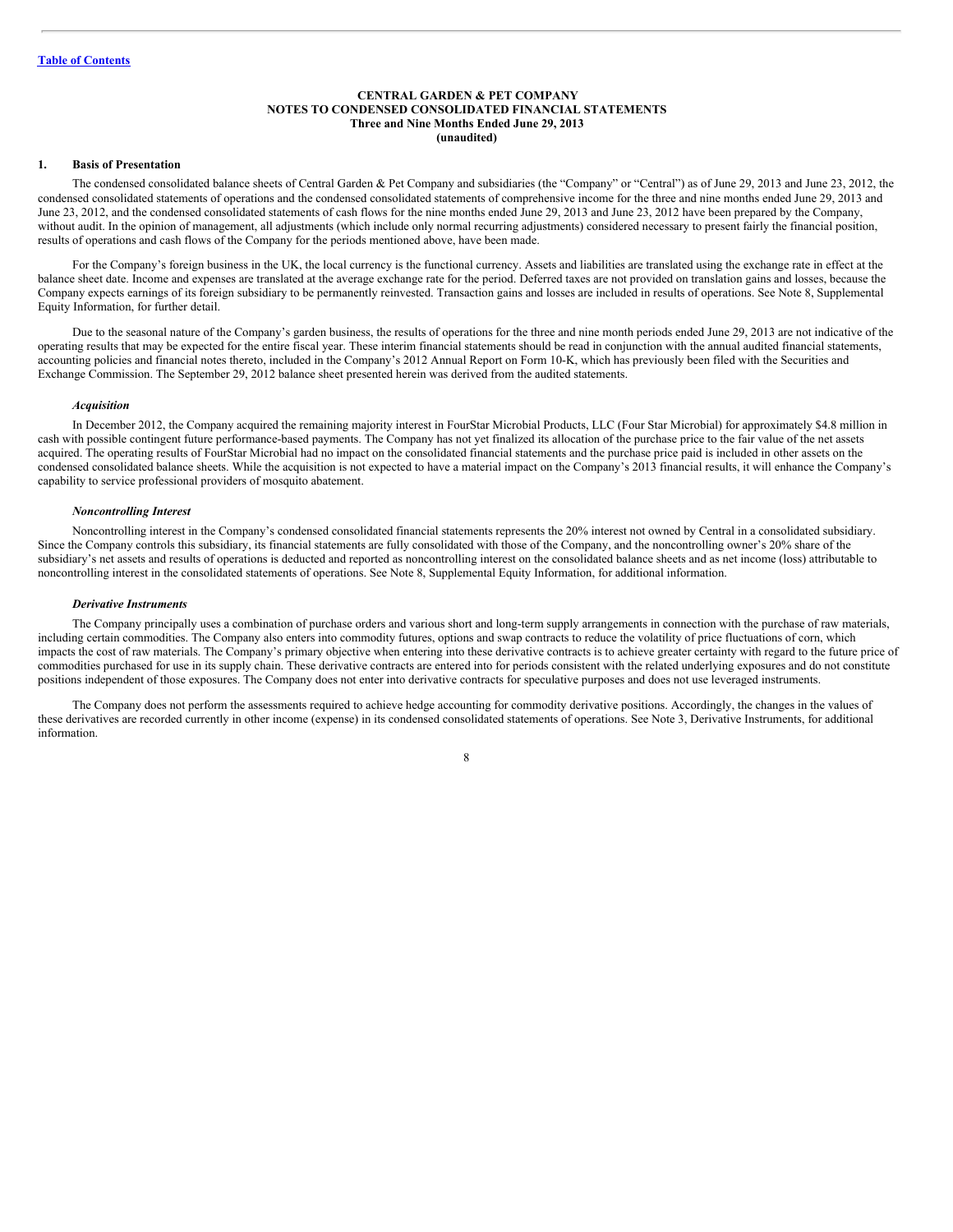[Table of Contents](#)

**CENTRAL GARDEN & PET COMPANY**
**NOTES TO CONDENSED CONSOLIDATED FINANCIAL STATEMENTS**
**Three and Nine Months Ended June 29, 2013**
**(unaudited)**

## 1. Basis of Presentation

The condensed consolidated balance sheets of Central Garden & Pet Company and subsidiaries (the "Company" or "Central") as of June 29, 2013 and June 23, 2012, the condensed consolidated statements of operations and the condensed consolidated statements of comprehensive income for the three and nine months ended June 29, 2013 and June 23, 2012, and the condensed consolidated statements of cash flows for the nine months ended June 29, 2013 and June 23, 2012 have been prepared by the Company, without audit. In the opinion of management, all adjustments (which include only normal recurring adjustments) considered necessary to present fairly the financial position, results of operations and cash flows of the Company for the periods mentioned above, have been made.

For the Company's foreign business in the UK, the local currency is the functional currency. Assets and liabilities are translated using the exchange rate in effect at the balance sheet date. Income and expenses are translated at the average exchange rate for the period. Deferred taxes are not provided on translation gains and losses, because the Company expects earnings of its foreign subsidiary to be permanently reinvested. Transaction gains and losses are included in results of operations. See Note 8, Supplemental Equity Information, for further detail.

Due to the seasonal nature of the Company's garden business, the results of operations for the three and nine month periods ended June 29, 2013 are not indicative of the operating results that may be expected for the entire fiscal year. These interim financial statements should be read in conjunction with the annual audited financial statements, accounting policies and financial notes thereto, included in the Company's 2012 Annual Report on Form 10-K, which has previously been filed with the Securities and Exchange Commission. The September 29, 2012 balance sheet presented herein was derived from the audited statements.

### *Acquisition*

In December 2012, the Company acquired the remaining majority interest in FourStar Microbial Products, LLC (Four Star Microbial) for approximately $4.8 million in cash with possible contingent future performance-based payments. The Company has not yet finalized its allocation of the purchase price to the fair value of the net assets acquired. The operating results of FourStar Microbial had no impact on the consolidated financial statements and the purchase price paid is included in other assets on the condensed consolidated balance sheets. While the acquisition is not expected to have a material impact on the Company's 2013 financial results, it will enhance the Company's capability to service professional providers of mosquito abatement.

### *Noncontrolling Interest*

Noncontrolling interest in the Company's condensed consolidated financial statements represents the 20% interest not owned by Central in a consolidated subsidiary. Since the Company controls this subsidiary, its financial statements are fully consolidated with those of the Company, and the noncontrolling owner's 20% share of the subsidiary's net assets and results of operations is deducted and reported as noncontrolling interest on the consolidated balance sheets and as net income (loss) attributable to noncontrolling interest in the consolidated statements of operations. See Note 8, Supplemental Equity Information, for additional information.

### *Derivative Instruments*

The Company principally uses a combination of purchase orders and various short and long-term supply arrangements in connection with the purchase of raw materials, including certain commodities. The Company also enters into commodity futures, options and swap contracts to reduce the volatility of price fluctuations of corn, which impacts the cost of raw materials. The Company's primary objective when entering into these derivative contracts is to achieve greater certainty with regard to the future price of commodities purchased for use in its supply chain. These derivative contracts are entered into for periods consistent with the related underlying exposures and do not constitute positions independent of those exposures. The Company does not enter into derivative contracts for speculative purposes and does not use leveraged instruments.

The Company does not perform the assessments required to achieve hedge accounting for commodity derivative positions. Accordingly, the changes in the values of these derivatives are recorded currently in other income (expense) in its condensed consolidated statements of operations. See Note 3, Derivative Instruments, for additional information.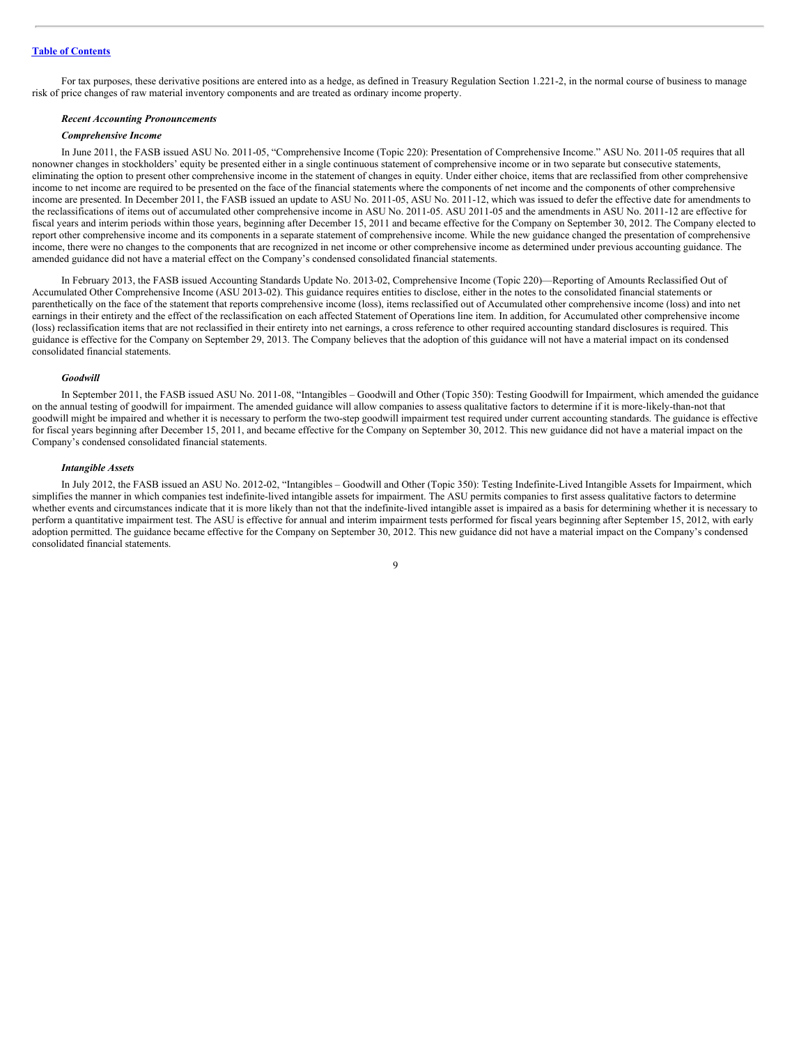[Table of Contents](#)

For tax purposes, these derivative positions are entered into as a hedge, as defined in Treasury Regulation Section 1.221-2, in the normal course of business to manage risk of price changes of raw material inventory components and are treated as ordinary income property.

***Recent Accounting Pronouncements***

***Comprehensive Income***

In June 2011, the FASB issued ASU No. 2011-05, "Comprehensive Income (Topic 220): Presentation of Comprehensive Income." ASU No. 2011-05 requires that all nonowner changes in stockholders' equity be presented either in a single continuous statement of comprehensive income or in two separate but consecutive statements, eliminating the option to present other comprehensive income in the statement of changes in equity. Under either choice, items that are reclassified from other comprehensive income to net income are required to be presented on the face of the financial statements where the components of net income and the components of other comprehensive income are presented. In December 2011, the FASB issued an update to ASU No. 2011-05, ASU No. 2011-12, which was issued to defer the effective date for amendments to the reclassifications of items out of accumulated other comprehensive income in ASU No. 2011-05. ASU 2011-05 and the amendments in ASU No. 2011-12 are effective for fiscal years and interim periods within those years, beginning after December 15, 2011 and became effective for the Company on September 30, 2012. The Company elected to report other comprehensive income and its components in a separate statement of comprehensive income. While the new guidance changed the presentation of comprehensive income, there were no changes to the components that are recognized in net income or other comprehensive income as determined under previous accounting guidance. The amended guidance did not have a material effect on the Company's condensed consolidated financial statements.

In February 2013, the FASB issued Accounting Standards Update No. 2013-02, Comprehensive Income (Topic 220)—Reporting of Amounts Reclassified Out of Accumulated Other Comprehensive Income (ASU 2013-02). This guidance requires entities to disclose, either in the notes to the consolidated financial statements or parenthetically on the face of the statement that reports comprehensive income (loss), items reclassified out of Accumulated other comprehensive income (loss) and into net earnings in their entirety and the effect of the reclassification on each affected Statement of Operations line item. In addition, for Accumulated other comprehensive income (loss) reclassification items that are not reclassified in their entirety into net earnings, a cross reference to other required accounting standard disclosures is required. This guidance is effective for the Company on September 29, 2013. The Company believes that the adoption of this guidance will not have a material impact on its condensed consolidated financial statements.

***Goodwill***

In September 2011, the FASB issued ASU No. 2011-08, "Intangibles – Goodwill and Other (Topic 350): Testing Goodwill for Impairment, which amended the guidance on the annual testing of goodwill for impairment. The amended guidance will allow companies to assess qualitative factors to determine if it is more-likely-than-not that goodwill might be impaired and whether it is necessary to perform the two-step goodwill impairment test required under current accounting standards. The guidance is effective for fiscal years beginning after December 15, 2011, and became effective for the Company on September 30, 2012. This new guidance did not have a material impact on the Company's condensed consolidated financial statements.

***Intangible Assets***

In July 2012, the FASB issued an ASU No. 2012-02, "Intangibles – Goodwill and Other (Topic 350): Testing Indefinite-Lived Intangible Assets for Impairment, which simplifies the manner in which companies test indefinite-lived intangible assets for impairment. The ASU permits companies to first assess qualitative factors to determine whether events and circumstances indicate that it is more likely than not that the indefinite-lived intangible asset is impaired as a basis for determining whether it is necessary to perform a quantitative impairment test. The ASU is effective for annual and interim impairment tests performed for fiscal years beginning after September 15, 2012, with early adoption permitted. The guidance became effective for the Company on September 30, 2012. This new guidance did not have a material impact on the Company's condensed consolidated financial statements.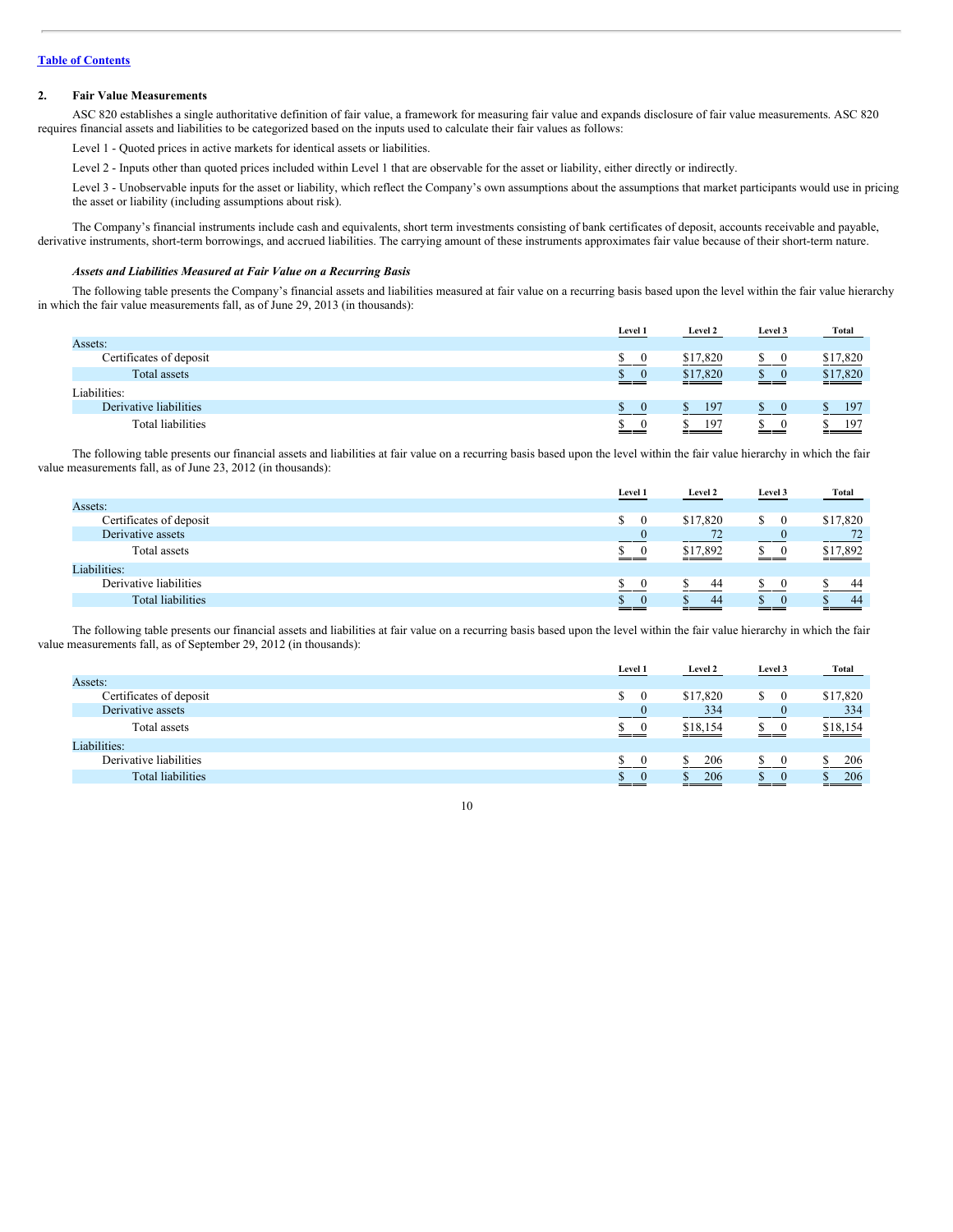## 2. Fair Value Measurements

ASC 820 establishes a single authoritative definition of fair value, a framework for measuring fair value and expands disclosure of fair value measurements. ASC 820 requires financial assets and liabilities to be categorized based on the inputs used to calculate their fair values as follows:

Level 1 - Quoted prices in active markets for identical assets or liabilities.

Level 2 - Inputs other than quoted prices included within Level 1 that are observable for the asset or liability, either directly or indirectly.

Level 3 - Unobservable inputs for the asset or liability, which reflect the Company's own assumptions about the assumptions that market participants would use in pricing the asset or liability (including assumptions about risk).

The Company's financial instruments include cash and equivalents, short term investments consisting of bank certificates of deposit, accounts receivable and payable, derivative instruments, short-term borrowings, and accrued liabilities. The carrying amount of these instruments approximates fair value because of their short-term nature.

### *Assets and Liabilities Measured at Fair Value on a Recurring Basis*

The following table presents the Company's financial assets and liabilities measured at fair value on a recurring basis based upon the level within the fair value hierarchy in which the fair value measurements fall, as of June 29, 2013 (in thousands):

| | Level 1 | Level 2 | Level 3 | Total |
|---|---|---|---|---|
| Assets: | | | | |
| Certificates of deposit | $ 0 | $17,820 | $ 0 | $17,820 |
| Total assets | $ 0 | $17,820 | $ 0 | $17,820 |
| Liabilities: | | | | |
| Derivative liabilities | $ 0 | $ 197 | $ 0 | $ 197 |
| Total liabilities | $ 0 | $ 197 | $ 0 | $ 197 |

The following table presents our financial assets and liabilities at fair value on a recurring basis based upon the level within the fair value hierarchy in which the fair value measurements fall, as of June 23, 2012 (in thousands):

| | Level 1 | Level 2 | Level 3 | Total |
|---|---|---|---|---|
| Assets: | | | | |
| Certificates of deposit | $ 0 | $17,820 | $ 0 | $17,820 |
| Derivative assets | 0 | 72 | 0 | 72 |
| Total assets | $ 0 | $17,892 | $ 0 | $17,892 |
| Liabilities: | | | | |
| Derivative liabilities | $ 0 | $ 44 | $ 0 | $ 44 |
| Total liabilities | $ 0 | $ 44 | $ 0 | $ 44 |

The following table presents our financial assets and liabilities at fair value on a recurring basis based upon the level within the fair value hierarchy in which the fair value measurements fall, as of September 29, 2012 (in thousands):

| | Level 1 | Level 2 | Level 3 | Total |
|---|---|---|---|---|
| Assets: | | | | |
| Certificates of deposit | $ 0 | $17,820 | $ 0 | $17,820 |
| Derivative assets | 0 | 334 | 0 | 334 |
| Total assets | $ 0 | $18,154 | $ 0 | $18,154 |
| Liabilities: | | | | |
| Derivative liabilities | $ 0 | $ 206 | $ 0 | $ 206 |
| Total liabilities | $ 0 | $ 206 | $ 0 | $ 206 |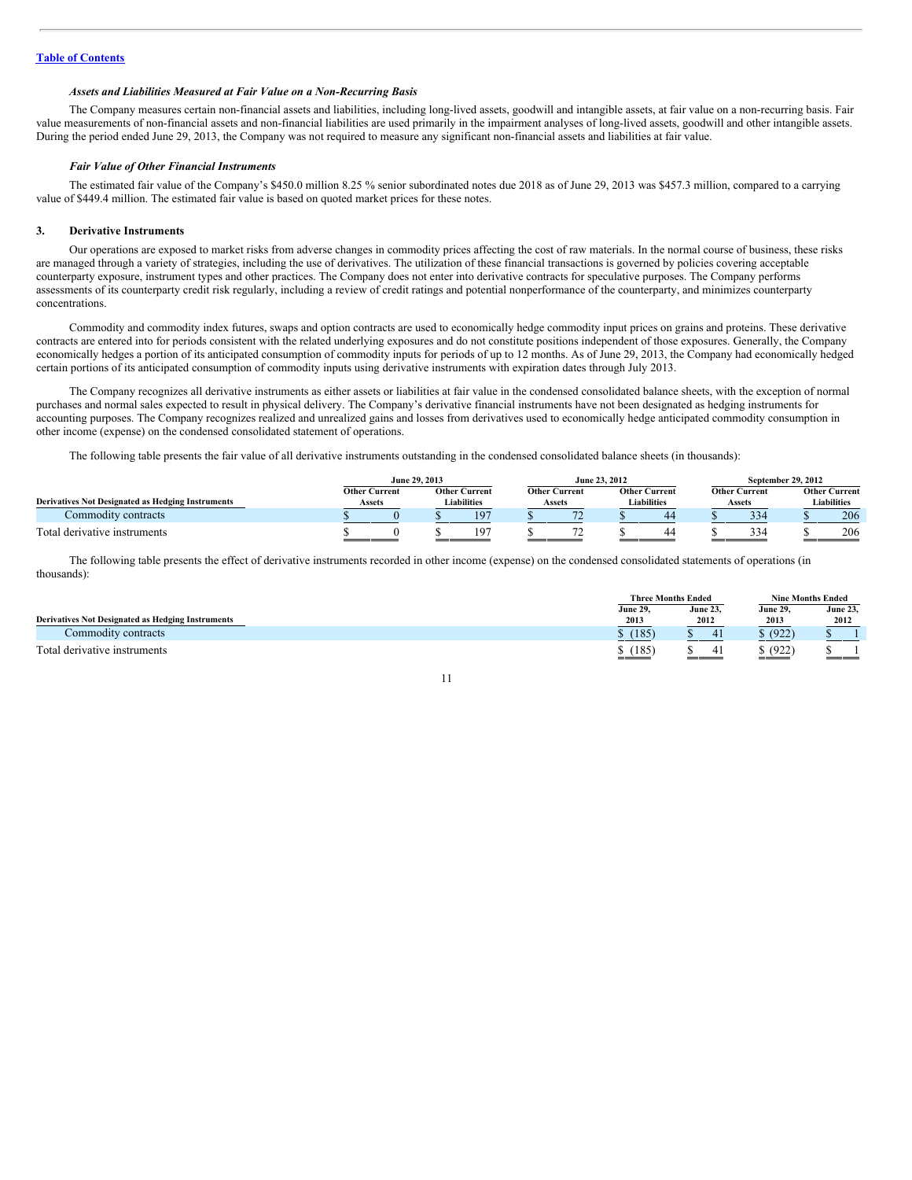### *Assets and Liabilities Measured at Fair Value on a Non-Recurring Basis*

The Company measures certain non-financial assets and liabilities, including long-lived assets, goodwill and intangible assets, at fair value on a non-recurring basis. Fair value measurements of non-financial assets and non-financial liabilities are used primarily in the impairment analyses of long-lived assets, goodwill and other intangible assets. During the period ended June 29, 2013, the Company was not required to measure any significant non-financial assets and liabilities at fair value.

### *Fair Value of Other Financial Instruments*

The estimated fair value of the Company's $450.0 million 8.25 % senior subordinated notes due 2018 as of June 29, 2013 was $457.3 million, compared to a carrying value of $449.4 million. The estimated fair value is based on quoted market prices for these notes.

## 3. Derivative Instruments

Our operations are exposed to market risks from adverse changes in commodity prices affecting the cost of raw materials. In the normal course of business, these risks are managed through a variety of strategies, including the use of derivatives. The utilization of these financial transactions is governed by policies covering acceptable counterparty exposure, instrument types and other practices. The Company does not enter into derivative contracts for speculative purposes. The Company performs assessments of its counterparty credit risk regularly, including a review of credit ratings and potential nonperformance of the counterparty, and minimizes counterparty concentrations.

Commodity and commodity index futures, swaps and option contracts are used to economically hedge commodity input prices on grains and proteins. These derivative contracts are entered into for periods consistent with the related underlying exposures and do not constitute positions independent of those exposures. Generally, the Company economically hedges a portion of its anticipated consumption of commodity inputs for periods of up to 12 months. As of June 29, 2013, the Company had economically hedged certain portions of its anticipated consumption of commodity inputs using derivative instruments with expiration dates through July 2013.

The Company recognizes all derivative instruments as either assets or liabilities at fair value in the condensed consolidated balance sheets, with the exception of normal purchases and normal sales expected to result in physical delivery. The Company's derivative financial instruments have not been designated as hedging instruments for accounting purposes. The Company recognizes realized and unrealized gains and losses from derivatives used to economically hedge anticipated commodity consumption in other income (expense) on the condensed consolidated statement of operations.

The following table presents the fair value of all derivative instruments outstanding in the condensed consolidated balance sheets (in thousands):

| | June 29, 2013 | | June 23, 2012 | | September 29, 2012 | |
|---|---|---|---|---|---|---|
| **Derivatives Not Designated as Hedging Instruments** | **Other Current Assets** | **Other Current Liabilities** | **Other Current Assets** | **Other Current Liabilities** | **Other Current Assets** | **Other Current Liabilities** |
| Commodity contracts | $ 0 | $ 197 | $ 72 | $ 44 | $ 334 | $ 206 |
| Total derivative instruments | $ 0 | $ 197 | $ 72 | $ 44 | $ 334 | $ 206 |

The following table presents the effect of derivative instruments recorded in other income (expense) on the condensed consolidated statements of operations (in thousands):

| | Three Months Ended | | Nine Months Ended | |
|---|---|---|---|---|
| **Derivatives Not Designated as Hedging Instruments** | **June 29, 2013** | **June 23, 2012** | **June 29, 2013** | **June 23, 2012** |
| Commodity contracts | $ (185) | $ 41 | $ (922) | $ 1 |
| Total derivative instruments | $ (185) | $ 41 | $ (922) | $ 1 |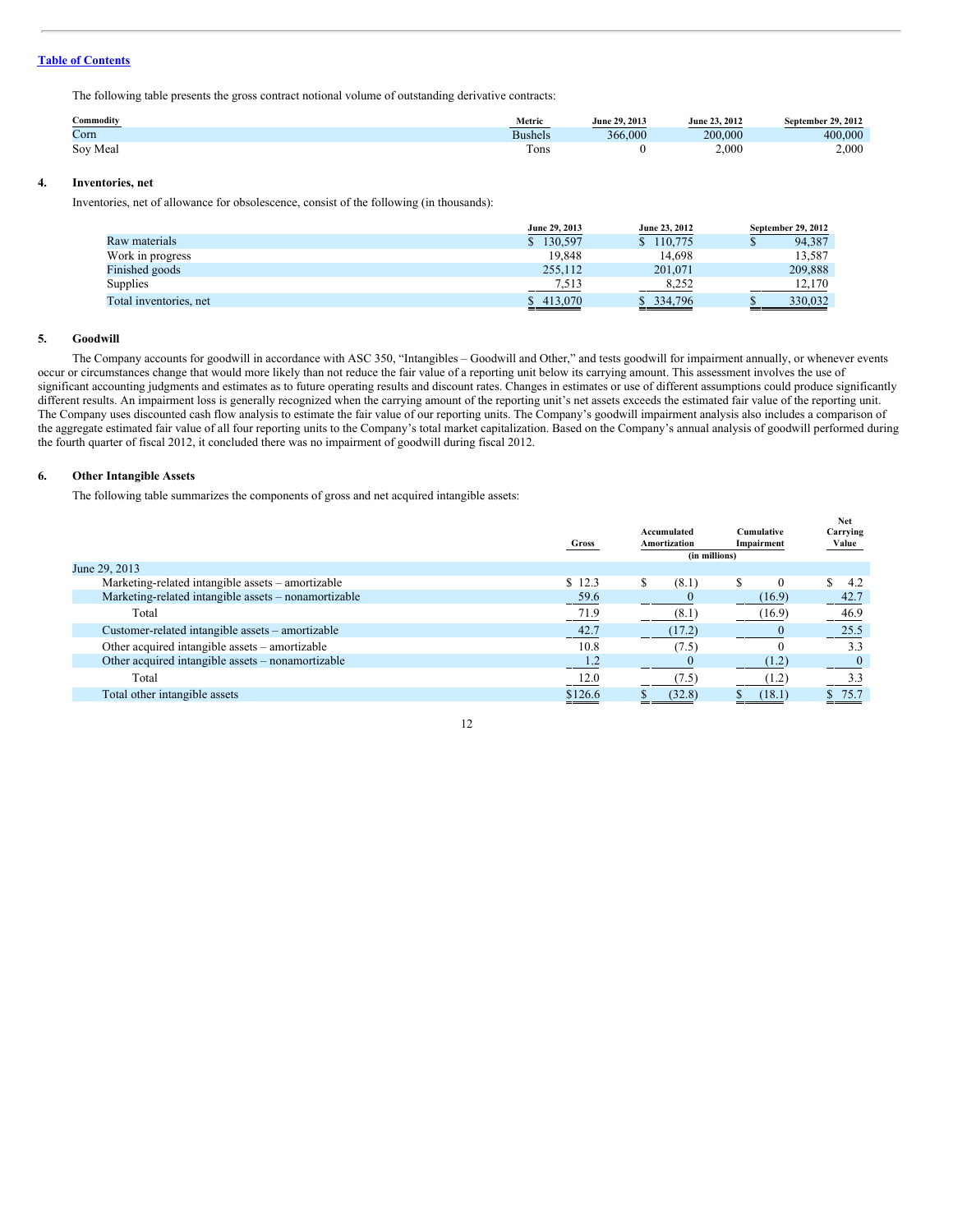[Table of Contents](#)

The following table presents the gross contract notional volume of outstanding derivative contracts:

| Commodity | Metric | June 29, 2013 | June 23, 2012 | September 29, 2012 |
|---|---|---|---|---|
| Corn | Bushels | 366,000 | 200,000 | 400,000 |
| Soy Meal | Tons | 0 | 2,000 | 2,000 |

## 4. Inventories, net

Inventories, net of allowance for obsolescence, consist of the following (in thousands):

| | June 29, 2013 | June 23, 2012 | September 29, 2012 |
|---|---|---|---|
| Raw materials | $ 130,597 | $ 110,775 | $ 94,387 |
| Work in progress | 19,848 | 14,698 | 13,587 |
| Finished goods | 255,112 | 201,071 | 209,888 |
| Supplies | 7,513 | 8,252 | 12,170 |
| Total inventories, net | $ 413,070 | $ 334,796 | $ 330,032 |

## 5. Goodwill

The Company accounts for goodwill in accordance with ASC 350, "Intangibles – Goodwill and Other," and tests goodwill for impairment annually, or whenever events occur or circumstances change that would more likely than not reduce the fair value of a reporting unit below its carrying amount. This assessment involves the use of significant accounting judgments and estimates as to future operating results and discount rates. Changes in estimates or use of different assumptions could produce significantly different results. An impairment loss is generally recognized when the carrying amount of the reporting unit's net assets exceeds the estimated fair value of the reporting unit. The Company uses discounted cash flow analysis to estimate the fair value of our reporting units. The Company's goodwill impairment analysis also includes a comparison of the aggregate estimated fair value of all four reporting units to the Company's total market capitalization. Based on the Company's annual analysis of goodwill performed during the fourth quarter of fiscal 2012, it concluded there was no impairment of goodwill during fiscal 2012.

## 6. Other Intangible Assets

The following table summarizes the components of gross and net acquired intangible assets:

| | Gross | Accumulated Amortization | Cumulative Impairment | Net Carrying Value |
|---|---|---|---|---|
| | | (in millions) | | |
| June 29, 2013 | | | | |
| Marketing-related intangible assets – amortizable | $ 12.3 | $ (8.1) | $ 0 | $ 4.2 |
| Marketing-related intangible assets – nonamortizable | 59.6 | 0 | (16.9) | 42.7 |
| Total | 71.9 | (8.1) | (16.9) | 46.9 |
| Customer-related intangible assets – amortizable | 42.7 | (17.2) | 0 | 25.5 |
| Other acquired intangible assets – amortizable | 10.8 | (7.5) | 0 | 3.3 |
| Other acquired intangible assets – nonamortizable | 1.2 | 0 | (1.2) | 0 |
| Total | 12.0 | (7.5) | (1.2) | 3.3 |
| Total other intangible assets | $126.6 | $ (32.8) | $ (18.1) | $ 75.7 |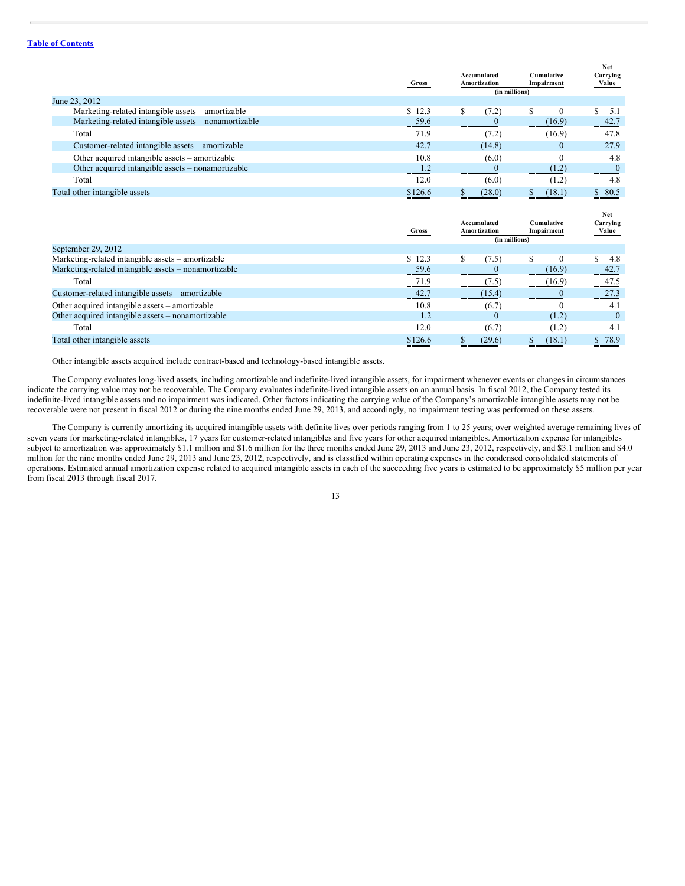|  | Gross | Accumulated Amortization | Cumulative Impairment | Net Carrying Value |
|---|---|---|---|---|
|  |  | (in millions) |  |  |
| June 23, 2012 |  |  |  |  |
| Marketing-related intangible assets – amortizable | $ 12.3 | $ (7.2) | $ 0 | $ 5.1 |
| Marketing-related intangible assets – nonamortizable | 59.6 | 0 | (16.9) | 42.7 |
| Total | 71.9 | (7.2) | (16.9) | 47.8 |
| Customer-related intangible assets – amortizable | 42.7 | (14.8) | 0 | 27.9 |
| Other acquired intangible assets – amortizable | 10.8 | (6.0) | 0 | 4.8 |
| Other acquired intangible assets – nonamortizable | 1.2 | 0 | (1.2) | 0 |
| Total | 12.0 | (6.0) | (1.2) | 4.8 |
| Total other intangible assets | $126.6 | $ (28.0) | $ (18.1) | $ 80.5 |

|  | Gross | Accumulated Amortization | Cumulative Impairment | Net Carrying Value |
|---|---|---|---|---|
|  |  | (in millions) |  |  |
| September 29, 2012 |  |  |  |  |
| Marketing-related intangible assets – amortizable | $ 12.3 | $ (7.5) | $ 0 | $ 4.8 |
| Marketing-related intangible assets – nonamortizable | 59.6 | 0 | (16.9) | 42.7 |
| Total | 71.9 | (7.5) | (16.9) | 47.5 |
| Customer-related intangible assets – amortizable | 42.7 | (15.4) | 0 | 27.3 |
| Other acquired intangible assets – amortizable | 10.8 | (6.7) | 0 | 4.1 |
| Other acquired intangible assets – nonamortizable | 1.2 | 0 | (1.2) | 0 |
| Total | 12.0 | (6.7) | (1.2) | 4.1 |
| Total other intangible assets | $126.6 | $ (29.6) | $ (18.1) | $ 78.9 |

Other intangible assets acquired include contract-based and technology-based intangible assets.

The Company evaluates long-lived assets, including amortizable and indefinite-lived intangible assets, for impairment whenever events or changes in circumstances indicate the carrying value may not be recoverable. The Company evaluates indefinite-lived intangible assets on an annual basis. In fiscal 2012, the Company tested its indefinite-lived intangible assets and no impairment was indicated. Other factors indicating the carrying value of the Company's amortizable intangible assets may not be recoverable were not present in fiscal 2012 or during the nine months ended June 29, 2013, and accordingly, no impairment testing was performed on these assets.

The Company is currently amortizing its acquired intangible assets with definite lives over periods ranging from 1 to 25 years; over weighted average remaining lives of seven years for marketing-related intangibles, 17 years for customer-related intangibles and five years for other acquired intangibles. Amortization expense for intangibles subject to amortization was approximately $1.1 million and $1.6 million for the three months ended June 29, 2013 and June 23, 2012, respectively, and $3.1 million and $4.0 million for the nine months ended June 29, 2013 and June 23, 2012, respectively, and is classified within operating expenses in the condensed consolidated statements of operations. Estimated annual amortization expense related to acquired intangible assets in each of the succeeding five years is estimated to be approximately $5 million per year from fiscal 2013 through fiscal 2017.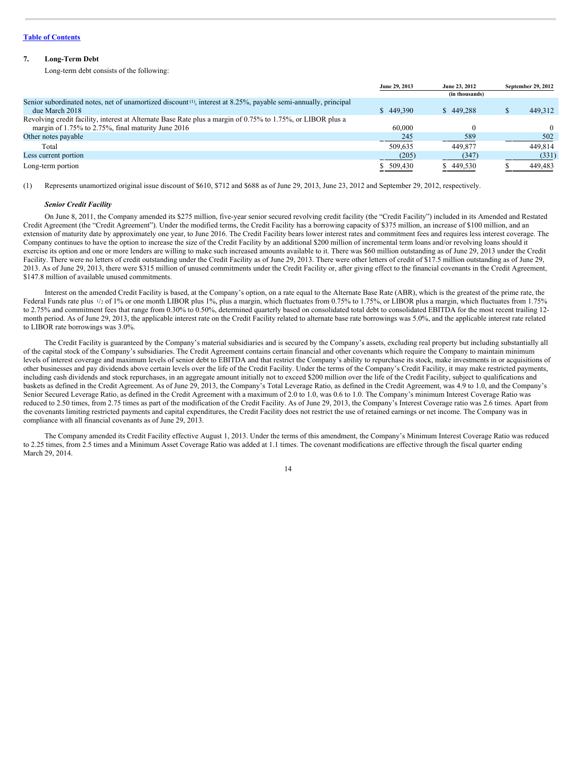[Table of Contents](#)

## 7. Long-Term Debt

Long-term debt consists of the following:

| | June 29, 2013 | June 23, 2012 | September 29, 2012 |
|---|---|---|---|
| | | (in thousands) | |
| Senior subordinated notes, net of unamortized discount [(1)], interest at 8.25%, payable semi-annually, principal due March 2018 | $ 449,390 | $ 449,288 | $ 449,312 |
| Revolving credit facility, interest at Alternate Base Rate plus a margin of 0.75% to 1.75%, or LIBOR plus a margin of 1.75% to 2.75%, final maturity June 2016 | 60,000 | 0 | 0 |
| Other notes payable | 245 | 589 | 502 |
| Total | 509,635 | 449,877 | 449,814 |
| Less current portion | (205) | (347) | (331) |
| Long-term portion | $ 509,430 | $ 449,530 | $ 449,483 |

(1) Represents unamortized original issue discount of $610, $712 and $688 as of June 29, 2013, June 23, 2012 and September 29, 2012, respectively.

***Senior Credit Facility***

On June 8, 2011, the Company amended its $275 million, five-year senior secured revolving credit facility (the "Credit Facility") included in its Amended and Restated Credit Agreement (the "Credit Agreement"). Under the modified terms, the Credit Facility has a borrowing capacity of $375 million, an increase of $100 million, and an extension of maturity date by approximately one year, to June 2016. The Credit Facility bears lower interest rates and commitment fees and requires less interest coverage. The Company continues to have the option to increase the size of the Credit Facility by an additional $200 million of incremental term loans and/or revolving loans should it exercise its option and one or more lenders are willing to make such increased amounts available to it. There was $60 million outstanding as of June 29, 2013 under the Credit Facility. There were no letters of credit outstanding under the Credit Facility as of June 29, 2013. There were other letters of credit of $17.5 million outstanding as of June 29, 2013. As of June 29, 2013, there were $315 million of unused commitments under the Credit Facility or, after giving effect to the financial covenants in the Credit Agreement, $147.8 million of available unused commitments.

Interest on the amended Credit Facility is based, at the Company's option, on a rate equal to the Alternate Base Rate (ABR), which is the greatest of the prime rate, the Federal Funds rate plus 1/2 of 1% or one month LIBOR plus 1%, plus a margin, which fluctuates from 0.75% to 1.75%, or LIBOR plus a margin, which fluctuates from 1.75% to 2.75% and commitment fees that range from 0.30% to 0.50%, determined quarterly based on consolidated total debt to consolidated EBITDA for the most recent trailing 12-month period. As of June 29, 2013, the applicable interest rate on the Credit Facility related to alternate base rate borrowings was 5.0%, and the applicable interest rate related to LIBOR rate borrowings was 3.0%.

The Credit Facility is guaranteed by the Company's material subsidiaries and is secured by the Company's assets, excluding real property but including substantially all of the capital stock of the Company's subsidiaries. The Credit Agreement contains certain financial and other covenants which require the Company to maintain minimum levels of interest coverage and maximum levels of senior debt to EBITDA and that restrict the Company's ability to repurchase its stock, make investments in or acquisitions of other businesses and pay dividends above certain levels over the life of the Credit Facility. Under the terms of the Company's Credit Facility, it may make restricted payments, including cash dividends and stock repurchases, in an aggregate amount initially not to exceed $200 million over the life of the Credit Facility, subject to qualifications and baskets as defined in the Credit Agreement. As of June 29, 2013, the Company's Total Leverage Ratio, as defined in the Credit Agreement, was 4.9 to 1.0, and the Company's Senior Secured Leverage Ratio, as defined in the Credit Agreement with a maximum of 2.0 to 1.0, was 0.6 to 1.0. The Company's minimum Interest Coverage Ratio was reduced to 2.50 times, from 2.75 times as part of the modification of the Credit Facility. As of June 29, 2013, the Company's Interest Coverage ratio was 2.6 times. Apart from the covenants limiting restricted payments and capital expenditures, the Credit Facility does not restrict the use of retained earnings or net income. The Company was in compliance with all financial covenants as of June 29, 2013.

The Company amended its Credit Facility effective August 1, 2013. Under the terms of this amendment, the Company's Minimum Interest Coverage Ratio was reduced to 2.25 times, from 2.5 times and a Minimum Asset Coverage Ratio was added at 1.1 times. The covenant modifications are effective through the fiscal quarter ending March 29, 2014.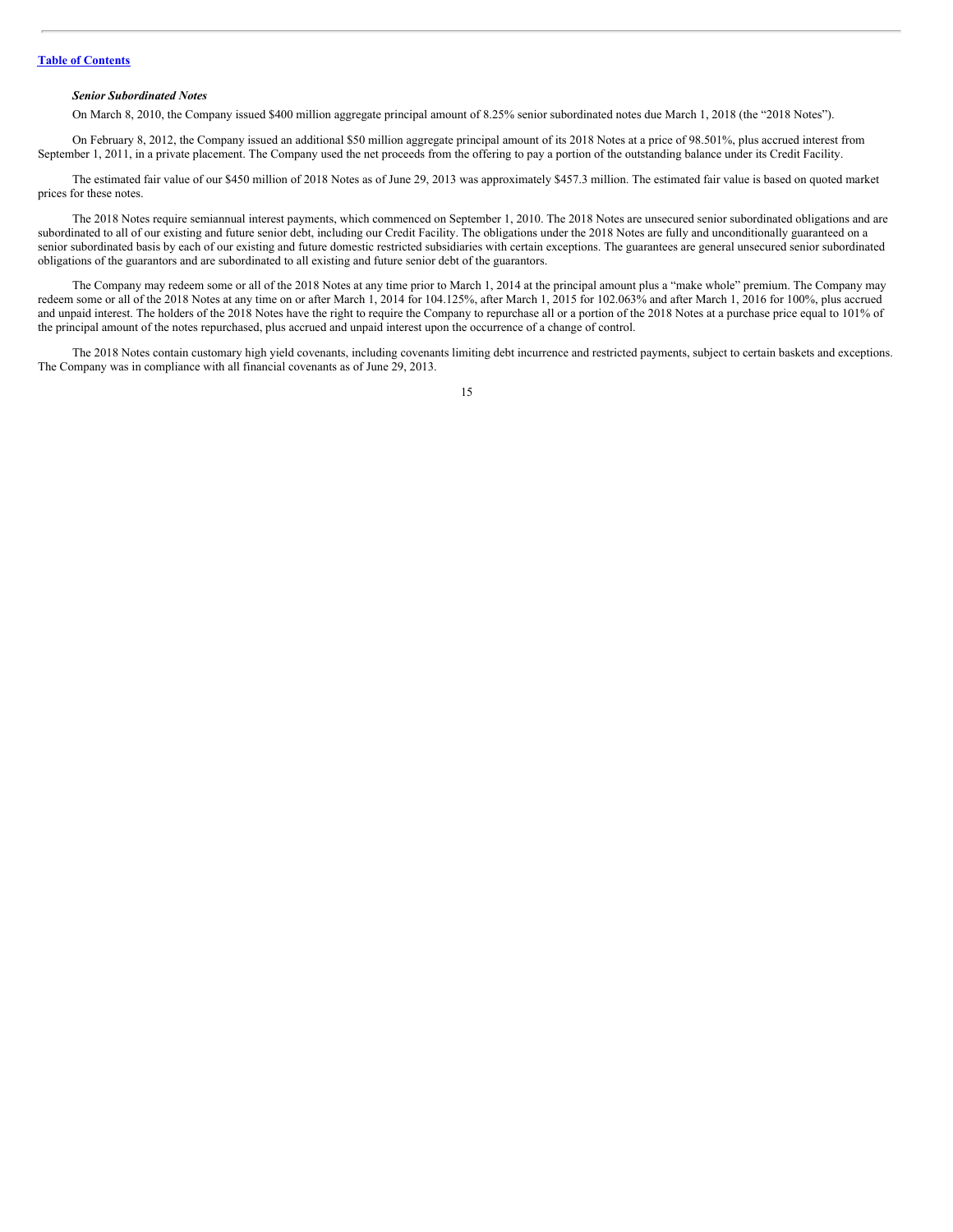### *Senior Subordinated Notes*

On March 8, 2010, the Company issued $400 million aggregate principal amount of 8.25% senior subordinated notes due March 1, 2018 (the "2018 Notes").

On February 8, 2012, the Company issued an additional $50 million aggregate principal amount of its 2018 Notes at a price of 98.501%, plus accrued interest from September 1, 2011, in a private placement. The Company used the net proceeds from the offering to pay a portion of the outstanding balance under its Credit Facility.

The estimated fair value of our $450 million of 2018 Notes as of June 29, 2013 was approximately $457.3 million. The estimated fair value is based on quoted market prices for these notes.

The 2018 Notes require semiannual interest payments, which commenced on September 1, 2010. The 2018 Notes are unsecured senior subordinated obligations and are subordinated to all of our existing and future senior debt, including our Credit Facility. The obligations under the 2018 Notes are fully and unconditionally guaranteed on a senior subordinated basis by each of our existing and future domestic restricted subsidiaries with certain exceptions. The guarantees are general unsecured senior subordinated obligations of the guarantors and are subordinated to all existing and future senior debt of the guarantors.

The Company may redeem some or all of the 2018 Notes at any time prior to March 1, 2014 at the principal amount plus a "make whole" premium. The Company may redeem some or all of the 2018 Notes at any time on or after March 1, 2014 for 104.125%, after March 1, 2015 for 102.063% and after March 1, 2016 for 100%, plus accrued and unpaid interest. The holders of the 2018 Notes have the right to require the Company to repurchase all or a portion of the 2018 Notes at a purchase price equal to 101% of the principal amount of the notes repurchased, plus accrued and unpaid interest upon the occurrence of a change of control.

The 2018 Notes contain customary high yield covenants, including covenants limiting debt incurrence and restricted payments, subject to certain baskets and exceptions. The Company was in compliance with all financial covenants as of June 29, 2013.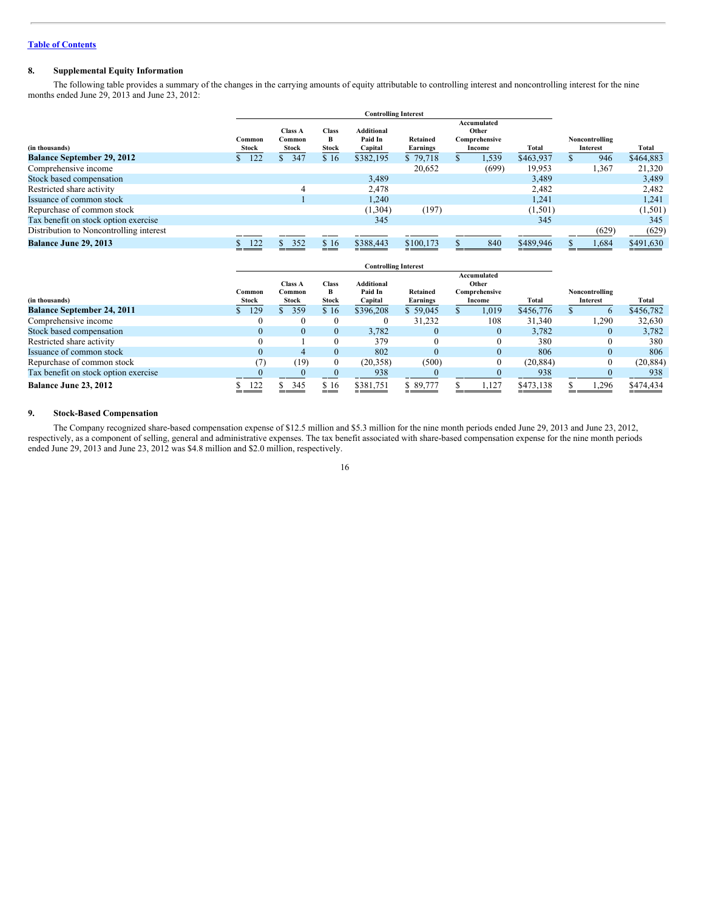[Table of Contents](#)

## 8. Supplemental Equity Information

The following table provides a summary of the changes in the carrying amounts of equity attributable to controlling interest and noncontrolling interest for the nine months ended June 29, 2013 and June 23, 2012:

| | Controlling Interest | | | | | | | | |
|---|---|---|---|---|---|---|---|---|---|
| (in thousands) | Common Stock | Class A Common Stock | Class B Stock | Additional Paid In Capital | Retained Earnings | Accumulated Other Comprehensive Income | Total | Noncontrolling Interest | Total |
| **Balance September 29, 2012** | $ 122 | $ 347 | $ 16 | $382,195 | $ 79,718 | $ 1,539 | $463,937 | $ 946 | $464,883 |
| Comprehensive income | | | | | 20,652 | (699) | 19,953 | 1,367 | 21,320 |
| Stock based compensation | | | | 3,489 | | | 3,489 | | 3,489 |
| Restricted share activity | | 4 | | 2,478 | | | 2,482 | | 2,482 |
| Issuance of common stock | | 1 | | 1,240 | | | 1,241 | | 1,241 |
| Repurchase of common stock | | | | (1,304) | (197) | | (1,501) | | (1,501) |
| Tax benefit on stock option exercise | | | | 345 | | | 345 | | 345 |
| Distribution to Noncontrolling interest | | | | | | | | (629) | (629) |
| **Balance June 29, 2013** | $ 122 | $ 352 | $ 16 | $388,443 | $100,173 | $ 840 | $489,946 | $ 1,684 | $491,630 |

| | Controlling Interest | | | | | | | | |
|---|---|---|---|---|---|---|---|---|---|
| (in thousands) | Common Stock | Class A Common Stock | Class B Stock | Additional Paid In Capital | Retained Earnings | Accumulated Other Comprehensive Income | Total | Noncontrolling Interest | Total |
| **Balance September 24, 2011** | $ 129 | $ 359 | $ 16 | $396,208 | $ 59,045 | $ 1,019 | $456,776 | $ 6 | $456,782 |
| Comprehensive income | 0 | 0 | 0 | 0 | 31,232 | 108 | 31,340 | 1,290 | 32,630 |
| Stock based compensation | 0 | 0 | 0 | 3,782 | 0 | 0 | 3,782 | 0 | 3,782 |
| Restricted share activity | 0 | 1 | 0 | 379 | 0 | 0 | 380 | 0 | 380 |
| Issuance of common stock | 0 | 4 | 0 | 802 | 0 | 0 | 806 | 0 | 806 |
| Repurchase of common stock | (7) | (19) | 0 | (20,358) | (500) | 0 | (20,884) | 0 | (20,884) |
| Tax benefit on stock option exercise | 0 | 0 | 0 | 938 | 0 | 0 | 938 | 0 | 938 |
| **Balance June 23, 2012** | $ 122 | $ 345 | $ 16 | $381,751 | $ 89,777 | $ 1,127 | $473,138 | $ 1,296 | $474,434 |

## 9. Stock-Based Compensation

The Company recognized share-based compensation expense of $12.5 million and $5.3 million for the nine month periods ended June 29, 2013 and June 23, 2012, respectively, as a component of selling, general and administrative expenses. The tax benefit associated with share-based compensation expense for the nine month periods ended June 29, 2013 and June 23, 2012 was $4.8 million and $2.0 million, respectively.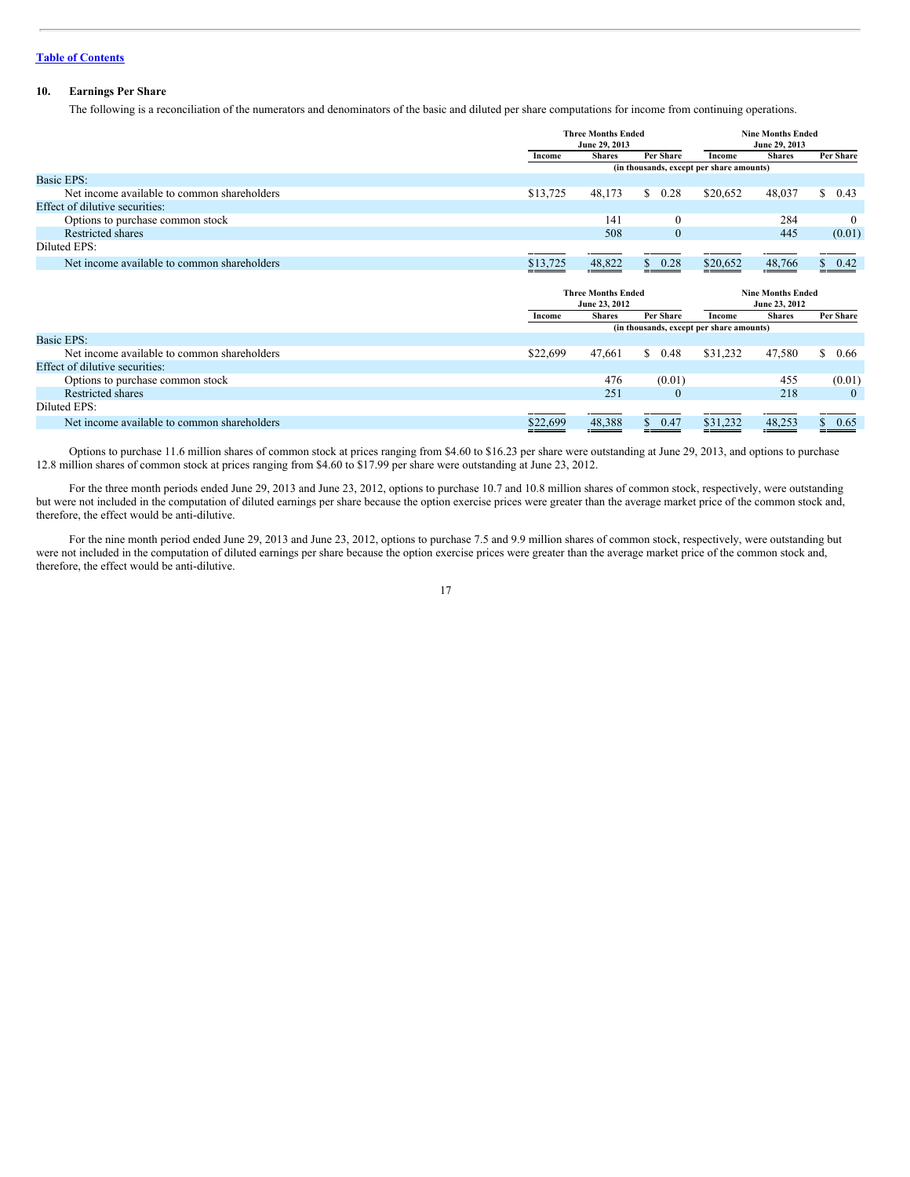[Table of Contents](#)

## 10. Earnings Per Share

The following is a reconciliation of the numerators and denominators of the basic and diluted per share computations for income from continuing operations.

| | Three Months Ended June 29, 2013 | | | Nine Months Ended June 29, 2013 | | |
|---|---|---|---|---|---|---|
| | Income | Shares | Per Share | Income | Shares | Per Share |
| | (in thousands, except per share amounts) | | | | | |
| Basic EPS: | | | | | | |
| Net income available to common shareholders | $13,725 | 48,173 | $ 0.28 | $20,652 | 48,037 | $ 0.43 |
| Effect of dilutive securities: | | | | | | |
| Options to purchase common stock | | 141 | 0 | | 284 | 0 |
| Restricted shares | | 508 | 0 | | 445 | (0.01) |
| Diluted EPS: | | | | | | |
| Net income available to common shareholders | $13,725 | 48,822 | $ 0.28 | $20,652 | 48,766 | $ 0.42 |

| | Three Months Ended June 23, 2012 | | | Nine Months Ended June 23, 2012 | | |
|---|---|---|---|---|---|---|
| | Income | Shares | Per Share | Income | Shares | Per Share |
| | (in thousands, except per share amounts) | | | | | |
| Basic EPS: | | | | | | |
| Net income available to common shareholders | $22,699 | 47,661 | $ 0.48 | $31,232 | 47,580 | $ 0.66 |
| Effect of dilutive securities: | | | | | | |
| Options to purchase common stock | | 476 | (0.01) | | 455 | (0.01) |
| Restricted shares | | 251 | 0 | | 218 | 0 |
| Diluted EPS: | | | | | | |
| Net income available to common shareholders | $22,699 | 48,388 | $ 0.47 | $31,232 | 48,253 | $ 0.65 |

Options to purchase 11.6 million shares of common stock at prices ranging from $4.60 to $16.23 per share were outstanding at June 29, 2013, and options to purchase 12.8 million shares of common stock at prices ranging from $4.60 to $17.99 per share were outstanding at June 23, 2012.

For the three month periods ended June 29, 2013 and June 23, 2012, options to purchase 10.7 and 10.8 million shares of common stock, respectively, were outstanding but were not included in the computation of diluted earnings per share because the option exercise prices were greater than the average market price of the common stock and, therefore, the effect would be anti-dilutive.

For the nine month period ended June 29, 2013 and June 23, 2012, options to purchase 7.5 and 9.9 million shares of common stock, respectively, were outstanding but were not included in the computation of diluted earnings per share because the option exercise prices were greater than the average market price of the common stock and, therefore, the effect would be anti-dilutive.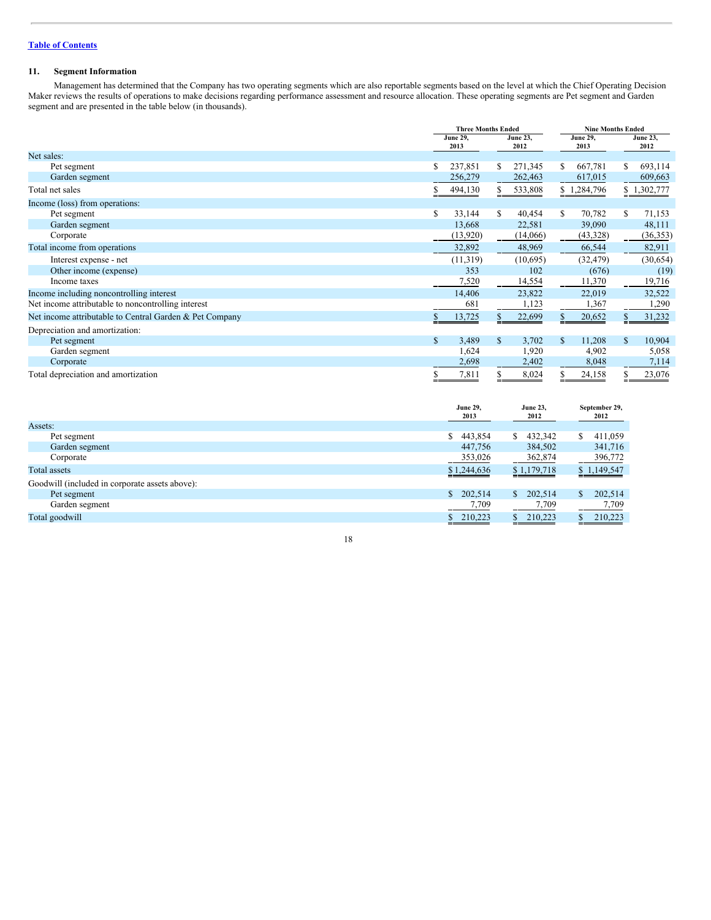[Table of Contents](#)

## 11. Segment Information

Management has determined that the Company has two operating segments which are also reportable segments based on the level at which the Chief Operating Decision Maker reviews the results of operations to make decisions regarding performance assessment and resource allocation. These operating segments are Pet segment and Garden segment and are presented in the table below (in thousands).

| | Three Months Ended | | Nine Months Ended | |
|---|---|---|---|---|
| | June 29, 2013 | June 23, 2012 | June 29, 2013 | June 23, 2012 |
| Net sales: | | | | |
| Pet segment | $ 237,851 | $ 271,345 | $ 667,781 | $ 693,114 |
| Garden segment | 256,279 | 262,463 | 617,015 | 609,663 |
| Total net sales | $ 494,130 | $ 533,808 | $ 1,284,796 | $ 1,302,777 |
| Income (loss) from operations: | | | | |
| Pet segment | $ 33,144 | $ 40,454 | $ 70,782 | $ 71,153 |
| Garden segment | 13,668 | 22,581 | 39,090 | 48,111 |
| Corporate | (13,920) | (14,066) | (43,328) | (36,353) |
| Total income from operations | 32,892 | 48,969 | 66,544 | 82,911 |
| Interest expense - net | (11,319) | (10,695) | (32,479) | (30,654) |
| Other income (expense) | 353 | 102 | (676) | (19) |
| Income taxes | 7,520 | 14,554 | 11,370 | 19,716 |
| Income including noncontrolling interest | 14,406 | 23,822 | 22,019 | 32,522 |
| Net income attributable to noncontrolling interest | 681 | 1,123 | 1,367 | 1,290 |
| Net income attributable to Central Garden & Pet Company | $ 13,725 | $ 22,699 | $ 20,652 | $ 31,232 |
| Depreciation and amortization: | | | | |
| Pet segment | $ 3,489 | $ 3,702 | $ 11,208 | $ 10,904 |
| Garden segment | 1,624 | 1,920 | 4,902 | 5,058 |
| Corporate | 2,698 | 2,402 | 8,048 | 7,114 |
| Total depreciation and amortization | $ 7,811 | $ 8,024 | $ 24,158 | $ 23,076 |

| | June 29, 2013 | June 23, 2012 | September 29, 2012 |
|---|---|---|---|
| Assets: | | | |
| Pet segment | $ 443,854 | $ 432,342 | $ 411,059 |
| Garden segment | 447,756 | 384,502 | 341,716 |
| Corporate | 353,026 | 362,874 | 396,772 |
| Total assets | $ 1,244,636 | $ 1,179,718 | $ 1,149,547 |
| Goodwill (included in corporate assets above): | | | |
| Pet segment | $ 202,514 | $ 202,514 | $ 202,514 |
| Garden segment | 7,709 | 7,709 | 7,709 |
| Total goodwill | $ 210,223 | $ 210,223 | $ 210,223 |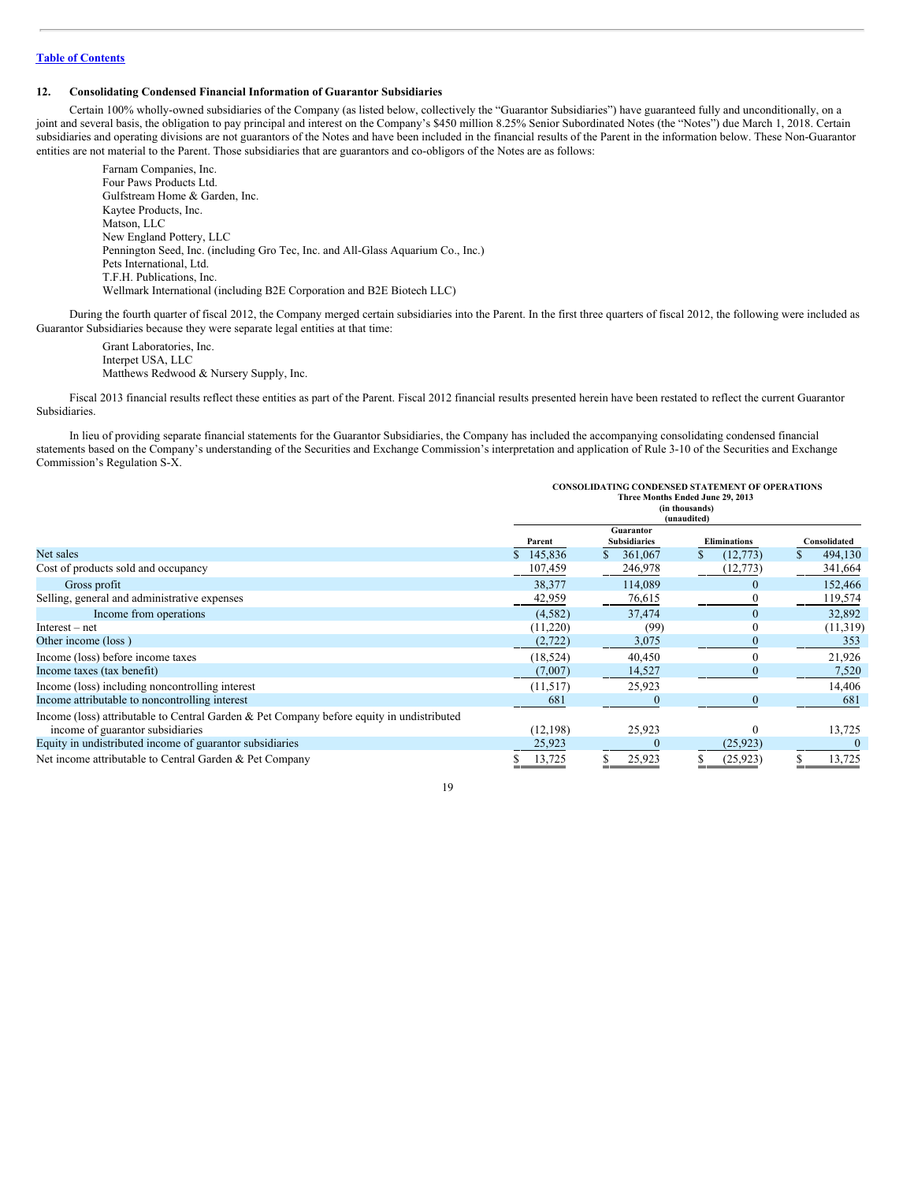[Table of Contents](#)

## 12. Consolidating Condensed Financial Information of Guarantor Subsidiaries

Certain 100% wholly-owned subsidiaries of the Company (as listed below, collectively the "Guarantor Subsidiaries") have guaranteed fully and unconditionally, on a joint and several basis, the obligation to pay principal and interest on the Company's $450 million 8.25% Senior Subordinated Notes (the "Notes") due March 1, 2018. Certain subsidiaries and operating divisions are not guarantors of the Notes and have been included in the financial results of the Parent in the information below. These Non-Guarantor entities are not material to the Parent. Those subsidiaries that are guarantors and co-obligors of the Notes are as follows:

Farnam Companies, Inc.
Four Paws Products Ltd.
Gulfstream Home & Garden, Inc.
Kaytee Products, Inc.
Matson, LLC
New England Pottery, LLC
Pennington Seed, Inc. (including Gro Tec, Inc. and All-Glass Aquarium Co., Inc.)
Pets International, Ltd.
T.F.H. Publications, Inc.
Wellmark International (including B2E Corporation and B2E Biotech LLC)

During the fourth quarter of fiscal 2012, the Company merged certain subsidiaries into the Parent. In the first three quarters of fiscal 2012, the following were included as Guarantor Subsidiaries because they were separate legal entities at that time:

Grant Laboratories, Inc.
Interpet USA, LLC
Matthews Redwood & Nursery Supply, Inc.

Fiscal 2013 financial results reflect these entities as part of the Parent. Fiscal 2012 financial results presented herein have been restated to reflect the current Guarantor Subsidiaries.

In lieu of providing separate financial statements for the Guarantor Subsidiaries, the Company has included the accompanying consolidating condensed financial statements based on the Company's understanding of the Securities and Exchange Commission's interpretation and application of Rule 3-10 of the Securities and Exchange Commission's Regulation S-X.

**CONSOLIDATING CONDENSED STATEMENT OF OPERATIONS**
**Three Months Ended June 29, 2013**
**(in thousands)**
**(unaudited)**

| | Parent | Guarantor Subsidiaries | Eliminations | Consolidated |
|---|---|---|---|---|
| Net sales | $ 145,836 | $ 361,067 | $ (12,773) | $ 494,130 |
| Cost of products sold and occupancy | 107,459 | 246,978 | (12,773) | 341,664 |
| Gross profit | 38,377 | 114,089 | 0 | 152,466 |
| Selling, general and administrative expenses | 42,959 | 76,615 | 0 | 119,574 |
| Income from operations | (4,582) | 37,474 | 0 | 32,892 |
| Interest – net | (11,220) | (99) | 0 | (11,319) |
| Other income (loss ) | (2,722) | 3,075 | 0 | 353 |
| Income (loss) before income taxes | (18,524) | 40,450 | 0 | 21,926 |
| Income taxes (tax benefit) | (7,007) | 14,527 | 0 | 7,520 |
| Income (loss) including noncontrolling interest | (11,517) | 25,923 | | 14,406 |
| Income attributable to noncontrolling interest | 681 | 0 | 0 | 681 |
| Income (loss) attributable to Central Garden & Pet Company before equity in undistributed income of guarantor subsidiaries | (12,198) | 25,923 | 0 | 13,725 |
| Equity in undistributed income of guarantor subsidiaries | 25,923 | 0 | (25,923) | 0 |
| Net income attributable to Central Garden & Pet Company | $ 13,725 | $ 25,923 | $ (25,923) | $ 13,725 |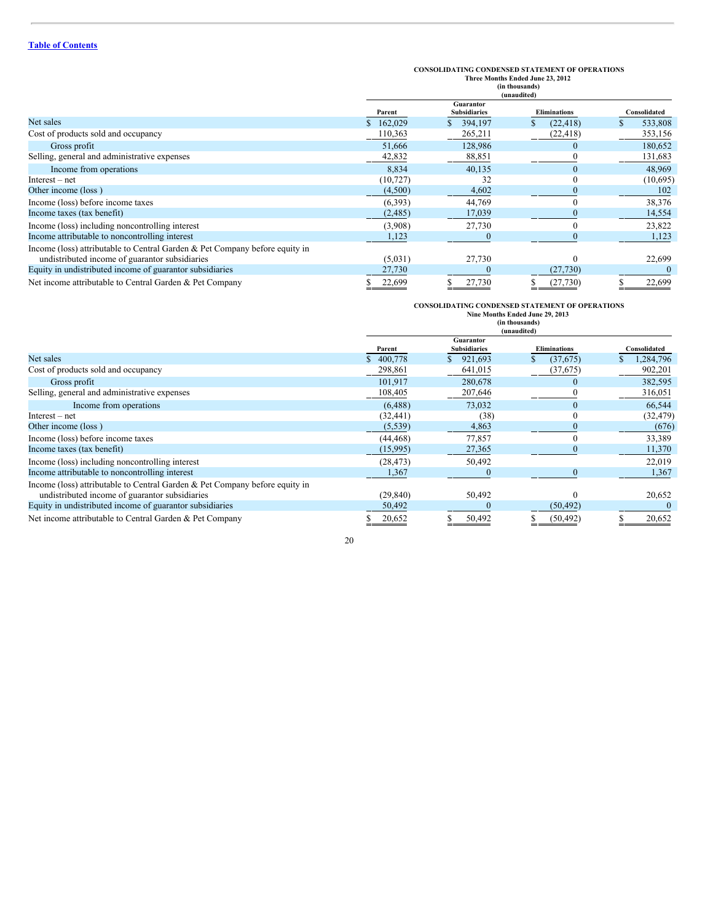**CONSOLIDATING CONDENSED STATEMENT OF OPERATIONS**
**Three Months Ended June 23, 2012**
**(in thousands)**
**(unaudited)**

| | Parent | Guarantor Subsidiaries | Eliminations | Consolidated |
|---|---|---|---|---|
| Net sales | $ 162,029 | $ 394,197 | $ (22,418) | $ 533,808 |
| Cost of products sold and occupancy | 110,363 | 265,211 | (22,418) | 353,156 |
| Gross profit | 51,666 | 128,986 | 0 | 180,652 |
| Selling, general and administrative expenses | 42,832 | 88,851 | 0 | 131,683 |
| Income from operations | 8,834 | 40,135 | 0 | 48,969 |
| Interest – net | (10,727) | 32 | 0 | (10,695) |
| Other income (loss ) | (4,500) | 4,602 | 0 | 102 |
| Income (loss) before income taxes | (6,393) | 44,769 | 0 | 38,376 |
| Income taxes (tax benefit) | (2,485) | 17,039 | 0 | 14,554 |
| Income (loss) including noncontrolling interest | (3,908) | 27,730 | 0 | 23,822 |
| Income attributable to noncontrolling interest | 1,123 | 0 | 0 | 1,123 |
| Income (loss) attributable to Central Garden & Pet Company before equity in undistributed income of guarantor subsidiaries | (5,031) | 27,730 | 0 | 22,699 |
| Equity in undistributed income of guarantor subsidiaries | 27,730 | 0 | (27,730) | 0 |
| Net income attributable to Central Garden & Pet Company | $ 22,699 | $ 27,730 | $ (27,730) | $ 22,699 |

**CONSOLIDATING CONDENSED STATEMENT OF OPERATIONS**
**Nine Months Ended June 29, 2013**
**(in thousands)**
**(unaudited)**

| | Parent | Guarantor Subsidiaries | Eliminations | Consolidated |
|---|---|---|---|---|
| Net sales | $ 400,778 | $ 921,693 | $ (37,675) | $ 1,284,796 |
| Cost of products sold and occupancy | 298,861 | 641,015 | (37,675) | 902,201 |
| Gross profit | 101,917 | 280,678 | 0 | 382,595 |
| Selling, general and administrative expenses | 108,405 | 207,646 | 0 | 316,051 |
| Income from operations | (6,488) | 73,032 | 0 | 66,544 |
| Interest – net | (32,441) | (38) | 0 | (32,479) |
| Other income (loss ) | (5,539) | 4,863 | 0 | (676) |
| Income (loss) before income taxes | (44,468) | 77,857 | 0 | 33,389 |
| Income taxes (tax benefit) | (15,995) | 27,365 | 0 | 11,370 |
| Income (loss) including noncontrolling interest | (28,473) | 50,492 | | 22,019 |
| Income attributable to noncontrolling interest | 1,367 | 0 | 0 | 1,367 |
| Income (loss) attributable to Central Garden & Pet Company before equity in undistributed income of guarantor subsidiaries | (29,840) | 50,492 | 0 | 20,652 |
| Equity in undistributed income of guarantor subsidiaries | 50,492 | 0 | (50,492) | 0 |
| Net income attributable to Central Garden & Pet Company | $ 20,652 | $ 50,492 | $ (50,492) | $ 20,652 |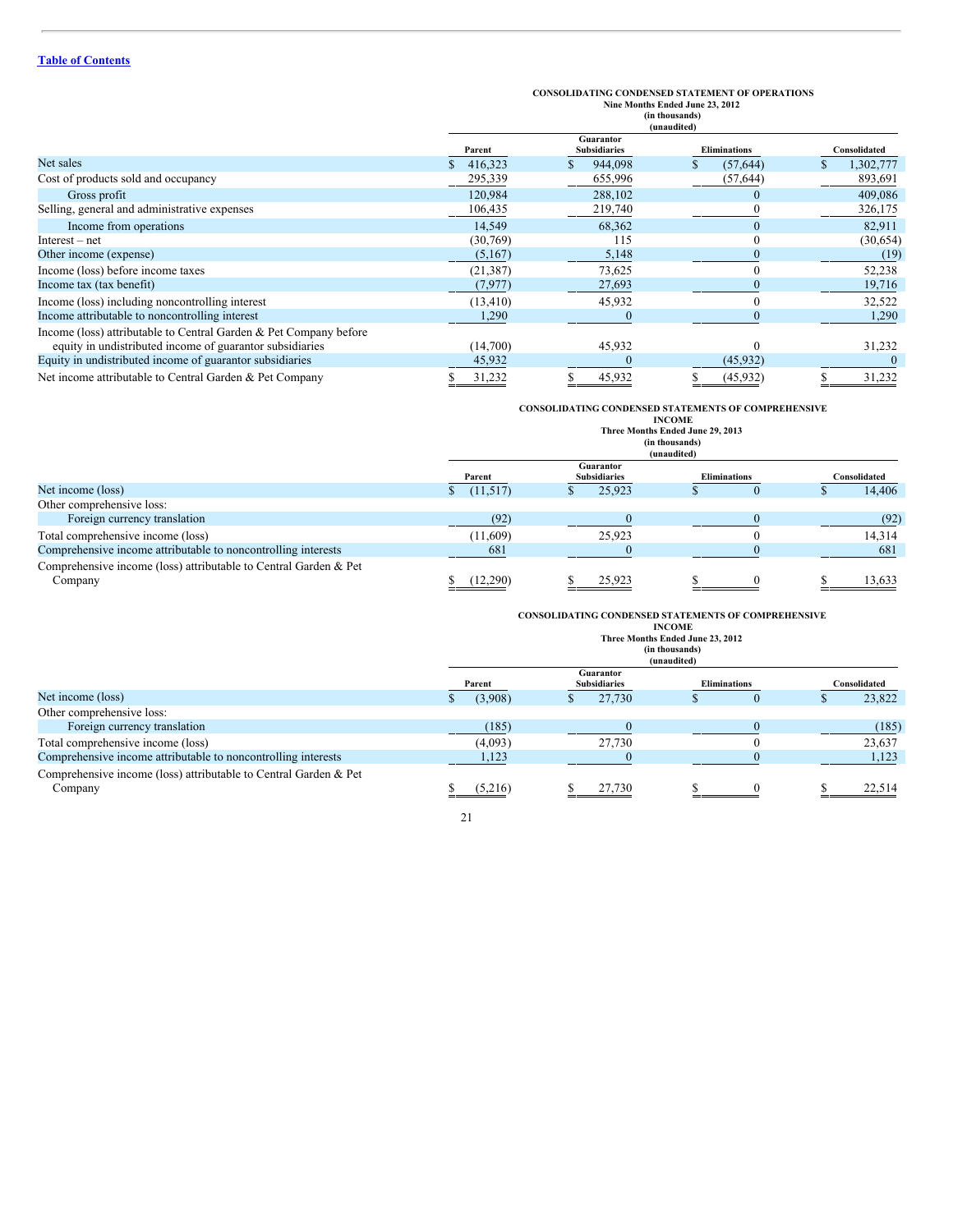[Table of Contents](#)

**CONSOLIDATING CONDENSED STATEMENT OF OPERATIONS**
**Nine Months Ended June 23, 2012**
**(in thousands)**
**(unaudited)**

| | Parent | Guarantor Subsidiaries | Eliminations | Consolidated |
|---|---|---|---|---|
| Net sales | $ 416,323 | $ 944,098 | $ (57,644) | $ 1,302,777 |
| Cost of products sold and occupancy | 295,339 | 655,996 | (57,644) | 893,691 |
| Gross profit | 120,984 | 288,102 | 0 | 409,086 |
| Selling, general and administrative expenses | 106,435 | 219,740 | 0 | 326,175 |
| Income from operations | 14,549 | 68,362 | 0 | 82,911 |
| Interest – net | (30,769) | 115 | 0 | (30,654) |
| Other income (expense) | (5,167) | 5,148 | 0 | (19) |
| Income (loss) before income taxes | (21,387) | 73,625 | 0 | 52,238 |
| Income tax (tax benefit) | (7,977) | 27,693 | 0 | 19,716 |
| Income (loss) including noncontrolling interest | (13,410) | 45,932 | 0 | 32,522 |
| Income attributable to noncontrolling interest | 1,290 | 0 | 0 | 1,290 |
| Income (loss) attributable to Central Garden & Pet Company before equity in undistributed income of guarantor subsidiaries | (14,700) | 45,932 | 0 | 31,232 |
| Equity in undistributed income of guarantor subsidiaries | 45,932 | 0 | (45,932) | 0 |
| Net income attributable to Central Garden & Pet Company | $ 31,232 | $ 45,932 | $ (45,932) | $ 31,232 |

**CONSOLIDATING CONDENSED STATEMENTS OF COMPREHENSIVE INCOME**
**Three Months Ended June 29, 2013**
**(in thousands)**
**(unaudited)**

| | Parent | Guarantor Subsidiaries | Eliminations | Consolidated |
|---|---|---|---|---|
| Net income (loss) | $ (11,517) | $ 25,923 | $ 0 | $ 14,406 |
| Other comprehensive loss: | | | | |
| Foreign currency translation | (92) | 0 | 0 | (92) |
| Total comprehensive income (loss) | (11,609) | 25,923 | 0 | 14,314 |
| Comprehensive income attributable to noncontrolling interests | 681 | 0 | 0 | 681 |
| Comprehensive income (loss) attributable to Central Garden & Pet Company | $ (12,290) | $ 25,923 | $ 0 | $ 13,633 |

**CONSOLIDATING CONDENSED STATEMENTS OF COMPREHENSIVE INCOME**
**Three Months Ended June 23, 2012**
**(in thousands)**
**(unaudited)**

| | Parent | Guarantor Subsidiaries | Eliminations | Consolidated |
|---|---|---|---|---|
| Net income (loss) | $ (3,908) | $ 27,730 | $ 0 | $ 23,822 |
| Other comprehensive loss: | | | | |
| Foreign currency translation | (185) | 0 | 0 | (185) |
| Total comprehensive income (loss) | (4,093) | 27,730 | 0 | 23,637 |
| Comprehensive income attributable to noncontrolling interests | 1,123 | 0 | 0 | 1,123 |
| Comprehensive income (loss) attributable to Central Garden & Pet Company | $ (5,216) | $ 27,730 | $ 0 | $ 22,514 |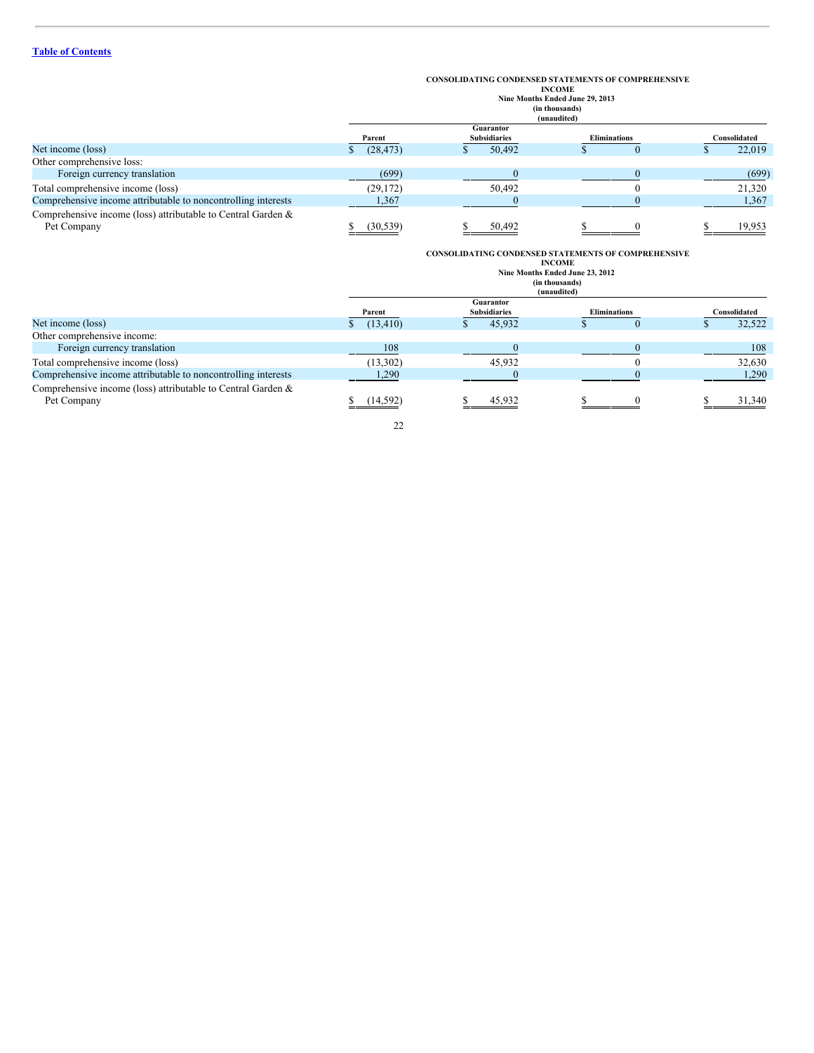**CONSOLIDATING CONDENSED STATEMENTS OF COMPREHENSIVE INCOME**
**Nine Months Ended June 29, 2013**
**(in thousands)**
**(unaudited)**

| | Parent | Guarantor Subsidiaries | Eliminations | Consolidated |
|---|---|---|---|---|
| Net income (loss) | $ (28,473) | $ 50,492 | $ 0 | $ 22,019 |
| Other comprehensive loss: | | | | |
| Foreign currency translation | (699) | 0 | 0 | (699) |
| Total comprehensive income (loss) | (29,172) | 50,492 | 0 | 21,320 |
| Comprehensive income attributable to noncontrolling interests | 1,367 | 0 | 0 | 1,367 |
| Comprehensive income (loss) attributable to Central Garden & Pet Company | $ (30,539) | $ 50,492 | $ 0 | $ 19,953 |

**CONSOLIDATING CONDENSED STATEMENTS OF COMPREHENSIVE INCOME**
**Nine Months Ended June 23, 2012**
**(in thousands)**
**(unaudited)**

| | Parent | Guarantor Subsidiaries | Eliminations | Consolidated |
|---|---|---|---|---|
| Net income (loss) | $ (13,410) | $ 45,932 | $ 0 | $ 32,522 |
| Other comprehensive income: | | | | |
| Foreign currency translation | 108 | 0 | 0 | 108 |
| Total comprehensive income (loss) | (13,302) | 45,932 | 0 | 32,630 |
| Comprehensive income attributable to noncontrolling interests | 1,290 | 0 | 0 | 1,290 |
| Comprehensive income (loss) attributable to Central Garden & Pet Company | $ (14,592) | $ 45,932 | $ 0 | $ 31,340 |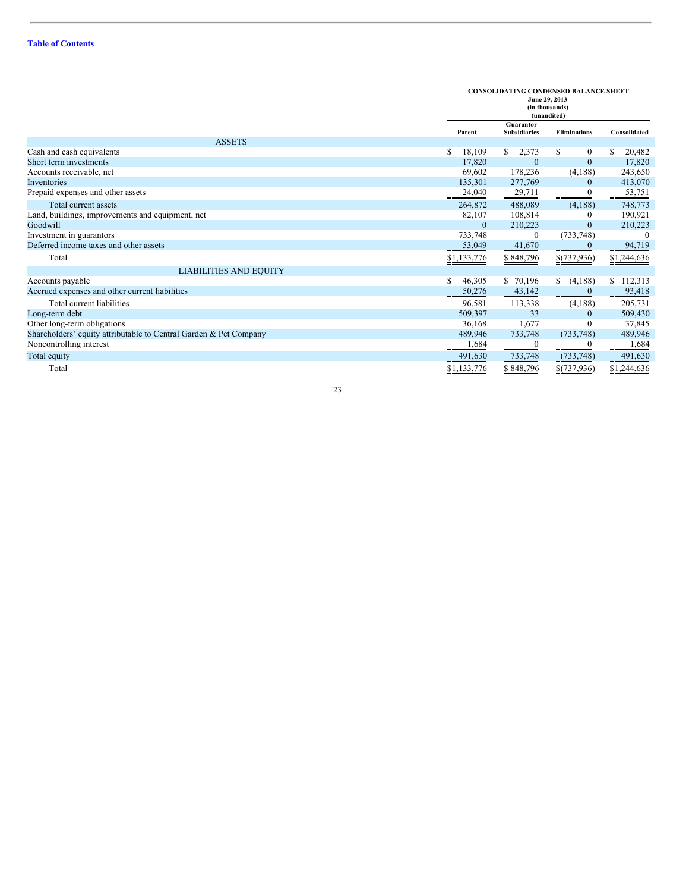[Table of Contents](#)

**CONSOLIDATING CONDENSED BALANCE SHEET**
**June 29, 2013**
**(in thousands)**
**(unaudited)**

| | Parent | Guarantor Subsidiaries | Eliminations | Consolidated |
|---|---|---|---|---|
| **ASSETS** | | | | |
| Cash and cash equivalents | $ 18,109 | $ 2,373 | $ 0 | $ 20,482 |
| Short term investments | 17,820 | 0 | 0 | 17,820 |
| Accounts receivable, net | 69,602 | 178,236 | (4,188) | 243,650 |
| Inventories | 135,301 | 277,769 | 0 | 413,070 |
| Prepaid expenses and other assets | 24,040 | 29,711 | 0 | 53,751 |
| Total current assets | 264,872 | 488,089 | (4,188) | 748,773 |
| Land, buildings, improvements and equipment, net | 82,107 | 108,814 | 0 | 190,921 |
| Goodwill | 0 | 210,223 | 0 | 210,223 |
| Investment in guarantors | 733,748 | 0 | (733,748) | 0 |
| Deferred income taxes and other assets | 53,049 | 41,670 | 0 | 94,719 |
| Total | $1,133,776 | $ 848,796 | $(737,936) | $1,244,636 |
| **LIABILITIES AND EQUITY** | | | | |
| Accounts payable | $ 46,305 | $ 70,196 | $ (4,188) | $ 112,313 |
| Accrued expenses and other current liabilities | 50,276 | 43,142 | 0 | 93,418 |
| Total current liabilities | 96,581 | 113,338 | (4,188) | 205,731 |
| Long-term debt | 509,397 | 33 | 0 | 509,430 |
| Other long-term obligations | 36,168 | 1,677 | 0 | 37,845 |
| Shareholders' equity attributable to Central Garden & Pet Company | 489,946 | 733,748 | (733,748) | 489,946 |
| Noncontrolling interest | 1,684 | 0 | 0 | 1,684 |
| Total equity | 491,630 | 733,748 | (733,748) | 491,630 |
| Total | $1,133,776 | $ 848,796 | $(737,936) | $1,244,636 |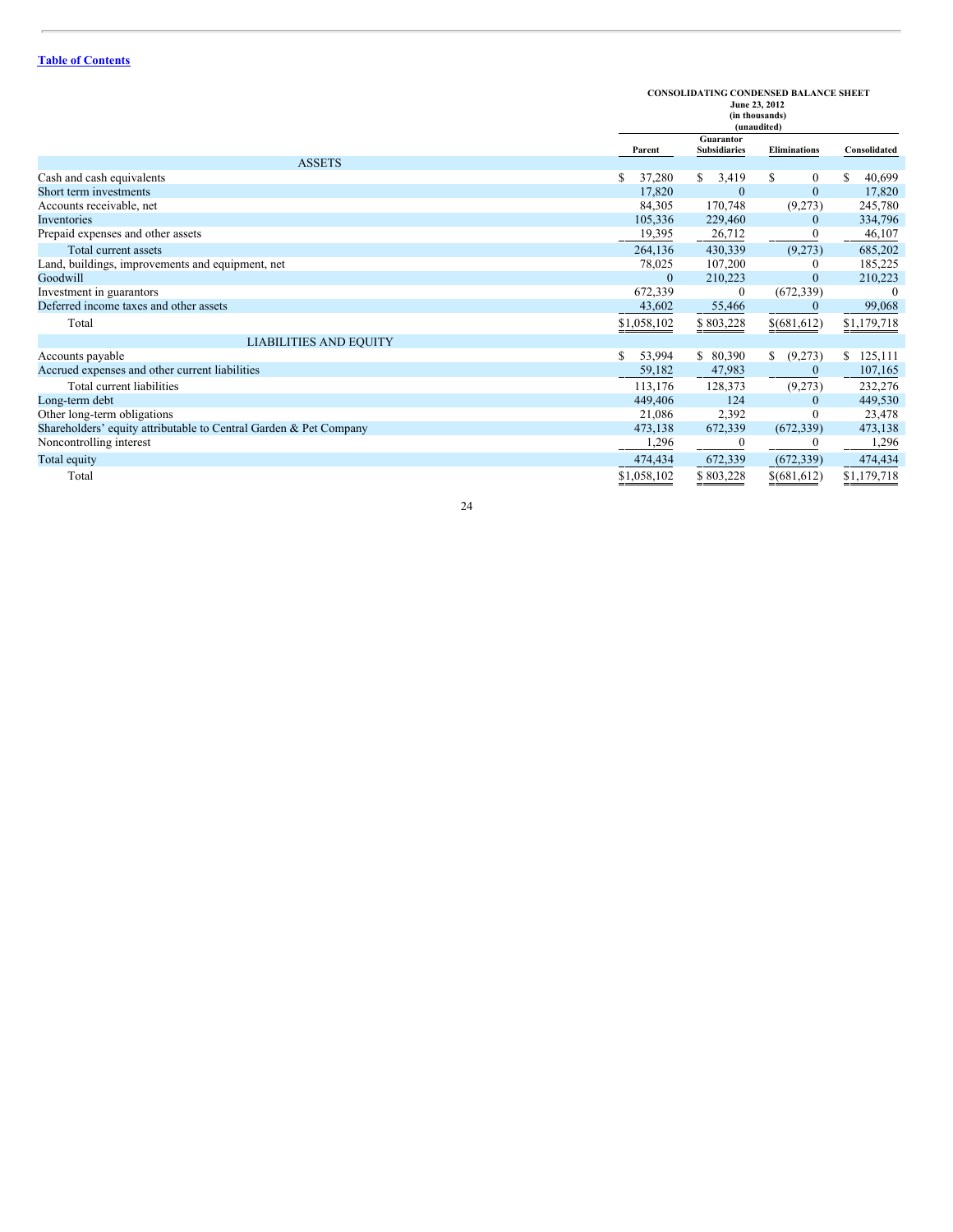[Table of Contents](#)

**CONSOLIDATING CONDENSED BALANCE SHEET**
**June 23, 2012**
**(in thousands)**
**(unaudited)**

| | Parent | Guarantor Subsidiaries | Eliminations | Consolidated |
|---|---|---|---|---|
| **ASSETS** | | | | |
| Cash and cash equivalents | $ 37,280 | $ 3,419 | $ 0 | $ 40,699 |
| Short term investments | 17,820 | 0 | 0 | 17,820 |
| Accounts receivable, net | 84,305 | 170,748 | (9,273) | 245,780 |
| Inventories | 105,336 | 229,460 | 0 | 334,796 |
| Prepaid expenses and other assets | 19,395 | 26,712 | 0 | 46,107 |
| Total current assets | 264,136 | 430,339 | (9,273) | 685,202 |
| Land, buildings, improvements and equipment, net | 78,025 | 107,200 | 0 | 185,225 |
| Goodwill | 0 | 210,223 | 0 | 210,223 |
| Investment in guarantors | 672,339 | 0 | (672,339) | 0 |
| Deferred income taxes and other assets | 43,602 | 55,466 | 0 | 99,068 |
| Total | $1,058,102 | $ 803,228 | $(681,612) | $1,179,718 |
| **LIABILITIES AND EQUITY** | | | | |
| Accounts payable | $ 53,994 | $ 80,390 | $ (9,273) | $ 125,111 |
| Accrued expenses and other current liabilities | 59,182 | 47,983 | 0 | 107,165 |
| Total current liabilities | 113,176 | 128,373 | (9,273) | 232,276 |
| Long-term debt | 449,406 | 124 | 0 | 449,530 |
| Other long-term obligations | 21,086 | 2,392 | 0 | 23,478 |
| Shareholders' equity attributable to Central Garden & Pet Company | 473,138 | 672,339 | (672,339) | 473,138 |
| Noncontrolling interest | 1,296 | 0 | 0 | 1,296 |
| Total equity | 474,434 | 672,339 | (672,339) | 474,434 |
| Total | $1,058,102 | $ 803,228 | $(681,612) | $1,179,718 |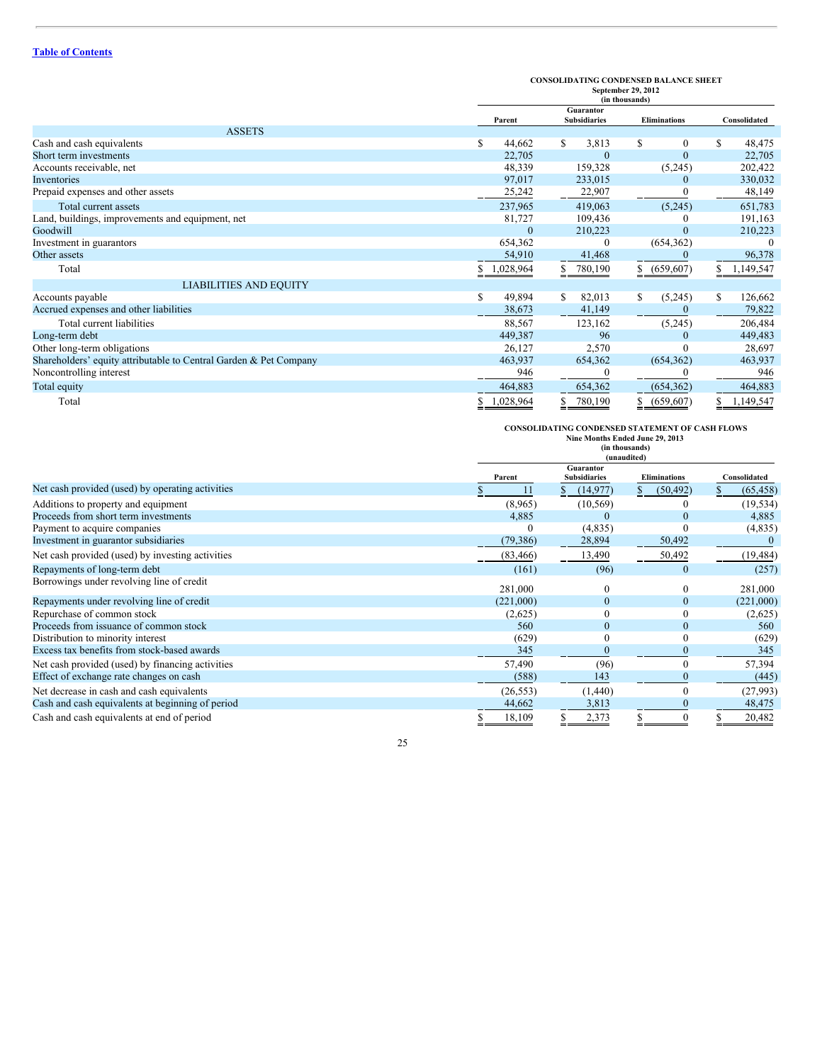**CONSOLIDATING CONDENSED BALANCE SHEET**
**September 29, 2012**
**(in thousands)**

| | Parent | Guarantor Subsidiaries | Eliminations | Consolidated |
|---|---|---|---|---|
| **ASSETS** | | | | |
| Cash and cash equivalents | $ 44,662 | $ 3,813 | $ 0 | $ 48,475 |
| Short term investments | 22,705 | 0 | 0 | 22,705 |
| Accounts receivable, net | 48,339 | 159,328 | (5,245) | 202,422 |
| Inventories | 97,017 | 233,015 | 0 | 330,032 |
| Prepaid expenses and other assets | 25,242 | 22,907 | 0 | 48,149 |
| Total current assets | 237,965 | 419,063 | (5,245) | 651,783 |
| Land, buildings, improvements and equipment, net | 81,727 | 109,436 | 0 | 191,163 |
| Goodwill | 0 | 210,223 | 0 | 210,223 |
| Investment in guarantors | 654,362 | 0 | (654,362) | 0 |
| Other assets | 54,910 | 41,468 | 0 | 96,378 |
| Total | $ 1,028,964 | $ 780,190 | $ (659,607) | $ 1,149,547 |
| **LIABILITIES AND EQUITY** | | | | |
| Accounts payable | $ 49,894 | $ 82,013 | $ (5,245) | $ 126,662 |
| Accrued expenses and other liabilities | 38,673 | 41,149 | 0 | 79,822 |
| Total current liabilities | 88,567 | 123,162 | (5,245) | 206,484 |
| Long-term debt | 449,387 | 96 | 0 | 449,483 |
| Other long-term obligations | 26,127 | 2,570 | 0 | 28,697 |
| Shareholders' equity attributable to Central Garden & Pet Company | 463,937 | 654,362 | (654,362) | 463,937 |
| Noncontrolling interest | 946 | 0 | 0 | 946 |
| Total equity | 464,883 | 654,362 | (654,362) | 464,883 |
| Total | $ 1,028,964 | $ 780,190 | $ (659,607) | $ 1,149,547 |

**CONSOLIDATING CONDENSED STATEMENT OF CASH FLOWS**
**Nine Months Ended June 29, 2013**
**(in thousands)**
**(unaudited)**

| | Parent | Guarantor Subsidiaries | Eliminations | Consolidated |
|---|---|---|---|---|
| Net cash provided (used) by operating activities | $ 11 | $ (14,977) | $ (50,492) | $ (65,458) |
| Additions to property and equipment | (8,965) | (10,569) | 0 | (19,534) |
| Proceeds from short term investments | 4,885 | 0 | 0 | 4,885 |
| Payment to acquire companies | 0 | (4,835) | 0 | (4,835) |
| Investment in guarantor subsidiaries | (79,386) | 28,894 | 50,492 | 0 |
| Net cash provided (used) by investing activities | (83,466) | 13,490 | 50,492 | (19,484) |
| Repayments of long-term debt | (161) | (96) | 0 | (257) |
| Borrowings under revolving line of credit | 281,000 | 0 | 0 | 281,000 |
| Repayments under revolving line of credit | (221,000) | 0 | 0 | (221,000) |
| Repurchase of common stock | (2,625) | 0 | 0 | (2,625) |
| Proceeds from issuance of common stock | 560 | 0 | 0 | 560 |
| Distribution to minority interest | (629) | 0 | 0 | (629) |
| Excess tax benefits from stock-based awards | 345 | 0 | 0 | 345 |
| Net cash provided (used) by financing activities | 57,490 | (96) | 0 | 57,394 |
| Effect of exchange rate changes on cash | (588) | 143 | 0 | (445) |
| Net decrease in cash and cash equivalents | (26,553) | (1,440) | 0 | (27,993) |
| Cash and cash equivalents at beginning of period | 44,662 | 3,813 | 0 | 48,475 |
| Cash and cash equivalents at end of period | $ 18,109 | $ 2,373 | $ 0 | $ 20,482 |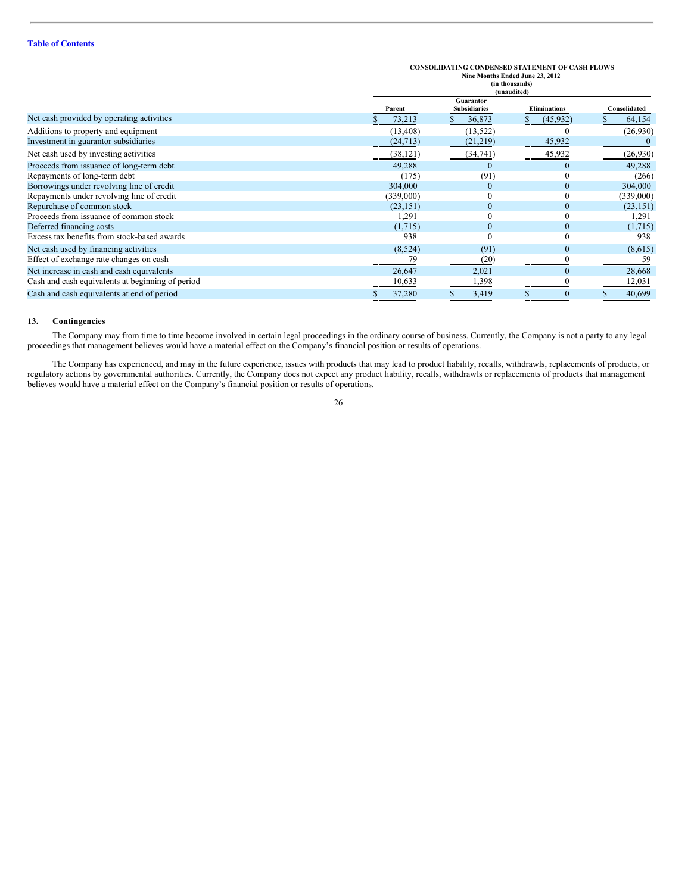[Table of Contents](#)

**CONSOLIDATING CONDENSED STATEMENT OF CASH FLOWS**
**Nine Months Ended June 23, 2012**
**(in thousands)**
**(unaudited)**

| | Parent | Guarantor Subsidiaries | Eliminations | Consolidated |
|---|---|---|---|---|
| Net cash provided by operating activities | $ 73,213 | $ 36,873 | $ (45,932) | $ 64,154 |
| Additions to property and equipment | (13,408) | (13,522) | 0 | (26,930) |
| Investment in guarantor subsidiaries | (24,713) | (21,219) | 45,932 | 0 |
| Net cash used by investing activities | (38,121) | (34,741) | 45,932 | (26,930) |
| Proceeds from issuance of long-term debt | 49,288 | 0 | 0 | 49,288 |
| Repayments of long-term debt | (175) | (91) | 0 | (266) |
| Borrowings under revolving line of credit | 304,000 | 0 | 0 | 304,000 |
| Repayments under revolving line of credit | (339,000) | 0 | 0 | (339,000) |
| Repurchase of common stock | (23,151) | 0 | 0 | (23,151) |
| Proceeds from issuance of common stock | 1,291 | 0 | 0 | 1,291 |
| Deferred financing costs | (1,715) | 0 | 0 | (1,715) |
| Excess tax benefits from stock-based awards | 938 | 0 | 0 | 938 |
| Net cash used by financing activities | (8,524) | (91) | 0 | (8,615) |
| Effect of exchange rate changes on cash | 79 | (20) | 0 | 59 |
| Net increase in cash and cash equivalents | 26,647 | 2,021 | 0 | 28,668 |
| Cash and cash equivalents at beginning of period | 10,633 | 1,398 | 0 | 12,031 |
| Cash and cash equivalents at end of period | $ 37,280 | $ 3,419 | $ 0 | $ 40,699 |

## 13. Contingencies

The Company may from time to time become involved in certain legal proceedings in the ordinary course of business. Currently, the Company is not a party to any legal proceedings that management believes would have a material effect on the Company's financial position or results of operations.

The Company has experienced, and may in the future experience, issues with products that may lead to product liability, recalls, withdrawls, replacements of products, or regulatory actions by governmental authorities. Currently, the Company does not expect any product liability, recalls, withdrawls or replacements of products that management believes would have a material effect on the Company's financial position or results of operations.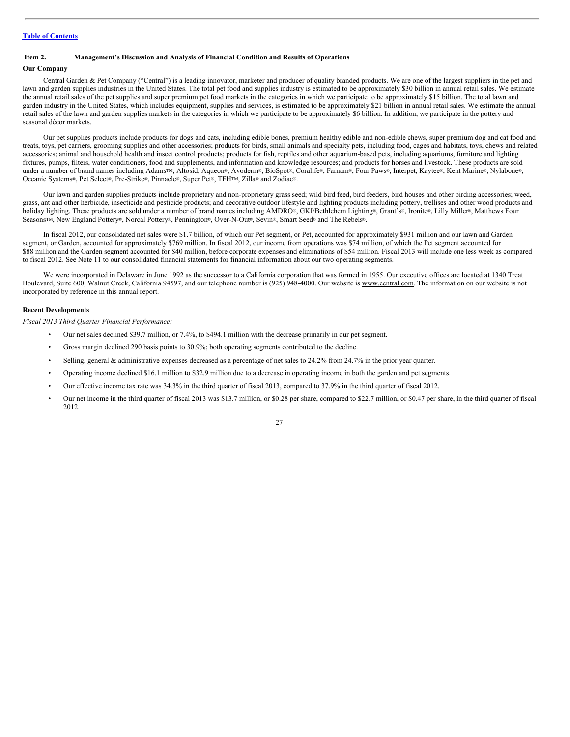[Table of Contents](#)

## Item 2. Management's Discussion and Analysis of Financial Condition and Results of Operations

### Our Company

Central Garden & Pet Company ("Central") is a leading innovator, marketer and producer of quality branded products. We are one of the largest suppliers in the pet and lawn and garden supplies industries in the United States. The total pet food and supplies industry is estimated to be approximately $30 billion in annual retail sales. We estimate the annual retail sales of the pet supplies and super premium pet food markets in the categories in which we participate to be approximately $15 billion. The total lawn and garden industry in the United States, which includes equipment, supplies and services, is estimated to be approximately $21 billion in annual retail sales. We estimate the annual retail sales of the lawn and garden supplies markets in the categories in which we participate to be approximately $6 billion. In addition, we participate in the pottery and seasonal décor markets.

Our pet supplies products include products for dogs and cats, including edible bones, premium healthy edible and non-edible chews, super premium dog and cat food and treats, toys, pet carriers, grooming supplies and other accessories; products for birds, small animals and specialty pets, including food, cages and habitats, toys, chews and related accessories; animal and household health and insect control products; products for fish, reptiles and other aquarium-based pets, including aquariums, furniture and lighting fixtures, pumps, filters, water conditioners, food and supplements, and information and knowledge resources; and products for horses and livestock. These products are sold under a number of brand names including Adams™, Altosid, Aqueon®, Avoderm®, BioSpot®, Coralife®, Farnam®, Four Paws®, Interpet, Kaytee®, Kent Marine®, Nylabone®, Oceanic Systems®, Pet Select®, Pre-Strike®, Pinnacle®, Super Pet®, TFH™, Zilla® and Zodiac®.

Our lawn and garden supplies products include proprietary and non-proprietary grass seed; wild bird feed, bird feeders, bird houses and other birding accessories; weed, grass, ant and other herbicide, insecticide and pesticide products; and decorative outdoor lifestyle and lighting products including pottery, trellises and other wood products and holiday lighting. These products are sold under a number of brand names including AMDRO®, GKI/Bethlehem Lighting®, Grant's®, Ironite®, Lilly Miller®, Matthews Four Seasons™, New England Pottery®, Norcal Pottery®, Pennington®, Over-N-Out®, Sevin®, Smart Seed® and The Rebels®.

In fiscal 2012, our consolidated net sales were $1.7 billion, of which our Pet segment, or Pet, accounted for approximately $931 million and our lawn and Garden segment, or Garden, accounted for approximately $769 million. In fiscal 2012, our income from operations was $74 million, of which the Pet segment accounted for $88 million and the Garden segment accounted for $40 million, before corporate expenses and eliminations of $54 million. Fiscal 2013 will include one less week as compared to fiscal 2012. See Note 11 to our consolidated financial statements for financial information about our two operating segments.

We were incorporated in Delaware in June 1992 as the successor to a California corporation that was formed in 1955. Our executive offices are located at 1340 Treat Boulevard, Suite 600, Walnut Creek, California 94597, and our telephone number is (925) 948-4000. Our website is www.central.com. The information on our website is not incorporated by reference in this annual report.

### Recent Developments

*Fiscal 2013 Third Quarter Financial Performance:*

- Our net sales declined $39.7 million, or 7.4%, to $494.1 million with the decrease primarily in our pet segment.
- Gross margin declined 290 basis points to 30.9%; both operating segments contributed to the decline.
- Selling, general & administrative expenses decreased as a percentage of net sales to 24.2% from 24.7% in the prior year quarter.
- Operating income declined $16.1 million to $32.9 million due to a decrease in operating income in both the garden and pet segments.
- Our effective income tax rate was 34.3% in the third quarter of fiscal 2013, compared to 37.9% in the third quarter of fiscal 2012.
- Our net income in the third quarter of fiscal 2013 was $13.7 million, or $0.28 per share, compared to $22.7 million, or $0.47 per share, in the third quarter of fiscal 2012.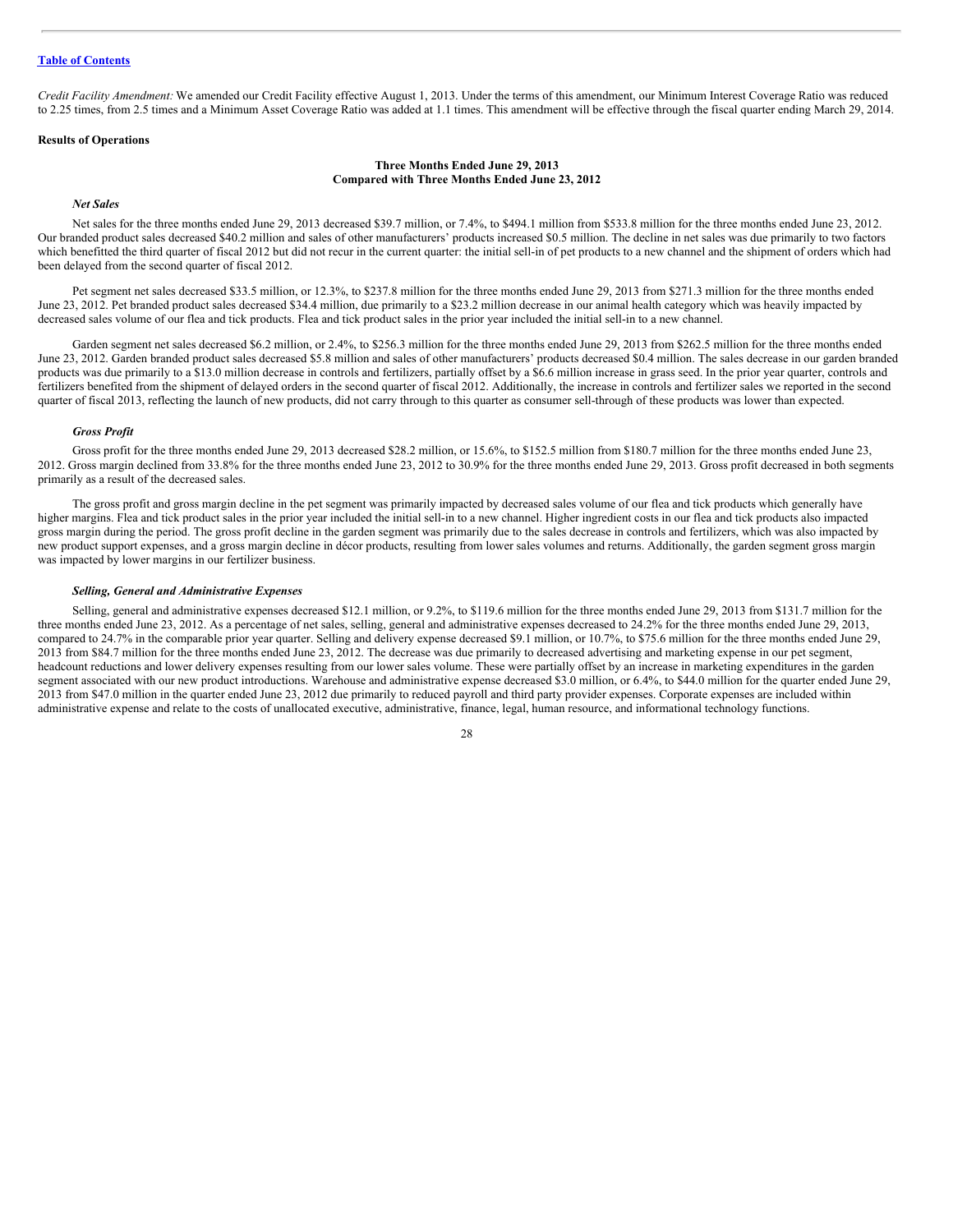[Table of Contents](#)

*Credit Facility Amendment:* We amended our Credit Facility effective August 1, 2013. Under the terms of this amendment, our Minimum Interest Coverage Ratio was reduced to 2.25 times, from 2.5 times and a Minimum Asset Coverage Ratio was added at 1.1 times. This amendment will be effective through the fiscal quarter ending March 29, 2014.

**Results of Operations**

**Three Months Ended June 29, 2013**
**Compared with Three Months Ended June 23, 2012**

***Net Sales***

Net sales for the three months ended June 29, 2013 decreased $39.7 million, or 7.4%, to $494.1 million from $533.8 million for the three months ended June 23, 2012. Our branded product sales decreased $40.2 million and sales of other manufacturers' products increased $0.5 million. The decline in net sales was due primarily to two factors which benefitted the third quarter of fiscal 2012 but did not recur in the current quarter: the initial sell-in of pet products to a new channel and the shipment of orders which had been delayed from the second quarter of fiscal 2012.

Pet segment net sales decreased $33.5 million, or 12.3%, to $237.8 million for the three months ended June 29, 2013 from $271.3 million for the three months ended June 23, 2012. Pet branded product sales decreased $34.4 million, due primarily to a $23.2 million decrease in our animal health category which was heavily impacted by decreased sales volume of our flea and tick products. Flea and tick product sales in the prior year included the initial sell-in to a new channel.

Garden segment net sales decreased $6.2 million, or 2.4%, to $256.3 million for the three months ended June 29, 2013 from $262.5 million for the three months ended June 23, 2012. Garden branded product sales decreased $5.8 million and sales of other manufacturers' products decreased $0.4 million. The sales decrease in our garden branded products was due primarily to a $13.0 million decrease in controls and fertilizers, partially offset by a $6.6 million increase in grass seed. In the prior year quarter, controls and fertilizers benefited from the shipment of delayed orders in the second quarter of fiscal 2012. Additionally, the increase in controls and fertilizer sales we reported in the second quarter of fiscal 2013, reflecting the launch of new products, did not carry through to this quarter as consumer sell-through of these products was lower than expected.

***Gross Profit***

Gross profit for the three months ended June 29, 2013 decreased $28.2 million, or 15.6%, to $152.5 million from $180.7 million for the three months ended June 23, 2012. Gross margin declined from 33.8% for the three months ended June 23, 2012 to 30.9% for the three months ended June 29, 2013. Gross profit decreased in both segments primarily as a result of the decreased sales.

The gross profit and gross margin decline in the pet segment was primarily impacted by decreased sales volume of our flea and tick products which generally have higher margins. Flea and tick product sales in the prior year included the initial sell-in to a new channel. Higher ingredient costs in our flea and tick products also impacted gross margin during the period. The gross profit decline in the garden segment was primarily due to the sales decrease in controls and fertilizers, which was also impacted by new product support expenses, and a gross margin decline in décor products, resulting from lower sales volumes and returns. Additionally, the garden segment gross margin was impacted by lower margins in our fertilizer business.

***Selling, General and Administrative Expenses***

Selling, general and administrative expenses decreased $12.1 million, or 9.2%, to $119.6 million for the three months ended June 29, 2013 from $131.7 million for the three months ended June 23, 2012. As a percentage of net sales, selling, general and administrative expenses decreased to 24.2% for the three months ended June 29, 2013, compared to 24.7% in the comparable prior year quarter. Selling and delivery expense decreased $9.1 million, or 10.7%, to $75.6 million for the three months ended June 29, 2013 from $84.7 million for the three months ended June 23, 2012. The decrease was due primarily to decreased advertising and marketing expense in our pet segment, headcount reductions and lower delivery expenses resulting from our lower sales volume. These were partially offset by an increase in marketing expenditures in the garden segment associated with our new product introductions. Warehouse and administrative expense decreased $3.0 million, or 6.4%, to $44.0 million for the quarter ended June 29, 2013 from $47.0 million in the quarter ended June 23, 2012 due primarily to reduced payroll and third party provider expenses. Corporate expenses are included within administrative expense and relate to the costs of unallocated executive, administrative, finance, legal, human resource, and informational technology functions.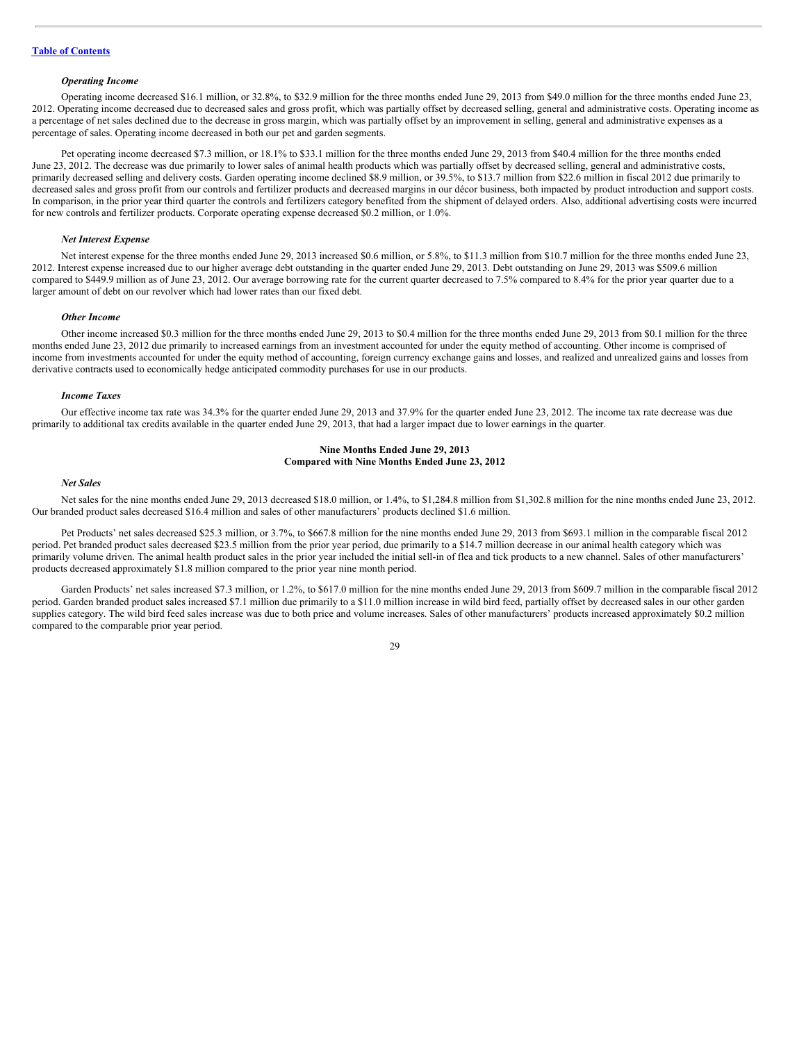[Table of Contents](#)

*Operating Income*

Operating income decreased $16.1 million, or 32.8%, to $32.9 million for the three months ended June 29, 2013 from $49.0 million for the three months ended June 23, 2012. Operating income decreased due to decreased sales and gross profit, which was partially offset by decreased selling, general and administrative costs. Operating income as a percentage of net sales declined due to the decrease in gross margin, which was partially offset by an improvement in selling, general and administrative expenses as a percentage of sales. Operating income decreased in both our pet and garden segments.

Pet operating income decreased $7.3 million, or 18.1% to $33.1 million for the three months ended June 29, 2013 from $40.4 million for the three months ended June 23, 2012. The decrease was due primarily to lower sales of animal health products which was partially offset by decreased selling, general and administrative costs, primarily decreased selling and delivery costs. Garden operating income declined $8.9 million, or 39.5%, to $13.7 million from $22.6 million in fiscal 2012 due primarily to decreased sales and gross profit from our controls and fertilizer products and decreased margins in our décor business, both impacted by product introduction and support costs. In comparison, in the prior year third quarter the controls and fertilizers category benefited from the shipment of delayed orders. Also, additional advertising costs were incurred for new controls and fertilizer products. Corporate operating expense decreased $0.2 million, or 1.0%.

*Net Interest Expense*

Net interest expense for the three months ended June 29, 2013 increased $0.6 million, or 5.8%, to $11.3 million from $10.7 million for the three months ended June 23, 2012. Interest expense increased due to our higher average debt outstanding in the quarter ended June 29, 2013. Debt outstanding on June 29, 2013 was $509.6 million compared to $449.9 million as of June 23, 2012. Our average borrowing rate for the current quarter decreased to 7.5% compared to 8.4% for the prior year quarter due to a larger amount of debt on our revolver which had lower rates than our fixed debt.

*Other Income*

Other income increased $0.3 million for the three months ended June 29, 2013 to $0.4 million for the three months ended June 29, 2013 from $0.1 million for the three months ended June 23, 2012 due primarily to increased earnings from an investment accounted for under the equity method of accounting. Other income is comprised of income from investments accounted for under the equity method of accounting, foreign currency exchange gains and losses, and realized and unrealized gains and losses from derivative contracts used to economically hedge anticipated commodity purchases for use in our products.

*Income Taxes*

Our effective income tax rate was 34.3% for the quarter ended June 29, 2013 and 37.9% for the quarter ended June 23, 2012. The income tax rate decrease was due primarily to additional tax credits available in the quarter ended June 29, 2013, that had a larger impact due to lower earnings in the quarter.

**Nine Months Ended June 29, 2013**
**Compared with Nine Months Ended June 23, 2012**

*Net Sales*

Net sales for the nine months ended June 29, 2013 decreased $18.0 million, or 1.4%, to $1,284.8 million from $1,302.8 million for the nine months ended June 23, 2012. Our branded product sales decreased $16.4 million and sales of other manufacturers' products declined $1.6 million.

Pet Products' net sales decreased $25.3 million, or 3.7%, to $667.8 million for the nine months ended June 29, 2013 from $693.1 million in the comparable fiscal 2012 period. Pet branded product sales decreased $23.5 million from the prior year period, due primarily to a $14.7 million decrease in our animal health category which was primarily volume driven. The animal health product sales in the prior year included the initial sell-in of flea and tick products to a new channel. Sales of other manufacturers' products decreased approximately $1.8 million compared to the prior year nine month period.

Garden Products' net sales increased $7.3 million, or 1.2%, to $617.0 million for the nine months ended June 29, 2013 from $609.7 million in the comparable fiscal 2012 period. Garden branded product sales increased $7.1 million due primarily to a $11.0 million increase in wild bird feed, partially offset by decreased sales in our other garden supplies category. The wild bird feed sales increase was due to both price and volume increases. Sales of other manufacturers' products increased approximately $0.2 million compared to the comparable prior year period.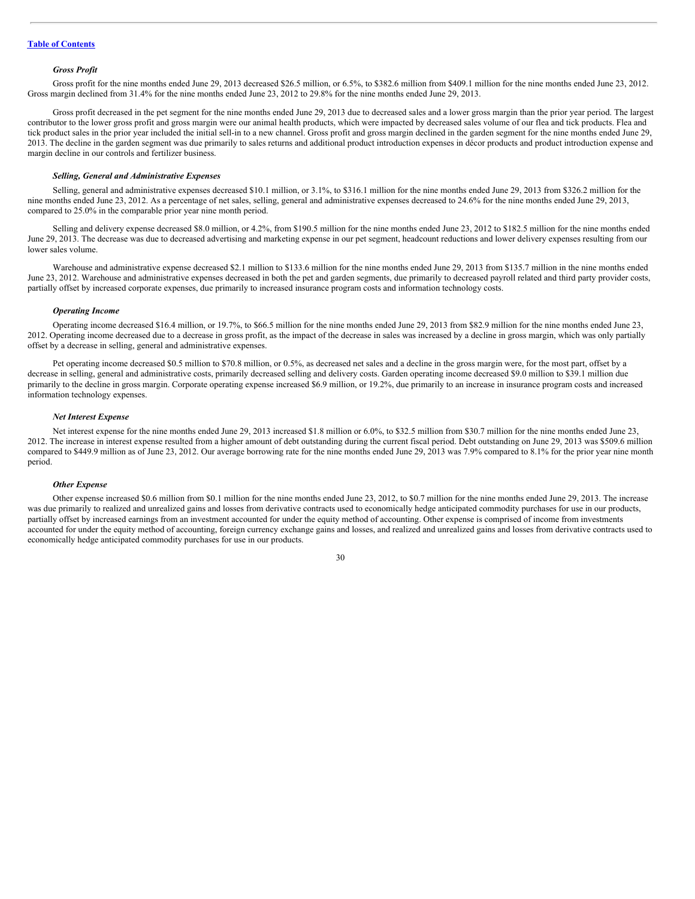### *Gross Profit*

Gross profit for the nine months ended June 29, 2013 decreased $26.5 million, or 6.5%, to $382.6 million from $409.1 million for the nine months ended June 23, 2012. Gross margin declined from 31.4% for the nine months ended June 23, 2012 to 29.8% for the nine months ended June 29, 2013.

Gross profit decreased in the pet segment for the nine months ended June 29, 2013 due to decreased sales and a lower gross margin than the prior year period. The largest contributor to the lower gross profit and gross margin were our animal health products, which were impacted by decreased sales volume of our flea and tick products. Flea and tick product sales in the prior year included the initial sell-in to a new channel. Gross profit and gross margin declined in the garden segment for the nine months ended June 29, 2013. The decline in the garden segment was due primarily to sales returns and additional product introduction expenses in décor products and product introduction expense and margin decline in our controls and fertilizer business.

### *Selling, General and Administrative Expenses*

Selling, general and administrative expenses decreased $10.1 million, or 3.1%, to $316.1 million for the nine months ended June 29, 2013 from $326.2 million for the nine months ended June 23, 2012. As a percentage of net sales, selling, general and administrative expenses decreased to 24.6% for the nine months ended June 29, 2013, compared to 25.0% in the comparable prior year nine month period.

Selling and delivery expense decreased $8.0 million, or 4.2%, from $190.5 million for the nine months ended June 23, 2012 to $182.5 million for the nine months ended June 29, 2013. The decrease was due to decreased advertising and marketing expense in our pet segment, headcount reductions and lower delivery expenses resulting from our lower sales volume.

Warehouse and administrative expense decreased $2.1 million to $133.6 million for the nine months ended June 29, 2013 from $135.7 million in the nine months ended June 23, 2012. Warehouse and administrative expenses decreased in both the pet and garden segments, due primarily to decreased payroll related and third party provider costs, partially offset by increased corporate expenses, due primarily to increased insurance program costs and information technology costs.

### *Operating Income*

Operating income decreased $16.4 million, or 19.7%, to $66.5 million for the nine months ended June 29, 2013 from $82.9 million for the nine months ended June 23, 2012. Operating income decreased due to a decrease in gross profit, as the impact of the decrease in sales was increased by a decline in gross margin, which was only partially offset by a decrease in selling, general and administrative expenses.

Pet operating income decreased $0.5 million to $70.8 million, or 0.5%, as decreased net sales and a decline in the gross margin were, for the most part, offset by a decrease in selling, general and administrative costs, primarily decreased selling and delivery costs. Garden operating income decreased $9.0 million to $39.1 million due primarily to the decline in gross margin. Corporate operating expense increased $6.9 million, or 19.2%, due primarily to an increase in insurance program costs and increased information technology expenses.

### *Net Interest Expense*

Net interest expense for the nine months ended June 29, 2013 increased $1.8 million or 6.0%, to $32.5 million from $30.7 million for the nine months ended June 23, 2012. The increase in interest expense resulted from a higher amount of debt outstanding during the current fiscal period. Debt outstanding on June 29, 2013 was $509.6 million compared to $449.9 million as of June 23, 2012. Our average borrowing rate for the nine months ended June 29, 2013 was 7.9% compared to 8.1% for the prior year nine month period.

### *Other Expense*

Other expense increased $0.6 million from $0.1 million for the nine months ended June 23, 2012, to $0.7 million for the nine months ended June 29, 2013. The increase was due primarily to realized and unrealized gains and losses from derivative contracts used to economically hedge anticipated commodity purchases for use in our products, partially offset by increased earnings from an investment accounted for under the equity method of accounting. Other expense is comprised of income from investments accounted for under the equity method of accounting, foreign currency exchange gains and losses, and realized and unrealized gains and losses from derivative contracts used to economically hedge anticipated commodity purchases for use in our products.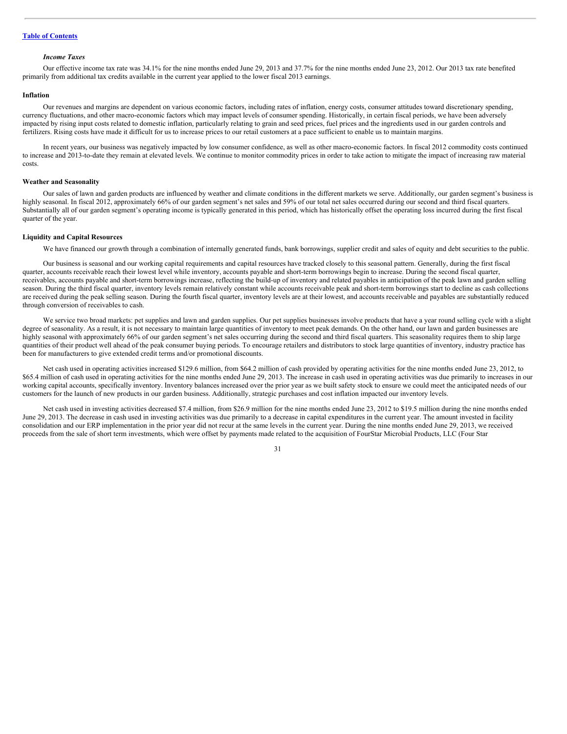*Income Taxes*

Our effective income tax rate was 34.1% for the nine months ended June 29, 2013 and 37.7% for the nine months ended June 23, 2012. Our 2013 tax rate benefited primarily from additional tax credits available in the current year applied to the lower fiscal 2013 earnings.

**Inflation**

Our revenues and margins are dependent on various economic factors, including rates of inflation, energy costs, consumer attitudes toward discretionary spending, currency fluctuations, and other macro-economic factors which may impact levels of consumer spending. Historically, in certain fiscal periods, we have been adversely impacted by rising input costs related to domestic inflation, particularly relating to grain and seed prices, fuel prices and the ingredients used in our garden controls and fertilizers. Rising costs have made it difficult for us to increase prices to our retail customers at a pace sufficient to enable us to maintain margins.

In recent years, our business was negatively impacted by low consumer confidence, as well as other macro-economic factors. In fiscal 2012 commodity costs continued to increase and 2013-to-date they remain at elevated levels. We continue to monitor commodity prices in order to take action to mitigate the impact of increasing raw material costs.

**Weather and Seasonality**

Our sales of lawn and garden products are influenced by weather and climate conditions in the different markets we serve. Additionally, our garden segment's business is highly seasonal. In fiscal 2012, approximately 66% of our garden segment's net sales and 59% of our total net sales occurred during our second and third fiscal quarters. Substantially all of our garden segment's operating income is typically generated in this period, which has historically offset the operating loss incurred during the first fiscal quarter of the year.

**Liquidity and Capital Resources**

We have financed our growth through a combination of internally generated funds, bank borrowings, supplier credit and sales of equity and debt securities to the public.

Our business is seasonal and our working capital requirements and capital resources have tracked closely to this seasonal pattern. Generally, during the first fiscal quarter, accounts receivable reach their lowest level while inventory, accounts payable and short-term borrowings begin to increase. During the second fiscal quarter, receivables, accounts payable and short-term borrowings increase, reflecting the build-up of inventory and related payables in anticipation of the peak lawn and garden selling season. During the third fiscal quarter, inventory levels remain relatively constant while accounts receivable peak and short-term borrowings start to decline as cash collections are received during the peak selling season. During the fourth fiscal quarter, inventory levels are at their lowest, and accounts receivable and payables are substantially reduced through conversion of receivables to cash.

We service two broad markets: pet supplies and lawn and garden supplies. Our pet supplies businesses involve products that have a year round selling cycle with a slight degree of seasonality. As a result, it is not necessary to maintain large quantities of inventory to meet peak demands. On the other hand, our lawn and garden businesses are highly seasonal with approximately 66% of our garden segment's net sales occurring during the second and third fiscal quarters. This seasonality requires them to ship large quantities of their product well ahead of the peak consumer buying periods. To encourage retailers and distributors to stock large quantities of inventory, industry practice has been for manufacturers to give extended credit terms and/or promotional discounts.

Net cash used in operating activities increased $129.6 million, from $64.2 million of cash provided by operating activities for the nine months ended June 23, 2012, to $65.4 million of cash used in operating activities for the nine months ended June 29, 2013. The increase in cash used in operating activities was due primarily to increases in our working capital accounts, specifically inventory. Inventory balances increased over the prior year as we built safety stock to ensure we could meet the anticipated needs of our customers for the launch of new products in our garden business. Additionally, strategic purchases and cost inflation impacted our inventory levels.

Net cash used in investing activities decreased $7.4 million, from $26.9 million for the nine months ended June 23, 2012 to $19.5 million during the nine months ended June 29, 2013. The decrease in cash used in investing activities was due primarily to a decrease in capital expenditures in the current year. The amount invested in facility consolidation and our ERP implementation in the prior year did not recur at the same levels in the current year. During the nine months ended June 29, 2013, we received proceeds from the sale of short term investments, which were offset by payments made related to the acquisition of FourStar Microbial Products, LLC (Four Star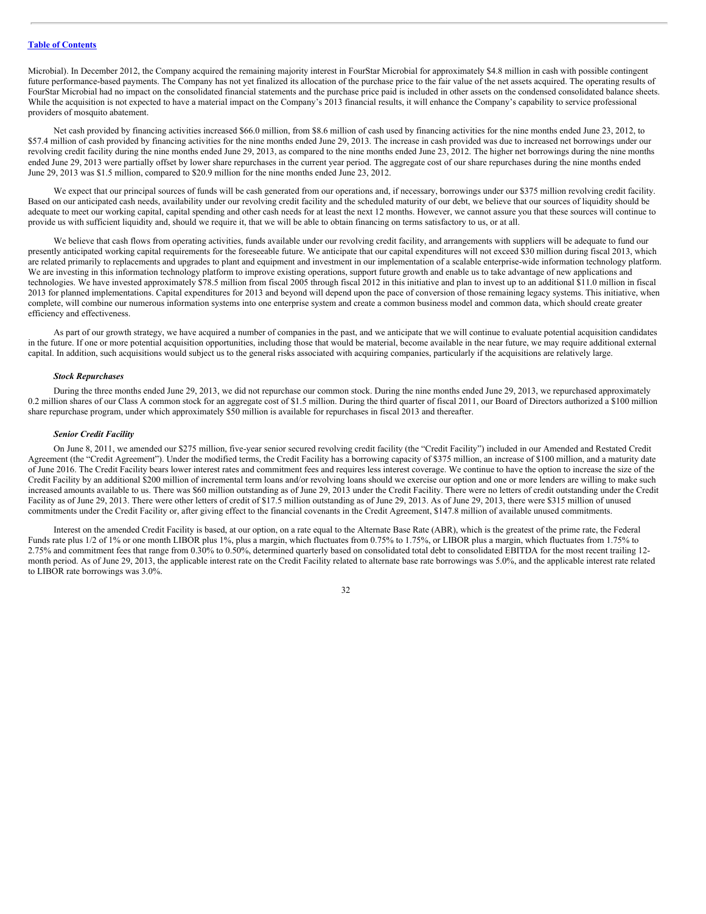Microbial). In December 2012, the Company acquired the remaining majority interest in FourStar Microbial for approximately $4.8 million in cash with possible contingent future performance-based payments. The Company has not yet finalized its allocation of the purchase price to the fair value of the net assets acquired. The operating results of FourStar Microbial had no impact on the consolidated financial statements and the purchase price paid is included in other assets on the condensed consolidated balance sheets. While the acquisition is not expected to have a material impact on the Company's 2013 financial results, it will enhance the Company's capability to service professional providers of mosquito abatement.

Net cash provided by financing activities increased $66.0 million, from $8.6 million of cash used by financing activities for the nine months ended June 23, 2012, to $57.4 million of cash provided by financing activities for the nine months ended June 29, 2013. The increase in cash provided was due to increased net borrowings under our revolving credit facility during the nine months ended June 29, 2013, as compared to the nine months ended June 23, 2012. The higher net borrowings during the nine months ended June 29, 2013 were partially offset by lower share repurchases in the current year period. The aggregate cost of our share repurchases during the nine months ended June 29, 2013 was $1.5 million, compared to $20.9 million for the nine months ended June 23, 2012.

We expect that our principal sources of funds will be cash generated from our operations and, if necessary, borrowings under our $375 million revolving credit facility. Based on our anticipated cash needs, availability under our revolving credit facility and the scheduled maturity of our debt, we believe that our sources of liquidity should be adequate to meet our working capital, capital spending and other cash needs for at least the next 12 months. However, we cannot assure you that these sources will continue to provide us with sufficient liquidity and, should we require it, that we will be able to obtain financing on terms satisfactory to us, or at all.

We believe that cash flows from operating activities, funds available under our revolving credit facility, and arrangements with suppliers will be adequate to fund our presently anticipated working capital requirements for the foreseeable future. We anticipate that our capital expenditures will not exceed $30 million during fiscal 2013, which are related primarily to replacements and upgrades to plant and equipment and investment in our implementation of a scalable enterprise-wide information technology platform. We are investing in this information technology platform to improve existing operations, support future growth and enable us to take advantage of new applications and technologies. We have invested approximately $78.5 million from fiscal 2005 through fiscal 2012 in this initiative and plan to invest up to an additional $11.0 million in fiscal 2013 for planned implementations. Capital expenditures for 2013 and beyond will depend upon the pace of conversion of those remaining legacy systems. This initiative, when complete, will combine our numerous information systems into one enterprise system and create a common business model and common data, which should create greater efficiency and effectiveness.

As part of our growth strategy, we have acquired a number of companies in the past, and we anticipate that we will continue to evaluate potential acquisition candidates in the future. If one or more potential acquisition opportunities, including those that would be material, become available in the near future, we may require additional external capital. In addition, such acquisitions would subject us to the general risks associated with acquiring companies, particularly if the acquisitions are relatively large.

***Stock Repurchases***

During the three months ended June 29, 2013, we did not repurchase our common stock. During the nine months ended June 29, 2013, we repurchased approximately 0.2 million shares of our Class A common stock for an aggregate cost of $1.5 million. During the third quarter of fiscal 2011, our Board of Directors authorized a $100 million share repurchase program, under which approximately $50 million is available for repurchases in fiscal 2013 and thereafter.

***Senior Credit Facility***

On June 8, 2011, we amended our $275 million, five-year senior secured revolving credit facility (the "Credit Facility") included in our Amended and Restated Credit Agreement (the "Credit Agreement"). Under the modified terms, the Credit Facility has a borrowing capacity of $375 million, an increase of $100 million, and a maturity date of June 2016. The Credit Facility bears lower interest rates and commitment fees and requires less interest coverage. We continue to have the option to increase the size of the Credit Facility by an additional $200 million of incremental term loans and/or revolving loans should we exercise our option and one or more lenders are willing to make such increased amounts available to us. There was $60 million outstanding as of June 29, 2013 under the Credit Facility. There were no letters of credit outstanding under the Credit Facility as of June 29, 2013. There were other letters of credit of $17.5 million outstanding as of June 29, 2013. As of June 29, 2013, there were $315 million of unused commitments under the Credit Facility or, after giving effect to the financial covenants in the Credit Agreement, $147.8 million of available unused commitments.

Interest on the amended Credit Facility is based, at our option, on a rate equal to the Alternate Base Rate (ABR), which is the greatest of the prime rate, the Federal Funds rate plus 1/2 of 1% or one month LIBOR plus 1%, plus a margin, which fluctuates from 0.75% to 1.75%, or LIBOR plus a margin, which fluctuates from 1.75% to 2.75% and commitment fees that range from 0.30% to 0.50%, determined quarterly based on consolidated total debt to consolidated EBITDA for the most recent trailing 12-month period. As of June 29, 2013, the applicable interest rate on the Credit Facility related to alternate base rate borrowings was 5.0%, and the applicable interest rate related to LIBOR rate borrowings was 3.0%.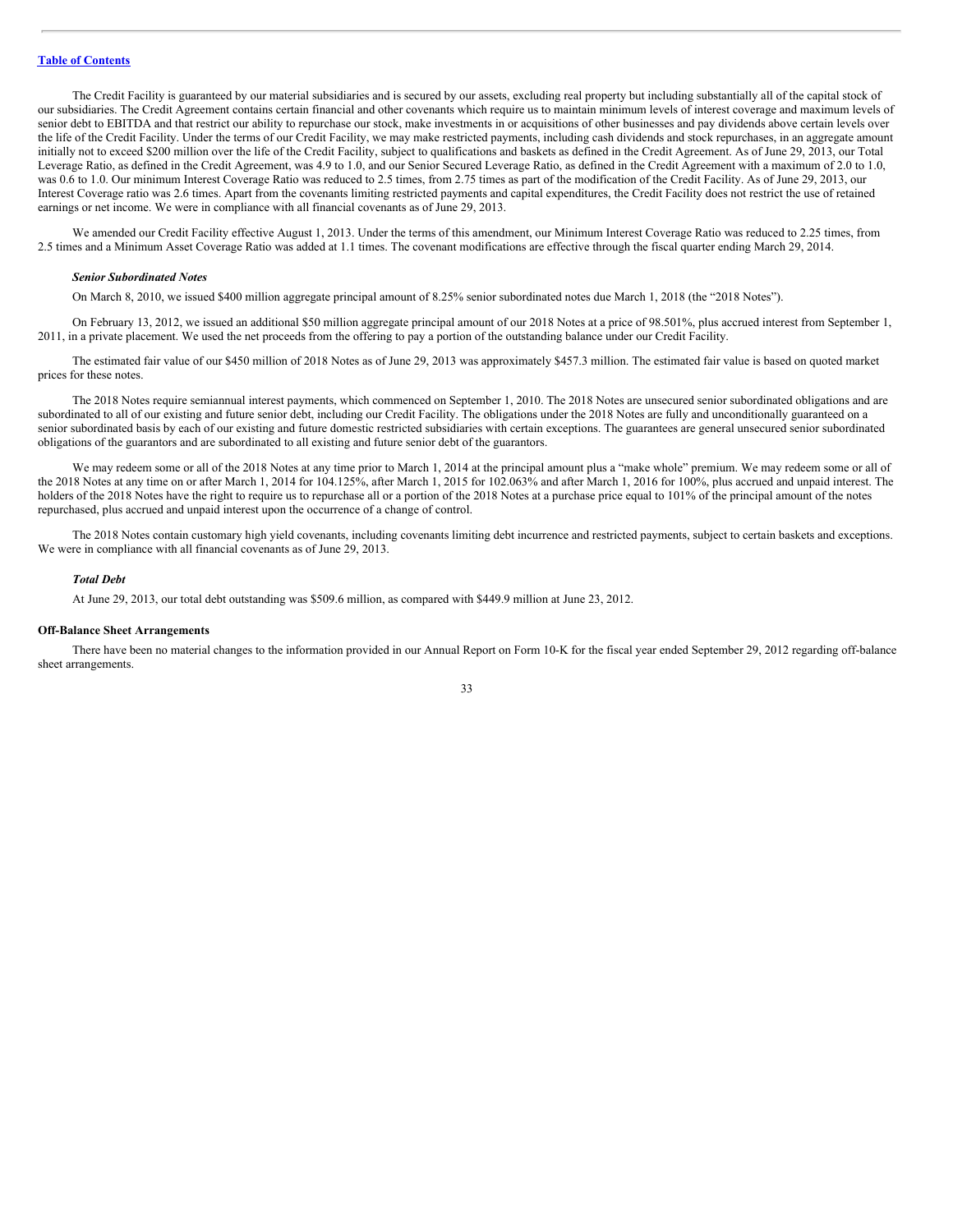[Table of Contents](#)

The Credit Facility is guaranteed by our material subsidiaries and is secured by our assets, excluding real property but including substantially all of the capital stock of our subsidiaries. The Credit Agreement contains certain financial and other covenants which require us to maintain minimum levels of interest coverage and maximum levels of senior debt to EBITDA and that restrict our ability to repurchase our stock, make investments in or acquisitions of other businesses and pay dividends above certain levels over the life of the Credit Facility. Under the terms of our Credit Facility, we may make restricted payments, including cash dividends and stock repurchases, in an aggregate amount initially not to exceed $200 million over the life of the Credit Facility, subject to qualifications and baskets as defined in the Credit Agreement. As of June 29, 2013, our Total Leverage Ratio, as defined in the Credit Agreement, was 4.9 to 1.0, and our Senior Secured Leverage Ratio, as defined in the Credit Agreement with a maximum of 2.0 to 1.0, was 0.6 to 1.0. Our minimum Interest Coverage Ratio was reduced to 2.5 times, from 2.75 times as part of the modification of the Credit Facility. As of June 29, 2013, our Interest Coverage ratio was 2.6 times. Apart from the covenants limiting restricted payments and capital expenditures, the Credit Facility does not restrict the use of retained earnings or net income. We were in compliance with all financial covenants as of June 29, 2013.

We amended our Credit Facility effective August 1, 2013. Under the terms of this amendment, our Minimum Interest Coverage Ratio was reduced to 2.25 times, from 2.5 times and a Minimum Asset Coverage Ratio was added at 1.1 times. The covenant modifications are effective through the fiscal quarter ending March 29, 2014.

***Senior Subordinated Notes***

On March 8, 2010, we issued $400 million aggregate principal amount of 8.25% senior subordinated notes due March 1, 2018 (the "2018 Notes").

On February 13, 2012, we issued an additional $50 million aggregate principal amount of our 2018 Notes at a price of 98.501%, plus accrued interest from September 1, 2011, in a private placement. We used the net proceeds from the offering to pay a portion of the outstanding balance under our Credit Facility.

The estimated fair value of our $450 million of 2018 Notes as of June 29, 2013 was approximately $457.3 million. The estimated fair value is based on quoted market prices for these notes.

The 2018 Notes require semiannual interest payments, which commenced on September 1, 2010. The 2018 Notes are unsecured senior subordinated obligations and are subordinated to all of our existing and future senior debt, including our Credit Facility. The obligations under the 2018 Notes are fully and unconditionally guaranteed on a senior subordinated basis by each of our existing and future domestic restricted subsidiaries with certain exceptions. The guarantees are general unsecured senior subordinated obligations of the guarantors and are subordinated to all existing and future senior debt of the guarantors.

We may redeem some or all of the 2018 Notes at any time prior to March 1, 2014 at the principal amount plus a "make whole" premium. We may redeem some or all of the 2018 Notes at any time on or after March 1, 2014 for 104.125%, after March 1, 2015 for 102.063% and after March 1, 2016 for 100%, plus accrued and unpaid interest. The holders of the 2018 Notes have the right to require us to repurchase all or a portion of the 2018 Notes at a purchase price equal to 101% of the principal amount of the notes repurchased, plus accrued and unpaid interest upon the occurrence of a change of control.

The 2018 Notes contain customary high yield covenants, including covenants limiting debt incurrence and restricted payments, subject to certain baskets and exceptions. We were in compliance with all financial covenants as of June 29, 2013.

***Total Debt***

At June 29, 2013, our total debt outstanding was $509.6 million, as compared with $449.9 million at June 23, 2012.

**Off-Balance Sheet Arrangements**

There have been no material changes to the information provided in our Annual Report on Form 10-K for the fiscal year ended September 29, 2012 regarding off-balance sheet arrangements.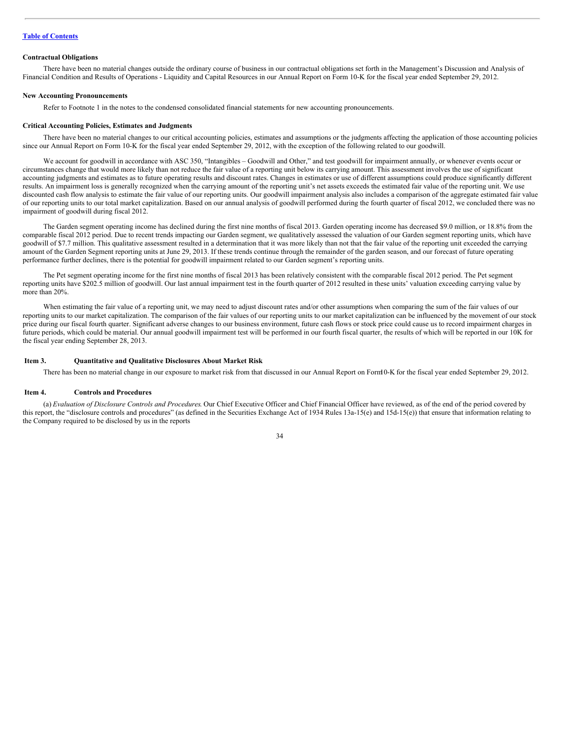#### Contractual Obligations

There have been no material changes outside the ordinary course of business in our contractual obligations set forth in the Management's Discussion and Analysis of Financial Condition and Results of Operations - Liquidity and Capital Resources in our Annual Report on Form 10-K for the fiscal year ended September 29, 2012.

#### New Accounting Pronouncements

Refer to Footnote 1 in the notes to the condensed consolidated financial statements for new accounting pronouncements.

#### Critical Accounting Policies, Estimates and Judgments

There have been no material changes to our critical accounting policies, estimates and assumptions or the judgments affecting the application of those accounting policies since our Annual Report on Form 10-K for the fiscal year ended September 29, 2012, with the exception of the following related to our goodwill.

We account for goodwill in accordance with ASC 350, "Intangibles – Goodwill and Other," and test goodwill for impairment annually, or whenever events occur or circumstances change that would more likely than not reduce the fair value of a reporting unit below its carrying amount. This assessment involves the use of significant accounting judgments and estimates as to future operating results and discount rates. Changes in estimates or use of different assumptions could produce significantly different results. An impairment loss is generally recognized when the carrying amount of the reporting unit's net assets exceeds the estimated fair value of the reporting unit. We use discounted cash flow analysis to estimate the fair value of our reporting units. Our goodwill impairment analysis also includes a comparison of the aggregate estimated fair value of our reporting units to our total market capitalization. Based on our annual analysis of goodwill performed during the fourth quarter of fiscal 2012, we concluded there was no impairment of goodwill during fiscal 2012.

The Garden segment operating income has declined during the first nine months of fiscal 2013. Garden operating income has decreased $9.0 million, or 18.8% from the comparable fiscal 2012 period. Due to recent trends impacting our Garden segment, we qualitatively assessed the valuation of our Garden segment reporting units, which have goodwill of $7.7 million. This qualitative assessment resulted in a determination that it was more likely than not that the fair value of the reporting unit exceeded the carrying amount of the Garden Segment reporting units at June 29, 2013. If these trends continue through the remainder of the garden season, and our forecast of future operating performance further declines, there is the potential for goodwill impairment related to our Garden segment's reporting units.

The Pet segment operating income for the first nine months of fiscal 2013 has been relatively consistent with the comparable fiscal 2012 period. The Pet segment reporting units have $202.5 million of goodwill. Our last annual impairment test in the fourth quarter of 2012 resulted in these units' valuation exceeding carrying value by more than 20%.

When estimating the fair value of a reporting unit, we may need to adjust discount rates and/or other assumptions when comparing the sum of the fair values of our reporting units to our market capitalization. The comparison of the fair values of our reporting units to our market capitalization can be influenced by the movement of our stock price during our fiscal fourth quarter. Significant adverse changes to our business environment, future cash flows or stock price could cause us to record impairment charges in future periods, which could be material. Our annual goodwill impairment test will be performed in our fourth fiscal quarter, the results of which will be reported in our 10K for the fiscal year ending September 28, 2013.

#### Item 3. Quantitative and Qualitative Disclosures About Market Risk

There has been no material change in our exposure to market risk from that discussed in our Annual Report on Form 10-K for the fiscal year ended September 29, 2012.

#### Item 4. Controls and Procedures

(a) *Evaluation of Disclosure Controls and Procedures*. Our Chief Executive Officer and Chief Financial Officer have reviewed, as of the end of the period covered by this report, the "disclosure controls and procedures" (as defined in the Securities Exchange Act of 1934 Rules 13a-15(e) and 15d-15(e)) that ensure that information relating to the Company required to be disclosed by us in the reports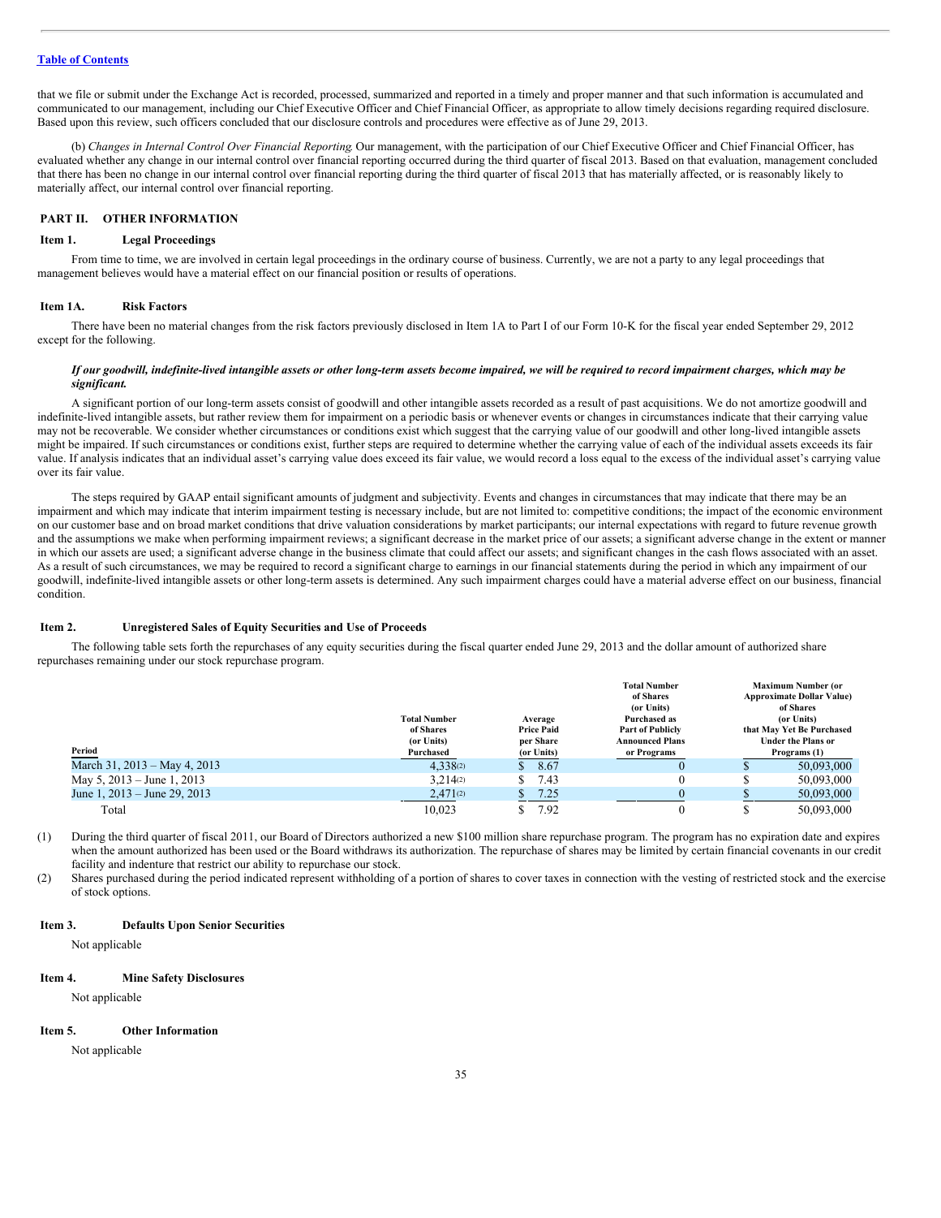that we file or submit under the Exchange Act is recorded, processed, summarized and reported in a timely and proper manner and that such information is accumulated and communicated to our management, including our Chief Executive Officer and Chief Financial Officer, as appropriate to allow timely decisions regarding required disclosure. Based upon this review, such officers concluded that our disclosure controls and procedures were effective as of June 29, 2013.

(b) *Changes in Internal Control Over Financial Reporting.* Our management, with the participation of our Chief Executive Officer and Chief Financial Officer, has evaluated whether any change in our internal control over financial reporting occurred during the third quarter of fiscal 2013. Based on that evaluation, management concluded that there has been no change in our internal control over financial reporting during the third quarter of fiscal 2013 that has materially affected, or is reasonably likely to materially affect, our internal control over financial reporting.

## PART II. OTHER INFORMATION

### Item 1. Legal Proceedings

From time to time, we are involved in certain legal proceedings in the ordinary course of business. Currently, we are not a party to any legal proceedings that management believes would have a material effect on our financial position or results of operations.

### Item 1A. Risk Factors

There have been no material changes from the risk factors previously disclosed in Item 1A to Part I of our Form 10-K for the fiscal year ended September 29, 2012 except for the following.

***If our goodwill, indefinite-lived intangible assets or other long-term assets become impaired, we will be required to record impairment charges, which may be significant.***

A significant portion of our long-term assets consist of goodwill and other intangible assets recorded as a result of past acquisitions. We do not amortize goodwill and indefinite-lived intangible assets, but rather review them for impairment on a periodic basis or whenever events or changes in circumstances indicate that their carrying value may not be recoverable. We consider whether circumstances or conditions exist which suggest that the carrying value of our goodwill and other long-lived intangible assets might be impaired. If such circumstances or conditions exist, further steps are required to determine whether the carrying value of each of the individual assets exceeds its fair value. If analysis indicates that an individual asset's carrying value does exceed its fair value, we would record a loss equal to the excess of the individual asset's carrying value over its fair value.

The steps required by GAAP entail significant amounts of judgment and subjectivity. Events and changes in circumstances that may indicate that there may be an impairment and which may indicate that interim impairment testing is necessary include, but are not limited to: competitive conditions; the impact of the economic environment on our customer base and on broad market conditions that drive valuation considerations by market participants; our internal expectations with regard to future revenue growth and the assumptions we make when performing impairment reviews; a significant decrease in the market price of our assets; a significant adverse change in the extent or manner in which our assets are used; a significant adverse change in the business climate that could affect our assets; and significant changes in the cash flows associated with an asset. As a result of such circumstances, we may be required to record a significant charge to earnings in our financial statements during the period in which any impairment of our goodwill, indefinite-lived intangible assets or other long-term assets is determined. Any such impairment charges could have a material adverse effect on our business, financial condition.

### Item 2. Unregistered Sales of Equity Securities and Use of Proceeds

The following table sets forth the repurchases of any equity securities during the fiscal quarter ended June 29, 2013 and the dollar amount of authorized share repurchases remaining under our stock repurchase program.

| Period | Total Number of Shares (or Units) Purchased | Average Price Paid per Share (or Units) | Total Number of Shares (or Units) Purchased as Part of Publicly Announced Plans or Programs | Maximum Number (or Approximate Dollar Value) of Shares (or Units) that May Yet Be Purchased Under the Plans or Programs (1) |
|---|---|---|---|---|
| March 31, 2013 – May 4, 2013 | 4,338(2) | $ 8.67 | 0 | $ 50,093,000 |
| May 5, 2013 – June 1, 2013 | 3,214(2) | $ 7.43 | 0 | $ 50,093,000 |
| June 1, 2013 – June 29, 2013 | 2,471(2) | $ 7.25 | 0 | $ 50,093,000 |
| Total | 10,023 | $ 7.92 | 0 | $ 50,093,000 |

(1) During the third quarter of fiscal 2011, our Board of Directors authorized a new $100 million share repurchase program. The program has no expiration date and expires when the amount authorized has been used or the Board withdraws its authorization. The repurchase of shares may be limited by certain financial covenants in our credit facility and indenture that restrict our ability to repurchase our stock.

(2) Shares purchased during the period indicated represent withholding of a portion of shares to cover taxes in connection with the vesting of restricted stock and the exercise of stock options.

### Item 3. Defaults Upon Senior Securities

Not applicable

### Item 4. Mine Safety Disclosures

Not applicable

### Item 5. Other Information

Not applicable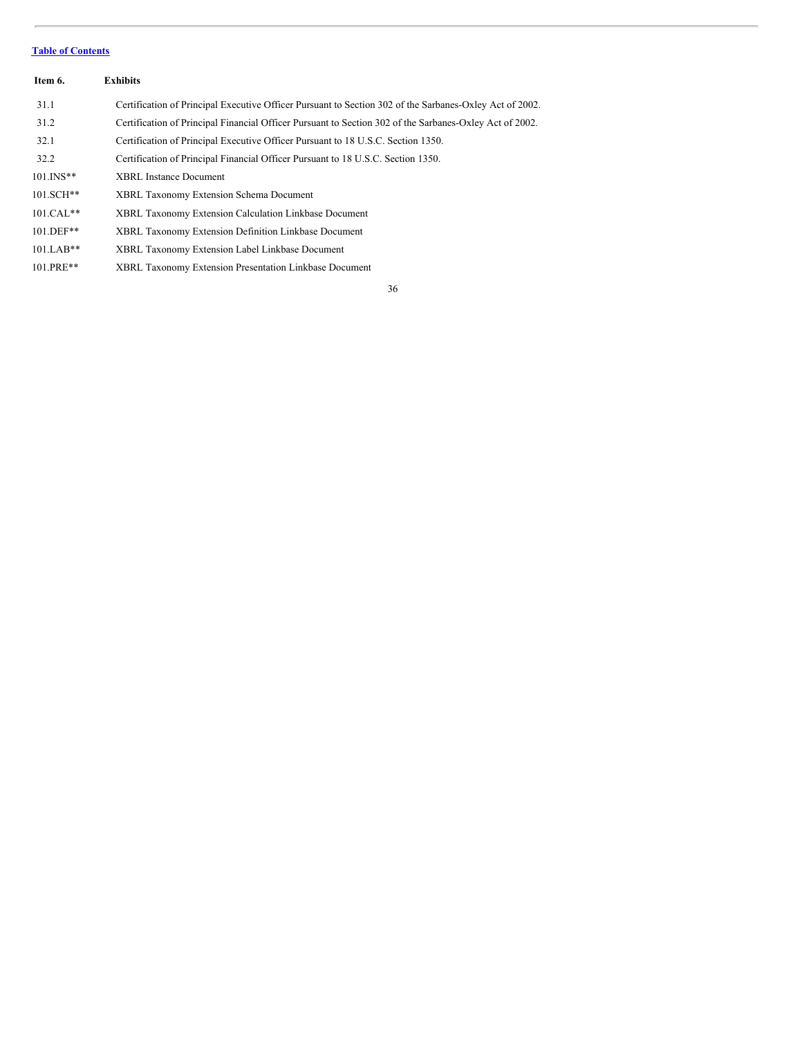[Table of Contents](#)

**Item 6. Exhibits**

| | |
|---|---|
| 31.1 | Certification of Principal Executive Officer Pursuant to Section 302 of the Sarbanes-Oxley Act of 2002. |
| 31.2 | Certification of Principal Financial Officer Pursuant to Section 302 of the Sarbanes-Oxley Act of 2002. |
| 32.1 | Certification of Principal Executive Officer Pursuant to 18 U.S.C. Section 1350. |
| 32.2 | Certification of Principal Financial Officer Pursuant to 18 U.S.C. Section 1350. |
| 101.INS** | XBRL Instance Document |
| 101.SCH** | XBRL Taxonomy Extension Schema Document |
| 101.CAL** | XBRL Taxonomy Extension Calculation Linkbase Document |
| 101.DEF** | XBRL Taxonomy Extension Definition Linkbase Document |
| 101.LAB** | XBRL Taxonomy Extension Label Linkbase Document |
| 101.PRE** | XBRL Taxonomy Extension Presentation Linkbase Document |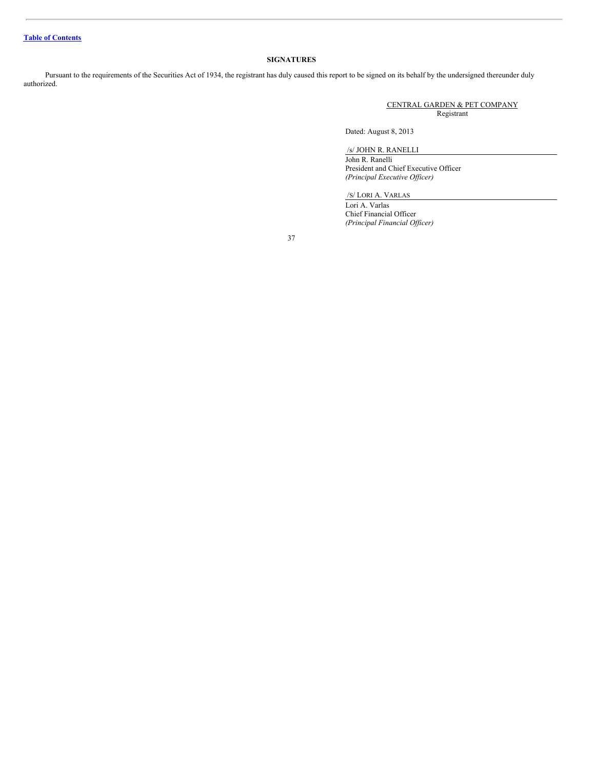[Table of Contents](#)

## SIGNATURES

Pursuant to the requirements of the Securities Act of 1934, the registrant has duly caused this report to be signed on its behalf by the undersigned thereunder duly authorized.

CENTRAL GARDEN & PET COMPANY
Registrant

Dated: August 8, 2013

/s/ JOHN R. RANELLI
John R. Ranelli
President and Chief Executive Officer
*(Principal Executive Officer)*

/S/ LORI A. VARLAS
Lori A. Varlas
Chief Financial Officer
*(Principal Financial Officer)*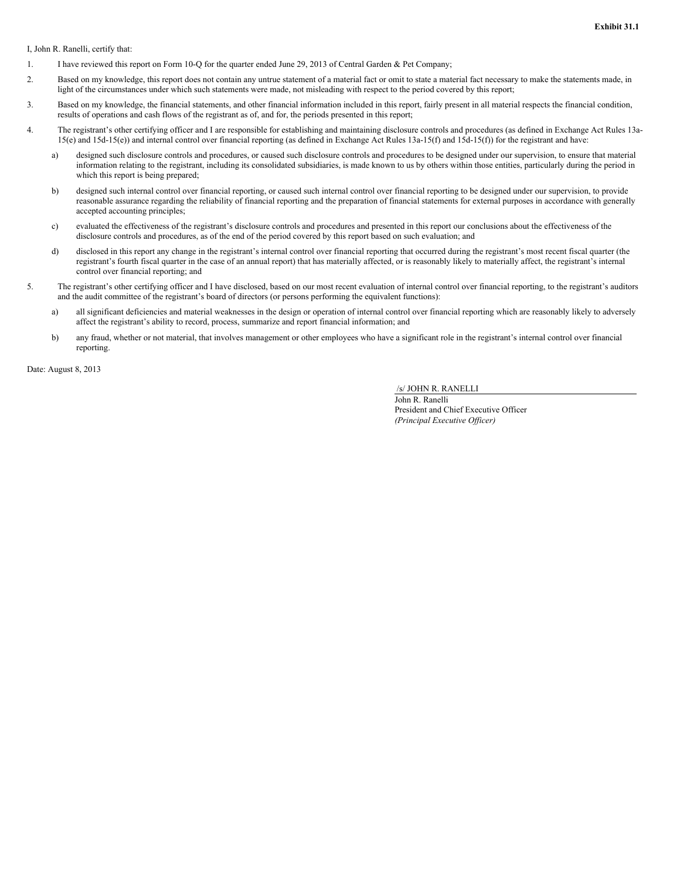**Exhibit 31.1**

I, John R. Ranelli, certify that:

1. I have reviewed this report on Form 10-Q for the quarter ended June 29, 2013 of Central Garden & Pet Company;

2. Based on my knowledge, this report does not contain any untrue statement of a material fact or omit to state a material fact necessary to make the statements made, in light of the circumstances under which such statements were made, not misleading with respect to the period covered by this report;

3. Based on my knowledge, the financial statements, and other financial information included in this report, fairly present in all material respects the financial condition, results of operations and cash flows of the registrant as of, and for, the periods presented in this report;

4. The registrant's other certifying officer and I are responsible for establishing and maintaining disclosure controls and procedures (as defined in Exchange Act Rules 13a-15(e) and 15d-15(e)) and internal control over financial reporting (as defined in Exchange Act Rules 13a-15(f) and 15d-15(f)) for the registrant and have:

   a) designed such disclosure controls and procedures, or caused such disclosure controls and procedures to be designed under our supervision, to ensure that material information relating to the registrant, including its consolidated subsidiaries, is made known to us by others within those entities, particularly during the period in which this report is being prepared;

   b) designed such internal control over financial reporting, or caused such internal control over financial reporting to be designed under our supervision, to provide reasonable assurance regarding the reliability of financial reporting and the preparation of financial statements for external purposes in accordance with generally accepted accounting principles;

   c) evaluated the effectiveness of the registrant's disclosure controls and procedures and presented in this report our conclusions about the effectiveness of the disclosure controls and procedures, as of the end of the period covered by this report based on such evaluation; and

   d) disclosed in this report any change in the registrant's internal control over financial reporting that occurred during the registrant's most recent fiscal quarter (the registrant's fourth fiscal quarter in the case of an annual report) that has materially affected, or is reasonably likely to materially affect, the registrant's internal control over financial reporting; and

5. The registrant's other certifying officer and I have disclosed, based on our most recent evaluation of internal control over financial reporting, to the registrant's auditors and the audit committee of the registrant's board of directors (or persons performing the equivalent functions):

   a) all significant deficiencies and material weaknesses in the design or operation of internal control over financial reporting which are reasonably likely to adversely affect the registrant's ability to record, process, summarize and report financial information; and

   b) any fraud, whether or not material, that involves management or other employees who have a significant role in the registrant's internal control over financial reporting.

Date: August 8, 2013

/s/ JOHN R. RANELLI

John R. Ranelli
President and Chief Executive Officer
*(Principal Executive Officer)*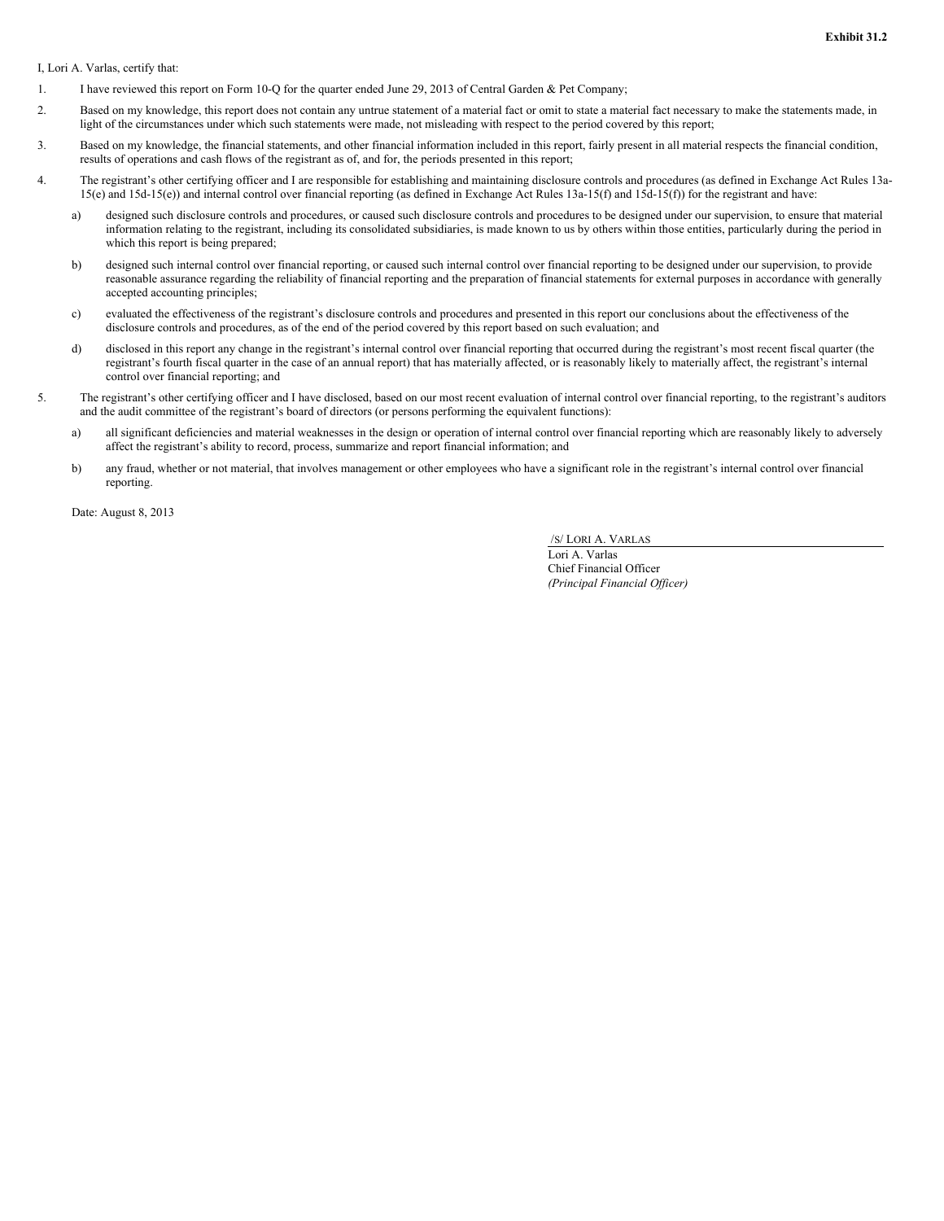**Exhibit 31.2**

I, Lori A. Varlas, certify that:

1. I have reviewed this report on Form 10-Q for the quarter ended June 29, 2013 of Central Garden & Pet Company;

2. Based on my knowledge, this report does not contain any untrue statement of a material fact or omit to state a material fact necessary to make the statements made, in light of the circumstances under which such statements were made, not misleading with respect to the period covered by this report;

3. Based on my knowledge, the financial statements, and other financial information included in this report, fairly present in all material respects the financial condition, results of operations and cash flows of the registrant as of, and for, the periods presented in this report;

4. The registrant's other certifying officer and I are responsible for establishing and maintaining disclosure controls and procedures (as defined in Exchange Act Rules 13a-15(e) and 15d-15(e)) and internal control over financial reporting (as defined in Exchange Act Rules 13a-15(f) and 15d-15(f)) for the registrant and have:

   a) designed such disclosure controls and procedures, or caused such disclosure controls and procedures to be designed under our supervision, to ensure that material information relating to the registrant, including its consolidated subsidiaries, is made known to us by others within those entities, particularly during the period in which this report is being prepared;

   b) designed such internal control over financial reporting, or caused such internal control over financial reporting to be designed under our supervision, to provide reasonable assurance regarding the reliability of financial reporting and the preparation of financial statements for external purposes in accordance with generally accepted accounting principles;

   c) evaluated the effectiveness of the registrant's disclosure controls and procedures and presented in this report our conclusions about the effectiveness of the disclosure controls and procedures, as of the end of the period covered by this report based on such evaluation; and

   d) disclosed in this report any change in the registrant's internal control over financial reporting that occurred during the registrant's most recent fiscal quarter (the registrant's fourth fiscal quarter in the case of an annual report) that has materially affected, or is reasonably likely to materially affect, the registrant's internal control over financial reporting; and

5. The registrant's other certifying officer and I have disclosed, based on our most recent evaluation of internal control over financial reporting, to the registrant's auditors and the audit committee of the registrant's board of directors (or persons performing the equivalent functions):

   a) all significant deficiencies and material weaknesses in the design or operation of internal control over financial reporting which are reasonably likely to adversely affect the registrant's ability to record, process, summarize and report financial information; and

   b) any fraud, whether or not material, that involves management or other employees who have a significant role in the registrant's internal control over financial reporting.

Date: August 8, 2013

/S/ LORI A. VARLAS
Lori A. Varlas
Chief Financial Officer
*(Principal Financial Officer)*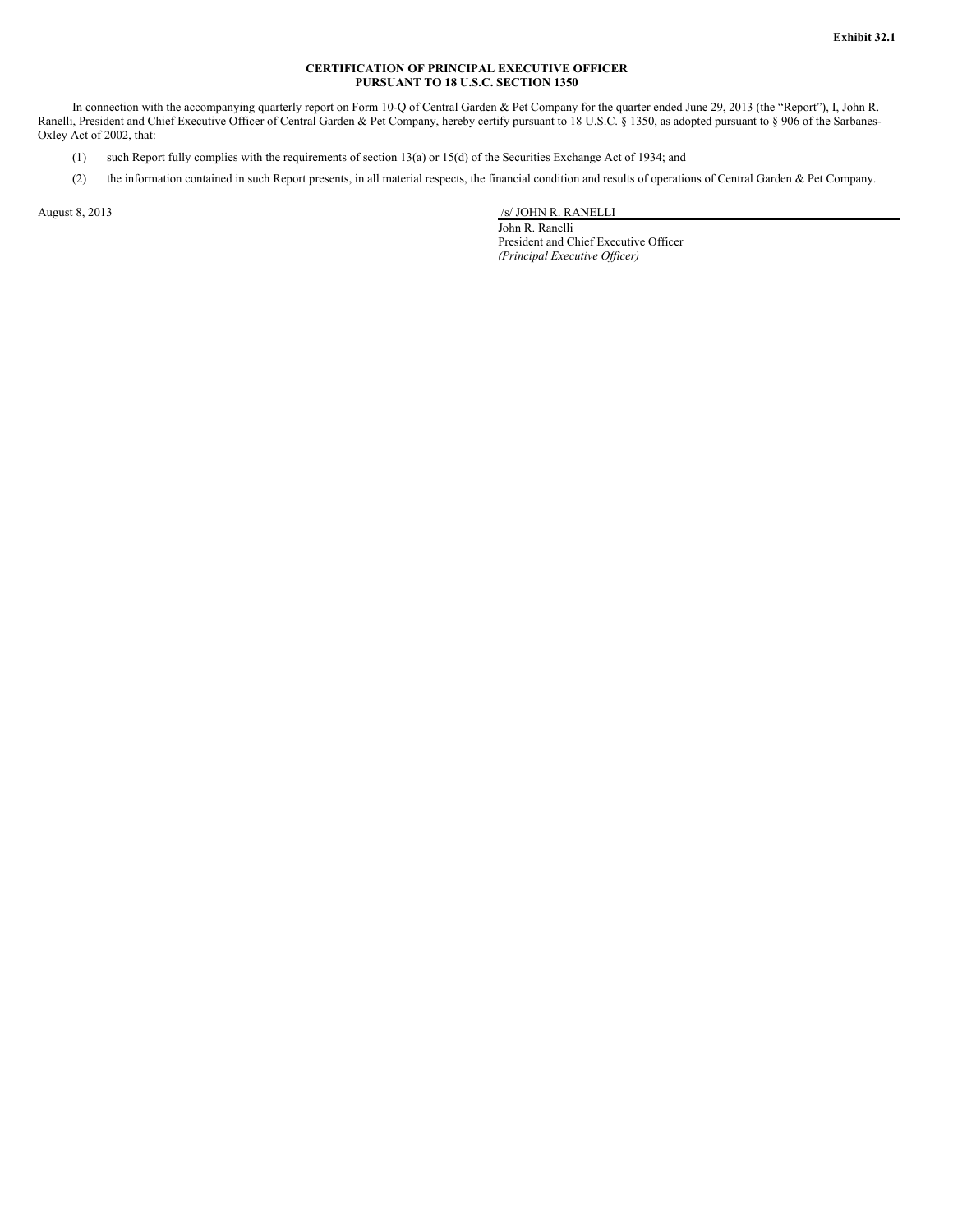Exhibit 32.1

**CERTIFICATION OF PRINCIPAL EXECUTIVE OFFICER**
**PURSUANT TO 18 U.S.C. SECTION 1350**

In connection with the accompanying quarterly report on Form 10-Q of Central Garden & Pet Company for the quarter ended June 29, 2013 (the "Report"), I, John R. Ranelli, President and Chief Executive Officer of Central Garden & Pet Company, hereby certify pursuant to 18 U.S.C. § 1350, as adopted pursuant to § 906 of the Sarbanes-Oxley Act of 2002, that:

(1) such Report fully complies with the requirements of section 13(a) or 15(d) of the Securities Exchange Act of 1934; and

(2) the information contained in such Report presents, in all material respects, the financial condition and results of operations of Central Garden & Pet Company.

August 8, 2013

/s/ JOHN R. RANELLI

John R. Ranelli
President and Chief Executive Officer
*(Principal Executive Officer)*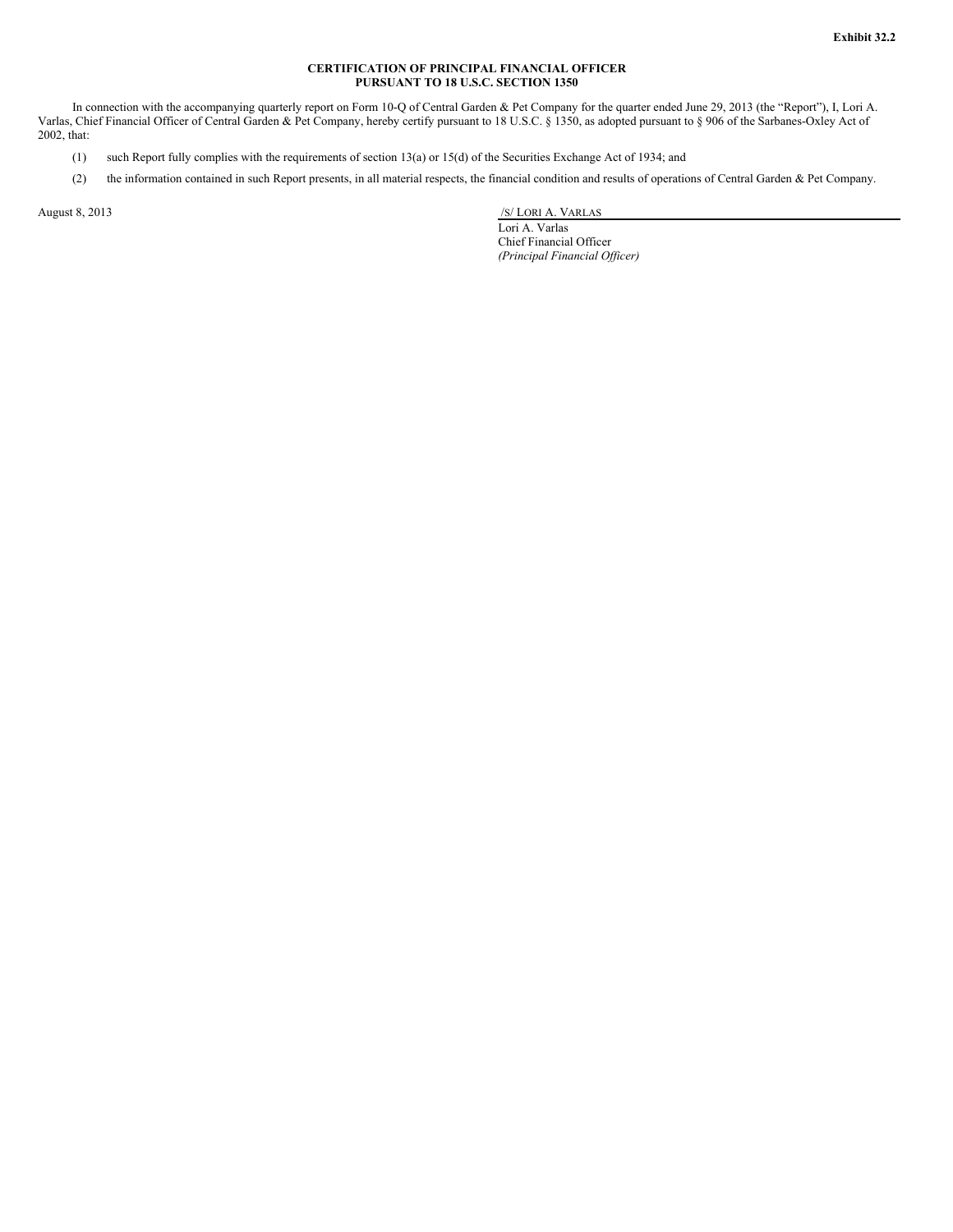Exhibit 32.2

**CERTIFICATION OF PRINCIPAL FINANCIAL OFFICER**
**PURSUANT TO 18 U.S.C. SECTION 1350**

In connection with the accompanying quarterly report on Form 10-Q of Central Garden & Pet Company for the quarter ended June 29, 2013 (the "Report"), I, Lori A. Varlas, Chief Financial Officer of Central Garden & Pet Company, hereby certify pursuant to 18 U.S.C. § 1350, as adopted pursuant to § 906 of the Sarbanes-Oxley Act of 2002, that:

(1) such Report fully complies with the requirements of section 13(a) or 15(d) of the Securities Exchange Act of 1934; and

(2) the information contained in such Report presents, in all material respects, the financial condition and results of operations of Central Garden & Pet Company.

August 8, 2013

/S/ LORI A. VARLAS

Lori A. Varlas
Chief Financial Officer
*(Principal Financial Officer)*